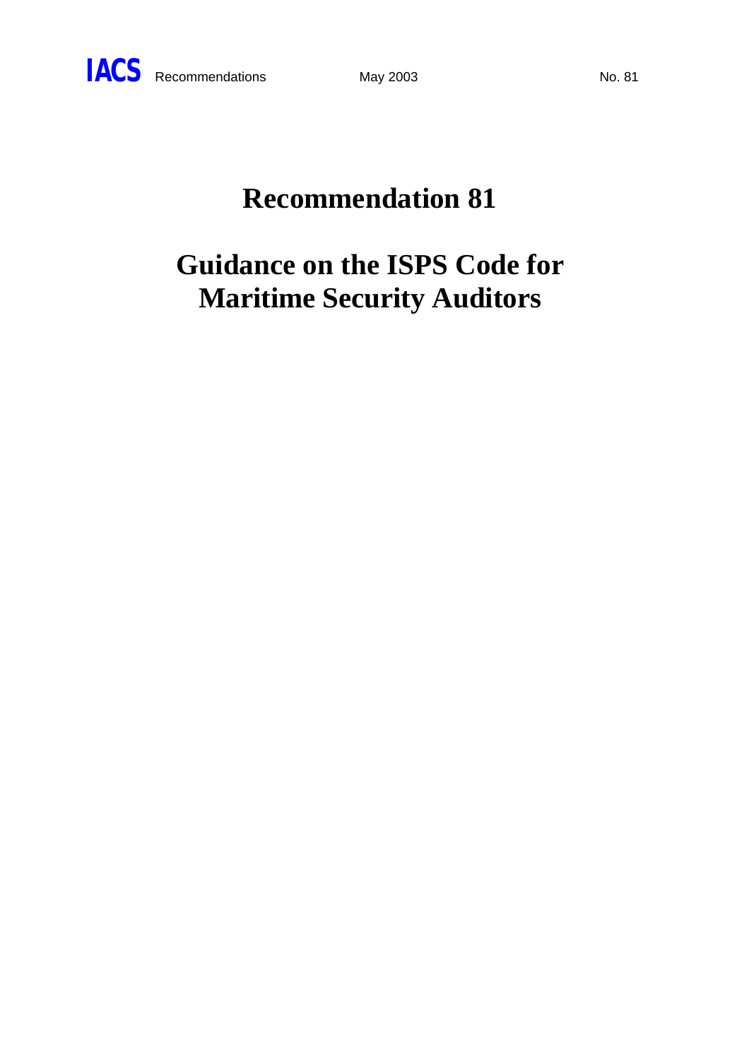# Recommendation 81

# Guidance on the ISPS Code for Maritime Security Auditors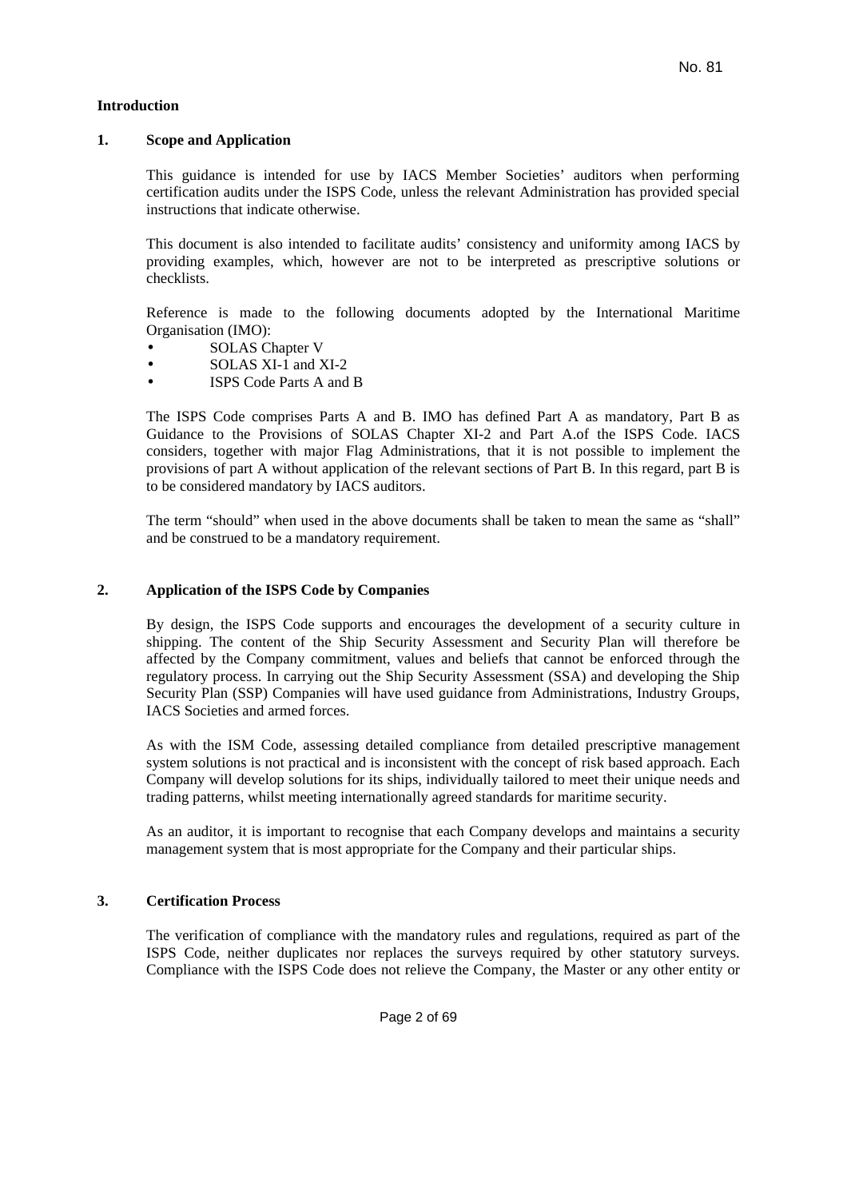**Introduction**

## 1. Scope and Application

This guidance is intended for use by IACS Member Societies' auditors when performing certification audits under the ISPS Code, unless the relevant Administration has provided special instructions that indicate otherwise.

This document is also intended to facilitate audits' consistency and uniformity among IACS by providing examples, which, however are not to be interpreted as prescriptive solutions or checklists.

Reference is made to the following documents adopted by the International Maritime Organisation (IMO):

- SOLAS Chapter V
- SOLAS XI-1 and XI-2
- ISPS Code Parts A and B

The ISPS Code comprises Parts A and B. IMO has defined Part A as mandatory, Part B as Guidance to the Provisions of SOLAS Chapter XI-2 and Part A.of the ISPS Code. IACS considers, together with major Flag Administrations, that it is not possible to implement the provisions of part A without application of the relevant sections of Part B. In this regard, part B is to be considered mandatory by IACS auditors.

The term "should" when used in the above documents shall be taken to mean the same as "shall" and be construed to be a mandatory requirement.

## 2. Application of the ISPS Code by Companies

By design, the ISPS Code supports and encourages the development of a security culture in shipping. The content of the Ship Security Assessment and Security Plan will therefore be affected by the Company commitment, values and beliefs that cannot be enforced through the regulatory process. In carrying out the Ship Security Assessment (SSA) and developing the Ship Security Plan (SSP) Companies will have used guidance from Administrations, Industry Groups, IACS Societies and armed forces.

As with the ISM Code, assessing detailed compliance from detailed prescriptive management system solutions is not practical and is inconsistent with the concept of risk based approach. Each Company will develop solutions for its ships, individually tailored to meet their unique needs and trading patterns, whilst meeting internationally agreed standards for maritime security.

As an auditor, it is important to recognise that each Company develops and maintains a security management system that is most appropriate for the Company and their particular ships.

## 3. Certification Process

The verification of compliance with the mandatory rules and regulations, required as part of the ISPS Code, neither duplicates nor replaces the surveys required by other statutory surveys. Compliance with the ISPS Code does not relieve the Company, the Master or any other entity or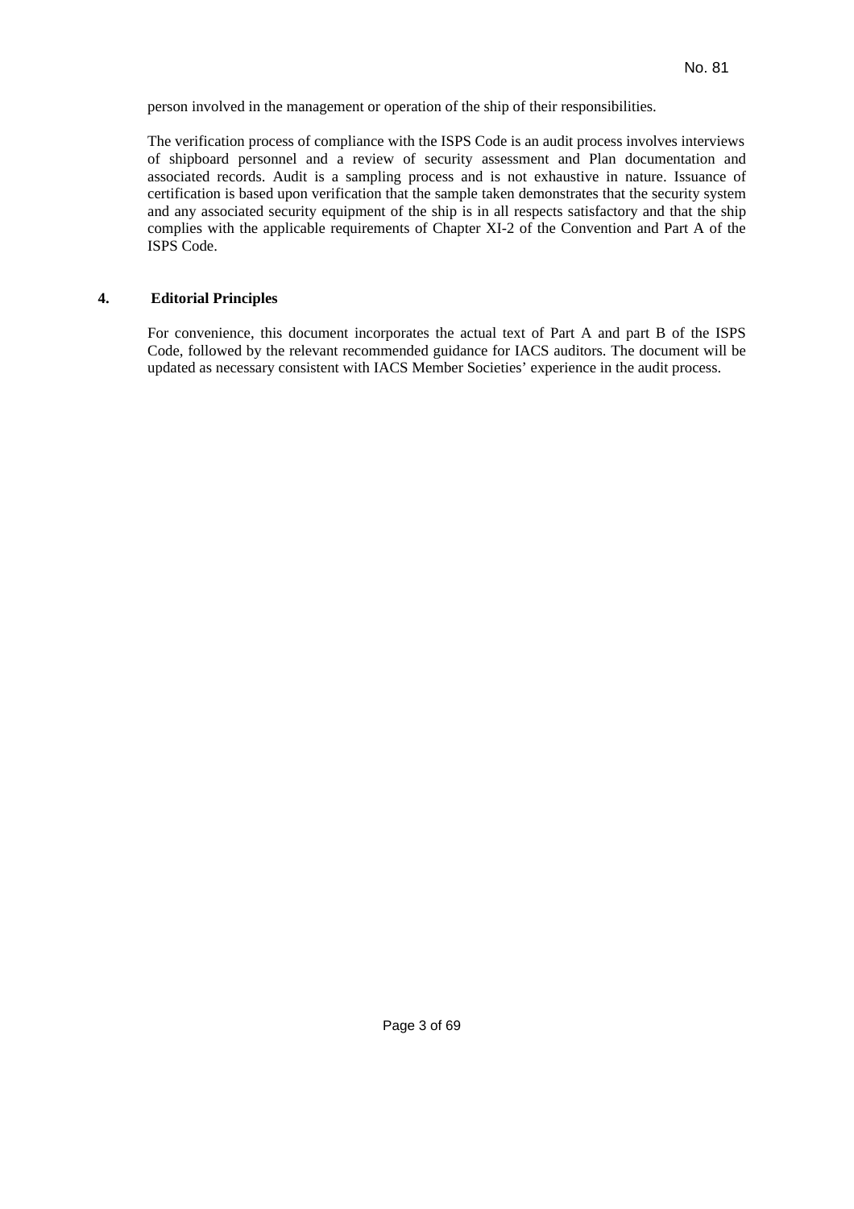person involved in the management or operation of the ship of their responsibilities.

The verification process of compliance with the ISPS Code is an audit process involves interviews of shipboard personnel and a review of security assessment and Plan documentation and associated records. Audit is a sampling process and is not exhaustive in nature. Issuance of certification is based upon verification that the sample taken demonstrates that the security system and any associated security equipment of the ship is in all respects satisfactory and that the ship complies with the applicable requirements of Chapter XI-2 of the Convention and Part A of the ISPS Code.

## 4. Editorial Principles

For convenience, this document incorporates the actual text of Part A and part B of the ISPS Code, followed by the relevant recommended guidance for IACS auditors. The document will be updated as necessary consistent with IACS Member Societies' experience in the audit process.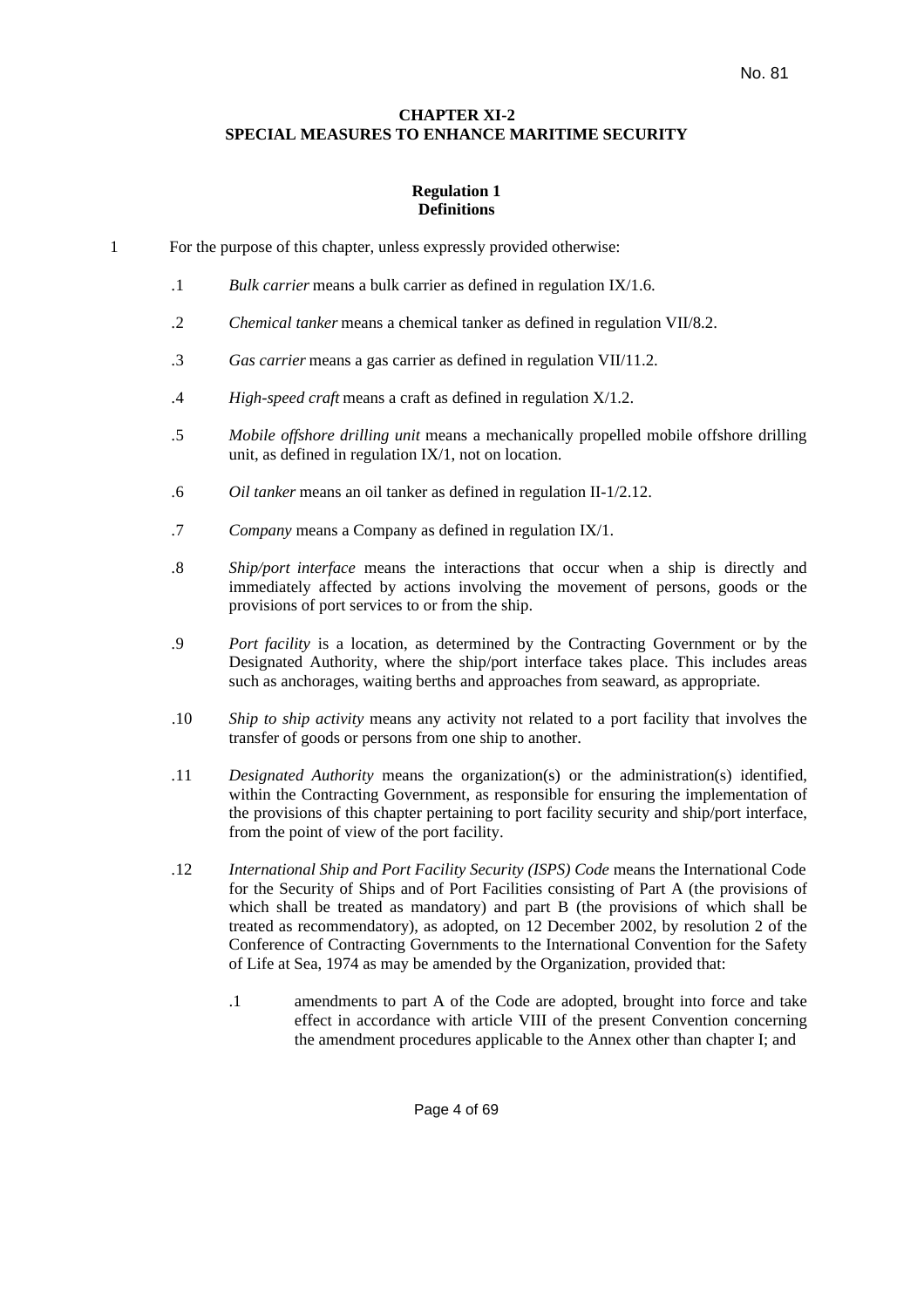## CHAPTER XI-2
## SPECIAL MEASURES TO ENHANCE MARITIME SECURITY

### Regulation 1
### Definitions

1 For the purpose of this chapter, unless expressly provided otherwise:

.1 *Bulk carrier* means a bulk carrier as defined in regulation IX/1.6.

.2 *Chemical tanker* means a chemical tanker as defined in regulation VII/8.2.

.3 *Gas carrier* means a gas carrier as defined in regulation VII/11.2.

.4 *High-speed craft* means a craft as defined in regulation X/1.2.

.5 *Mobile offshore drilling unit* means a mechanically propelled mobile offshore drilling unit, as defined in regulation IX/1, not on location.

.6 *Oil tanker* means an oil tanker as defined in regulation II-1/2.12.

.7 *Company* means a Company as defined in regulation IX/1.

.8 *Ship/port interface* means the interactions that occur when a ship is directly and immediately affected by actions involving the movement of persons, goods or the provisions of port services to or from the ship.

.9 *Port facility* is a location, as determined by the Contracting Government or by the Designated Authority, where the ship/port interface takes place. This includes areas such as anchorages, waiting berths and approaches from seaward, as appropriate.

.10 *Ship to ship activity* means any activity not related to a port facility that involves the transfer of goods or persons from one ship to another.

.11 *Designated Authority* means the organization(s) or the administration(s) identified, within the Contracting Government, as responsible for ensuring the implementation of the provisions of this chapter pertaining to port facility security and ship/port interface, from the point of view of the port facility.

.12 *International Ship and Port Facility Security (ISPS) Code* means the International Code for the Security of Ships and of Port Facilities consisting of Part A (the provisions of which shall be treated as mandatory) and part B (the provisions of which shall be treated as recommendatory), as adopted, on 12 December 2002, by resolution 2 of the Conference of Contracting Governments to the International Convention for the Safety of Life at Sea, 1974 as may be amended by the Organization, provided that:

.1 amendments to part A of the Code are adopted, brought into force and take effect in accordance with article VIII of the present Convention concerning the amendment procedures applicable to the Annex other than chapter I; and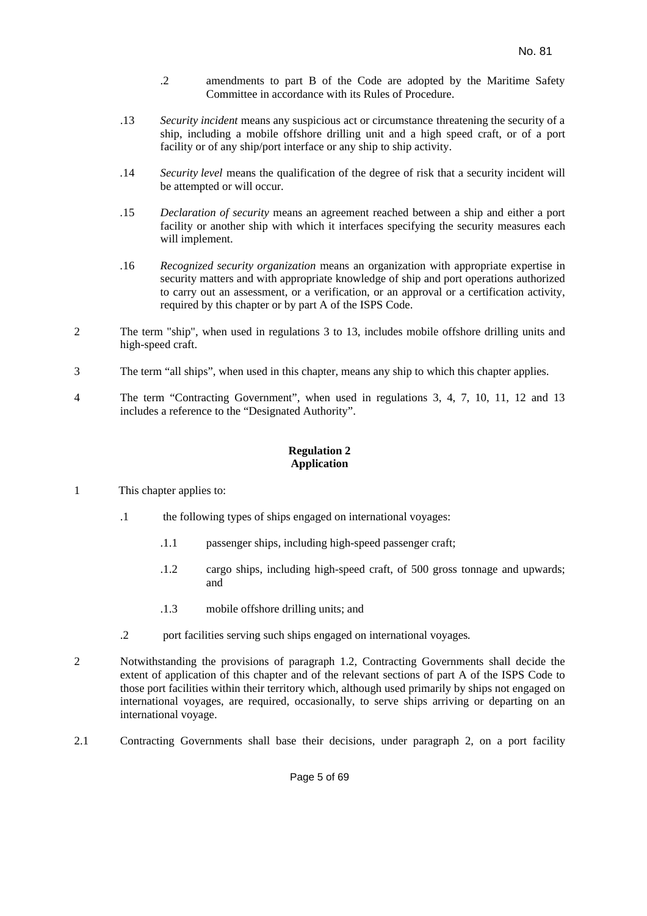.2 amendments to part B of the Code are adopted by the Maritime Safety Committee in accordance with its Rules of Procedure.

.13 *Security incident* means any suspicious act or circumstance threatening the security of a ship, including a mobile offshore drilling unit and a high speed craft, or of a port facility or of any ship/port interface or any ship to ship activity.

.14 *Security level* means the qualification of the degree of risk that a security incident will be attempted or will occur.

.15 *Declaration of security* means an agreement reached between a ship and either a port facility or another ship with which it interfaces specifying the security measures each will implement.

.16 *Recognized security organization* means an organization with appropriate expertise in security matters and with appropriate knowledge of ship and port operations authorized to carry out an assessment, or a verification, or an approval or a certification activity, required by this chapter or by part A of the ISPS Code.

2 The term "ship", when used in regulations 3 to 13, includes mobile offshore drilling units and high-speed craft.

3 The term “all ships”, when used in this chapter, means any ship to which this chapter applies.

4 The term “Contracting Government”, when used in regulations 3, 4, 7, 10, 11, 12 and 13 includes a reference to the “Designated Authority”.

**Regulation 2**
**Application**

1 This chapter applies to:

.1 the following types of ships engaged on international voyages:

.1.1 passenger ships, including high-speed passenger craft;

.1.2 cargo ships, including high-speed craft, of 500 gross tonnage and upwards; and

.1.3 mobile offshore drilling units; and

.2 port facilities serving such ships engaged on international voyages.

2 Notwithstanding the provisions of paragraph 1.2, Contracting Governments shall decide the extent of application of this chapter and of the relevant sections of part A of the ISPS Code to those port facilities within their territory which, although used primarily by ships not engaged on international voyages, are required, occasionally, to serve ships arriving or departing on an international voyage.

2.1 Contracting Governments shall base their decisions, under paragraph 2, on a port facility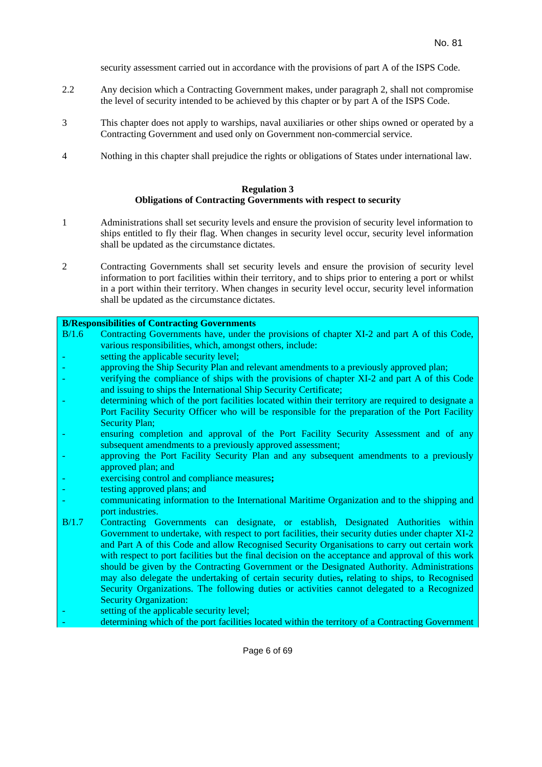security assessment carried out in accordance with the provisions of part A of the ISPS Code.

2.2 Any decision which a Contracting Government makes, under paragraph 2, shall not compromise the level of security intended to be achieved by this chapter or by part A of the ISPS Code.

3 This chapter does not apply to warships, naval auxiliaries or other ships owned or operated by a Contracting Government and used only on Government non-commercial service.

4 Nothing in this chapter shall prejudice the rights or obligations of States under international law.

**Regulation 3**
**Obligations of Contracting Governments with respect to security**

1 Administrations shall set security levels and ensure the provision of security level information to ships entitled to fly their flag. When changes in security level occur, security level information shall be updated as the circumstance dictates.

2 Contracting Governments shall set security levels and ensure the provision of security level information to port facilities within their territory, and to ships prior to entering a port or whilst in a port within their territory. When changes in security level occur, security level information shall be updated as the circumstance dictates.

**B/Responsibilities of Contracting Governments**

B/1.6 Contracting Governments have, under the provisions of chapter XI-2 and part A of this Code, various responsibilities, which, amongst others, include:

- setting the applicable security level;
- approving the Ship Security Plan and relevant amendments to a previously approved plan;
- verifying the compliance of ships with the provisions of chapter XI-2 and part A of this Code and issuing to ships the International Ship Security Certificate;
- determining which of the port facilities located within their territory are required to designate a Port Facility Security Officer who will be responsible for the preparation of the Port Facility Security Plan;
- ensuring completion and approval of the Port Facility Security Assessment and of any subsequent amendments to a previously approved assessment;
- approving the Port Facility Security Plan and any subsequent amendments to a previously approved plan; and
- exercising control and compliance measures**;**
- testing approved plans; and
- communicating information to the International Maritime Organization and to the shipping and port industries.

B/1.7 Contracting Governments can designate, or establish, Designated Authorities within Government to undertake, with respect to port facilities, their security duties under chapter XI-2 and Part A of this Code and allow Recognised Security Organisations to carry out certain work with respect to port facilities but the final decision on the acceptance and approval of this work should be given by the Contracting Government or the Designated Authority. Administrations may also delegate the undertaking of certain security duties**,** relating to ships, to Recognised Security Organizations. The following duties or activities cannot delegated to a Recognised Security Organization:

- setting of the applicable security level;
- determining which of the port facilities located within the territory of a Contracting Government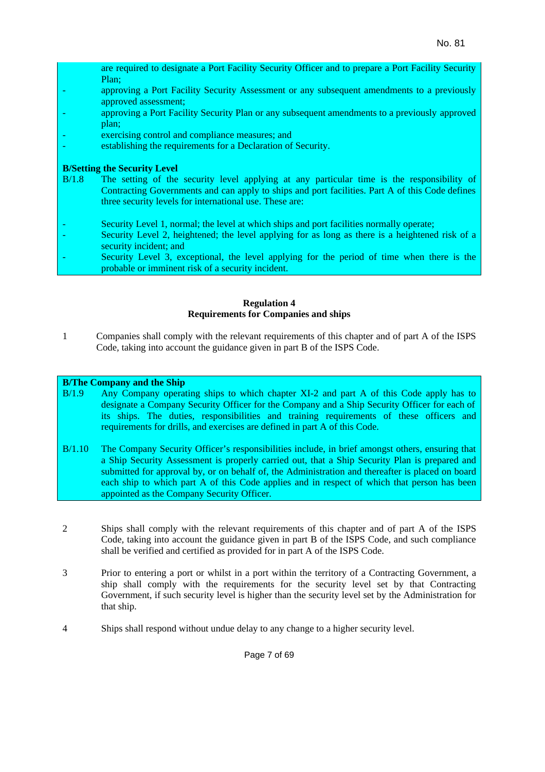are required to designate a Port Facility Security Officer and to prepare a Port Facility Security Plan;

- approving a Port Facility Security Assessment or any subsequent amendments to a previously approved assessment;
- approving a Port Facility Security Plan or any subsequent amendments to a previously approved plan;
- exercising control and compliance measures; and
- establishing the requirements for a Declaration of Security.

**B/Setting the Security Level**

B/1.8 The setting of the security level applying at any particular time is the responsibility of Contracting Governments and can apply to ships and port facilities. Part A of this Code defines three security levels for international use. These are:

- Security Level 1, normal; the level at which ships and port facilities normally operate;
- Security Level 2, heightened; the level applying for as long as there is a heightened risk of a security incident; and
- Security Level 3, exceptional, the level applying for the period of time when there is the probable or imminent risk of a security incident.

## Regulation 4
## Requirements for Companies and ships

1 Companies shall comply with the relevant requirements of this chapter and of part A of the ISPS Code, taking into account the guidance given in part B of the ISPS Code.

**B/The Company and the Ship**

B/1.9 Any Company operating ships to which chapter XI-2 and part A of this Code apply has to designate a Company Security Officer for the Company and a Ship Security Officer for each of its ships. The duties, responsibilities and training requirements of these officers and requirements for drills, and exercises are defined in part A of this Code.

B/1.10 The Company Security Officer's responsibilities include, in brief amongst others, ensuring that a Ship Security Assessment is properly carried out, that a Ship Security Plan is prepared and submitted for approval by, or on behalf of, the Administration and thereafter is placed on board each ship to which part A of this Code applies and in respect of which that person has been appointed as the Company Security Officer.

2 Ships shall comply with the relevant requirements of this chapter and of part A of the ISPS Code, taking into account the guidance given in part B of the ISPS Code, and such compliance shall be verified and certified as provided for in part A of the ISPS Code.

3 Prior to entering a port or whilst in a port within the territory of a Contracting Government, a ship shall comply with the requirements for the security level set by that Contracting Government, if such security level is higher than the security level set by the Administration for that ship.

4 Ships shall respond without undue delay to any change to a higher security level.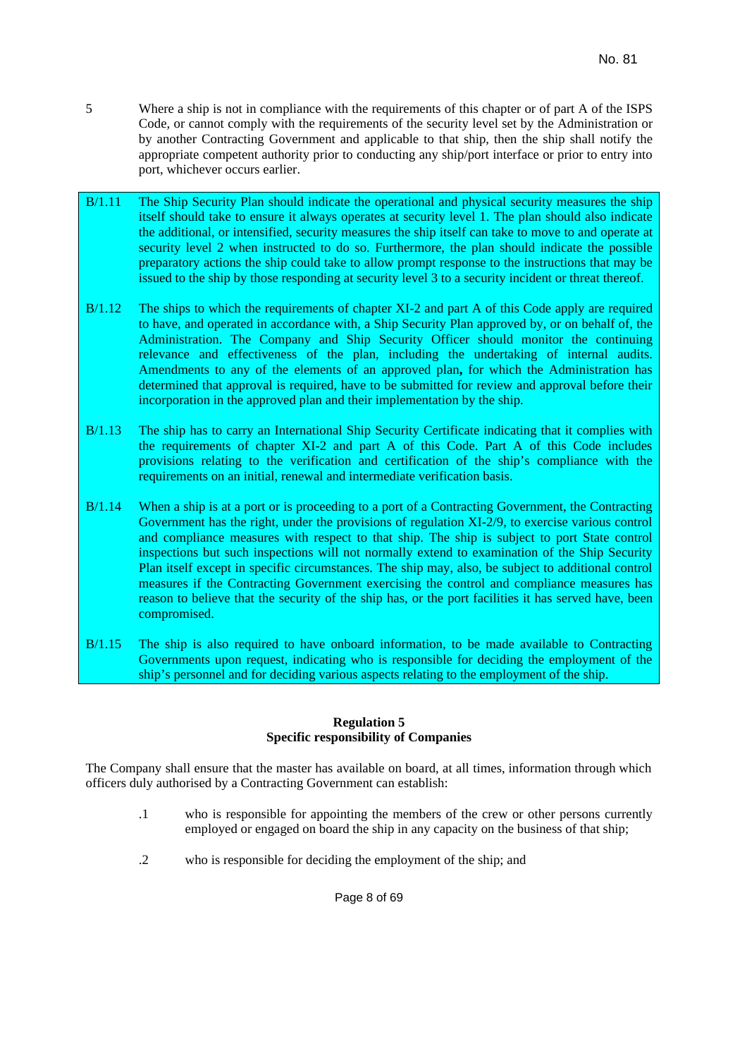5 Where a ship is not in compliance with the requirements of this chapter or of part A of the ISPS Code, or cannot comply with the requirements of the security level set by the Administration or by another Contracting Government and applicable to that ship, then the ship shall notify the appropriate competent authority prior to conducting any ship/port interface or prior to entry into port, whichever occurs earlier.

B/1.11 The Ship Security Plan should indicate the operational and physical security measures the ship itself should take to ensure it always operates at security level 1. The plan should also indicate the additional, or intensified, security measures the ship itself can take to move to and operate at security level 2 when instructed to do so. Furthermore, the plan should indicate the possible preparatory actions the ship could take to allow prompt response to the instructions that may be issued to the ship by those responding at security level 3 to a security incident or threat thereof.

B/1.12 The ships to which the requirements of chapter XI-2 and part A of this Code apply are required to have, and operated in accordance with, a Ship Security Plan approved by, or on behalf of, the Administration. The Company and Ship Security Officer should monitor the continuing relevance and effectiveness of the plan, including the undertaking of internal audits. Amendments to any of the elements of an approved plan**,** for which the Administration has determined that approval is required, have to be submitted for review and approval before their incorporation in the approved plan and their implementation by the ship.

B/1.13 The ship has to carry an International Ship Security Certificate indicating that it complies with the requirements of chapter XI-2 and part A of this Code. Part A of this Code includes provisions relating to the verification and certification of the ship's compliance with the requirements on an initial, renewal and intermediate verification basis.

B/1.14 When a ship is at a port or is proceeding to a port of a Contracting Government, the Contracting Government has the right, under the provisions of regulation XI-2/9, to exercise various control and compliance measures with respect to that ship. The ship is subject to port State control inspections but such inspections will not normally extend to examination of the Ship Security Plan itself except in specific circumstances. The ship may, also, be subject to additional control measures if the Contracting Government exercising the control and compliance measures has reason to believe that the security of the ship has, or the port facilities it has served have, been compromised.

B/1.15 The ship is also required to have onboard information, to be made available to Contracting Governments upon request, indicating who is responsible for deciding the employment of the ship's personnel and for deciding various aspects relating to the employment of the ship.

## Regulation 5
## Specific responsibility of Companies

The Company shall ensure that the master has available on board, at all times, information through which officers duly authorised by a Contracting Government can establish:

.1 who is responsible for appointing the members of the crew or other persons currently employed or engaged on board the ship in any capacity on the business of that ship;

.2 who is responsible for deciding the employment of the ship; and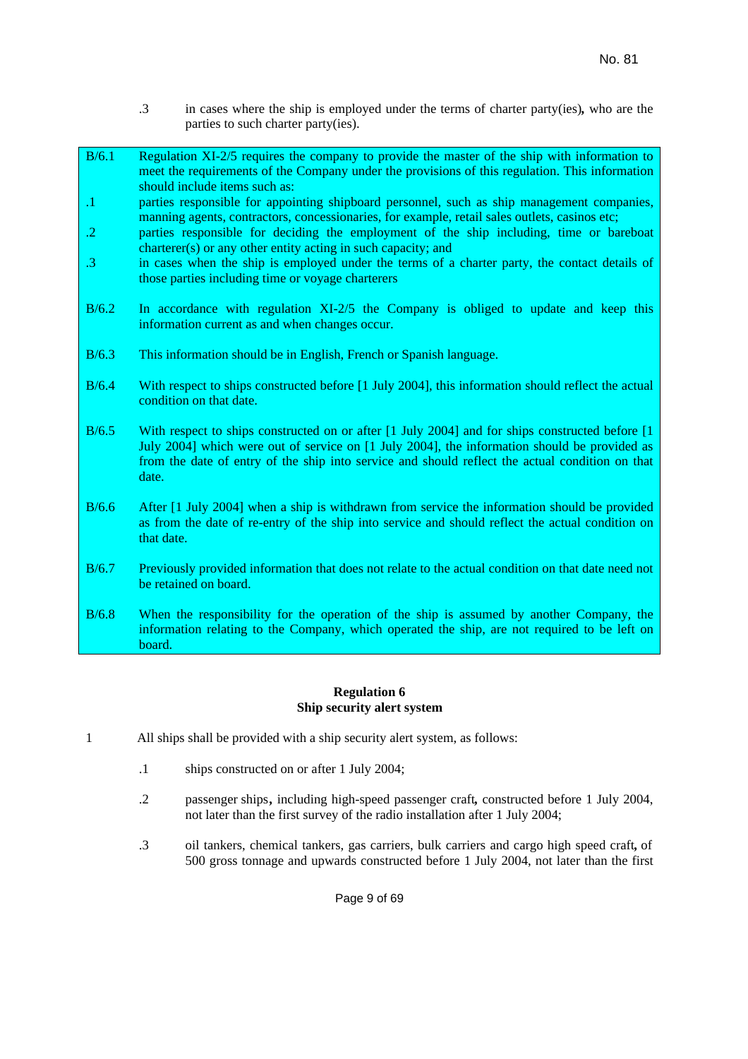.3 in cases where the ship is employed under the terms of charter party(ies)**,** who are the parties to such charter party(ies).

B/6.1 Regulation XI-2/5 requires the company to provide the master of the ship with information to meet the requirements of the Company under the provisions of this regulation. This information should include items such as:

.1 parties responsible for appointing shipboard personnel, such as ship management companies, manning agents, contractors, concessionaries, for example, retail sales outlets, casinos etc;

.2 parties responsible for deciding the employment of the ship including, time or bareboat charterer(s) or any other entity acting in such capacity; and

.3 in cases when the ship is employed under the terms of a charter party, the contact details of those parties including time or voyage charterers

B/6.2 In accordance with regulation XI-2/5 the Company is obliged to update and keep this information current as and when changes occur.

B/6.3 This information should be in English, French or Spanish language.

B/6.4 With respect to ships constructed before [1 July 2004], this information should reflect the actual condition on that date.

B/6.5 With respect to ships constructed on or after [1 July 2004] and for ships constructed before [1 July 2004] which were out of service on [1 July 2004], the information should be provided as from the date of entry of the ship into service and should reflect the actual condition on that date.

B/6.6 After [1 July 2004] when a ship is withdrawn from service the information should be provided as from the date of re-entry of the ship into service and should reflect the actual condition on that date.

B/6.7 Previously provided information that does not relate to the actual condition on that date need not be retained on board.

B/6.8 When the responsibility for the operation of the ship is assumed by another Company, the information relating to the Company, which operated the ship, are not required to be left on board.

## Regulation 6
## Ship security alert system

1 All ships shall be provided with a ship security alert system, as follows:

.1 ships constructed on or after 1 July 2004;

.2 passenger ships**,** including high-speed passenger craft**,** constructed before 1 July 2004, not later than the first survey of the radio installation after 1 July 2004;

.3 oil tankers, chemical tankers, gas carriers, bulk carriers and cargo high speed craft**,** of 500 gross tonnage and upwards constructed before 1 July 2004, not later than the first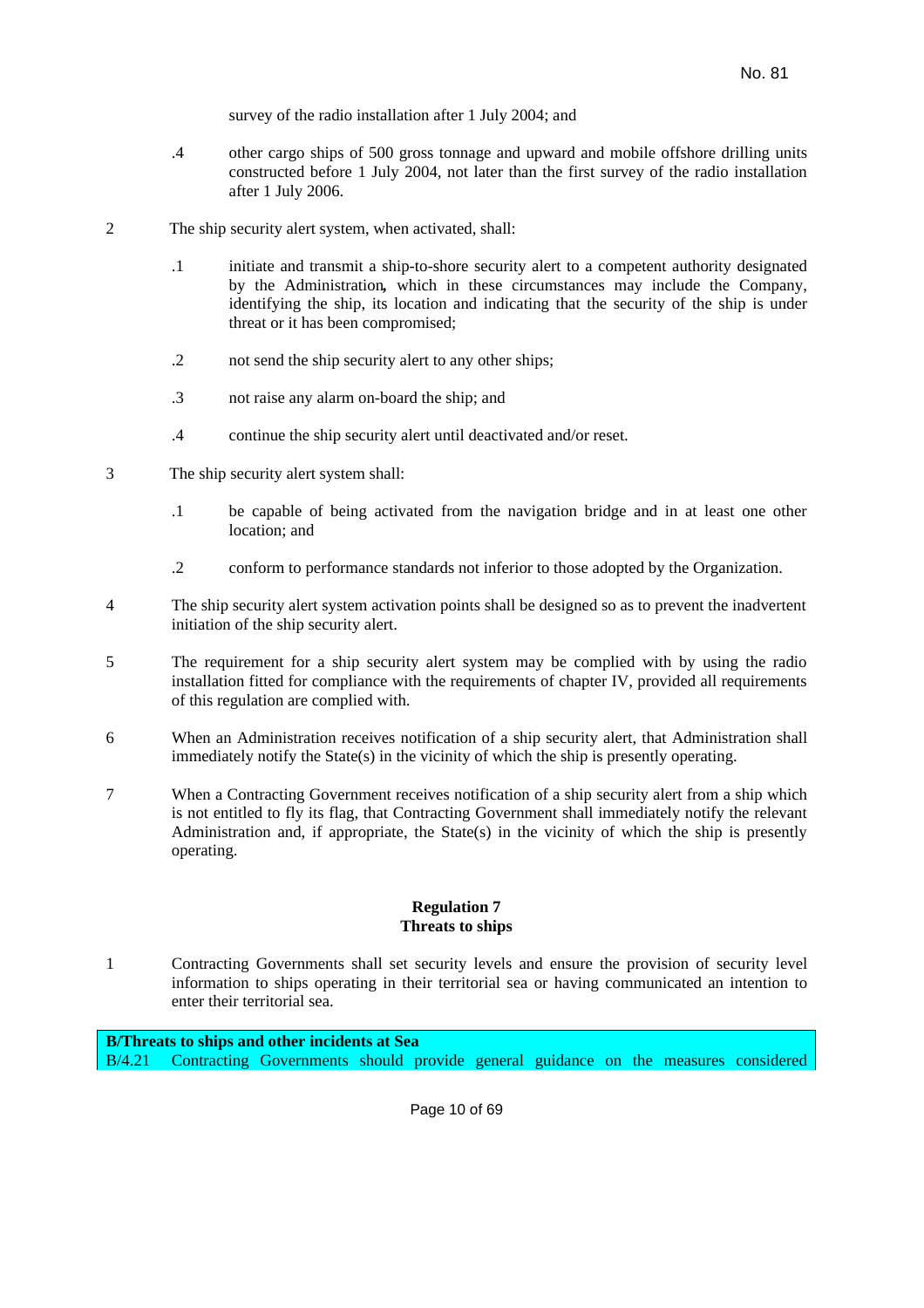survey of the radio installation after 1 July 2004; and

.4 other cargo ships of 500 gross tonnage and upward and mobile offshore drilling units constructed before 1 July 2004, not later than the first survey of the radio installation after 1 July 2006.

2 The ship security alert system, when activated, shall:

.1 initiate and transmit a ship-to-shore security alert to a competent authority designated by the Administration**,** which in these circumstances may include the Company, identifying the ship, its location and indicating that the security of the ship is under threat or it has been compromised;

.2 not send the ship security alert to any other ships;

.3 not raise any alarm on-board the ship; and

.4 continue the ship security alert until deactivated and/or reset.

3 The ship security alert system shall:

.1 be capable of being activated from the navigation bridge and in at least one other location; and

.2 conform to performance standards not inferior to those adopted by the Organization.

4 The ship security alert system activation points shall be designed so as to prevent the inadvertent initiation of the ship security alert.

5 The requirement for a ship security alert system may be complied with by using the radio installation fitted for compliance with the requirements of chapter IV, provided all requirements of this regulation are complied with.

6 When an Administration receives notification of a ship security alert, that Administration shall immediately notify the State(s) in the vicinity of which the ship is presently operating.

7 When a Contracting Government receives notification of a ship security alert from a ship which is not entitled to fly its flag, that Contracting Government shall immediately notify the relevant Administration and, if appropriate, the State(s) in the vicinity of which the ship is presently operating.

**Regulation 7**
**Threats to ships**

1 Contracting Governments shall set security levels and ensure the provision of security level information to ships operating in their territorial sea or having communicated an intention to enter their territorial sea.

**B/Threats to ships and other incidents at Sea**

B/4.21 Contracting Governments should provide general guidance on the measures considered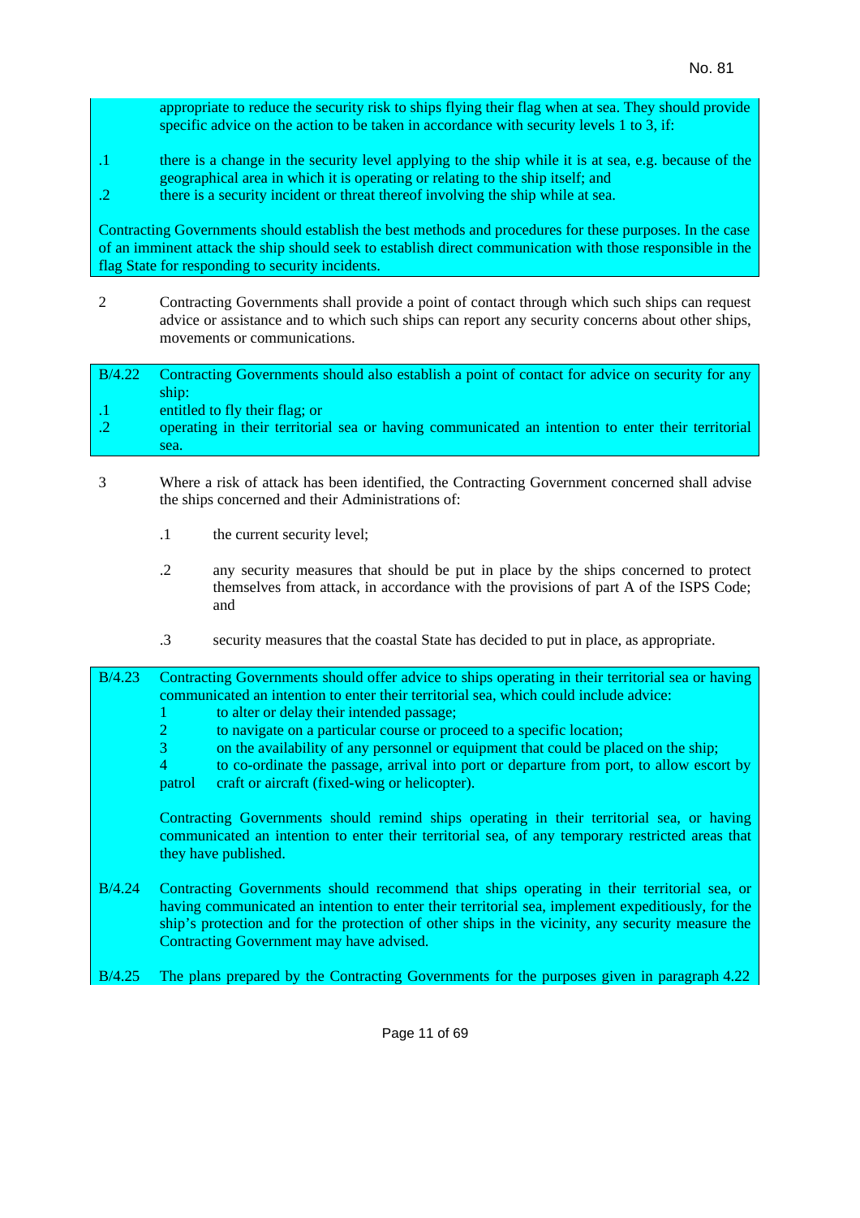appropriate to reduce the security risk to ships flying their flag when at sea. They should provide specific advice on the action to be taken in accordance with security levels 1 to 3, if:

.1 there is a change in the security level applying to the ship while it is at sea, e.g. because of the geographical area in which it is operating or relating to the ship itself; and

.2 there is a security incident or threat thereof involving the ship while at sea.

Contracting Governments should establish the best methods and procedures for these purposes. In the case of an imminent attack the ship should seek to establish direct communication with those responsible in the flag State for responding to security incidents.

2 Contracting Governments shall provide a point of contact through which such ships can request advice or assistance and to which such ships can report any security concerns about other ships, movements or communications.

B/4.22 Contracting Governments should also establish a point of contact for advice on security for any ship:

.1 entitled to fly their flag; or

.2 operating in their territorial sea or having communicated an intention to enter their territorial sea.

3 Where a risk of attack has been identified, the Contracting Government concerned shall advise the ships concerned and their Administrations of:

.1 the current security level;

.2 any security measures that should be put in place by the ships concerned to protect themselves from attack, in accordance with the provisions of part A of the ISPS Code; and

.3 security measures that the coastal State has decided to put in place, as appropriate.

B/4.23 Contracting Governments should offer advice to ships operating in their territorial sea or having communicated an intention to enter their territorial sea, which could include advice:

1 to alter or delay their intended passage;

2 to navigate on a particular course or proceed to a specific location;

3 on the availability of any personnel or equipment that could be placed on the ship;

4 to co-ordinate the passage, arrival into port or departure from port, to allow escort by patrol craft or aircraft (fixed-wing or helicopter).

Contracting Governments should remind ships operating in their territorial sea, or having communicated an intention to enter their territorial sea, of any temporary restricted areas that they have published.

B/4.24 Contracting Governments should recommend that ships operating in their territorial sea, or having communicated an intention to enter their territorial sea, implement expeditiously, for the ship's protection and for the protection of other ships in the vicinity, any security measure the Contracting Government may have advised.

B/4.25 The plans prepared by the Contracting Governments for the purposes given in paragraph 4.22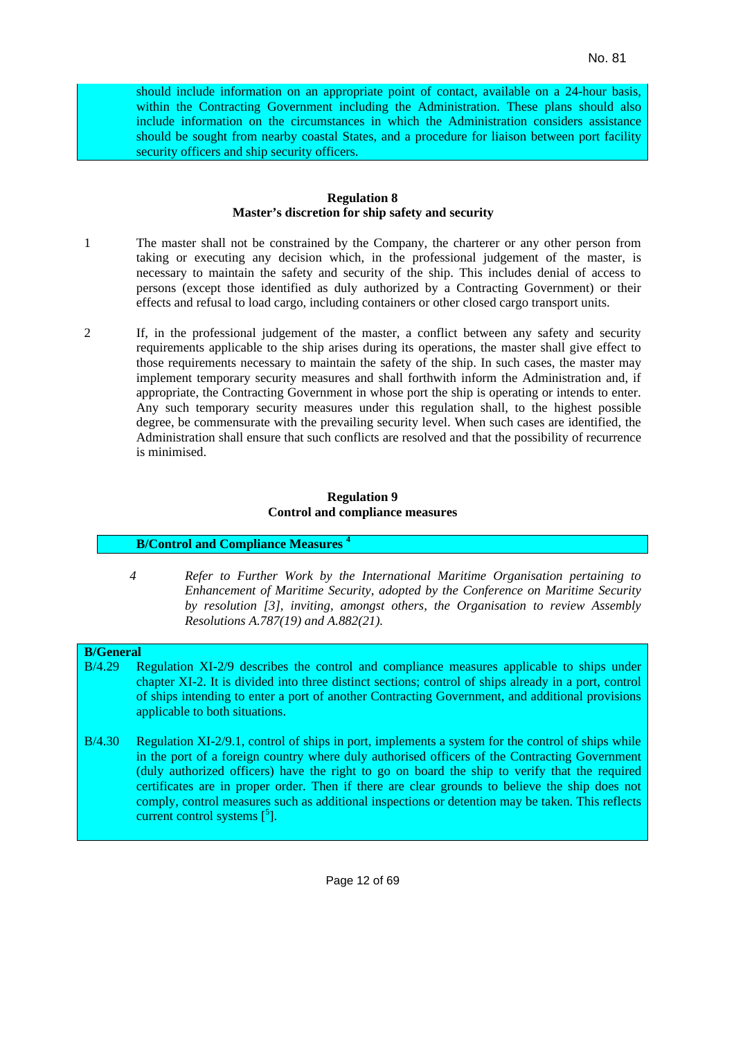should include information on an appropriate point of contact, available on a 24-hour basis, within the Contracting Government including the Administration. These plans should also include information on the circumstances in which the Administration considers assistance should be sought from nearby coastal States, and a procedure for liaison between port facility security officers and ship security officers.

## Regulation 8
## Master's discretion for ship safety and security

1 The master shall not be constrained by the Company, the charterer or any other person from taking or executing any decision which, in the professional judgement of the master, is necessary to maintain the safety and security of the ship. This includes denial of access to persons (except those identified as duly authorized by a Contracting Government) or their effects and refusal to load cargo, including containers or other closed cargo transport units.

2 If, in the professional judgement of the master, a conflict between any safety and security requirements applicable to the ship arises during its operations, the master shall give effect to those requirements necessary to maintain the safety of the ship. In such cases, the master may implement temporary security measures and shall forthwith inform the Administration and, if appropriate, the Contracting Government in whose port the ship is operating or intends to enter. Any such temporary security measures under this regulation shall, to the highest possible degree, be commensurate with the prevailing security level. When such cases are identified, the Administration shall ensure that such conflicts are resolved and that the possibility of recurrence is minimised.

## Regulation 9
## Control and compliance measures

**B/Control and Compliance Measures** [4]

4 *Refer to Further Work by the International Maritime Organisation pertaining to Enhancement of Maritime Security, adopted by the Conference on Maritime Security by resolution [3], inviting, amongst others, the Organisation to review Assembly Resolutions A.787(19) and A.882(21).*

**B/General**

B/4.29 Regulation XI-2/9 describes the control and compliance measures applicable to ships under chapter XI-2. It is divided into three distinct sections; control of ships already in a port, control of ships intending to enter a port of another Contracting Government, and additional provisions applicable to both situations.

B/4.30 Regulation XI-2/9.1, control of ships in port, implements a system for the control of ships while in the port of a foreign country where duly authorised officers of the Contracting Government (duly authorized officers) have the right to go on board the ship to verify that the required certificates are in proper order. Then if there are clear grounds to believe the ship does not comply, control measures such as additional inspections or detention may be taken. This reflects current control systems [[5]].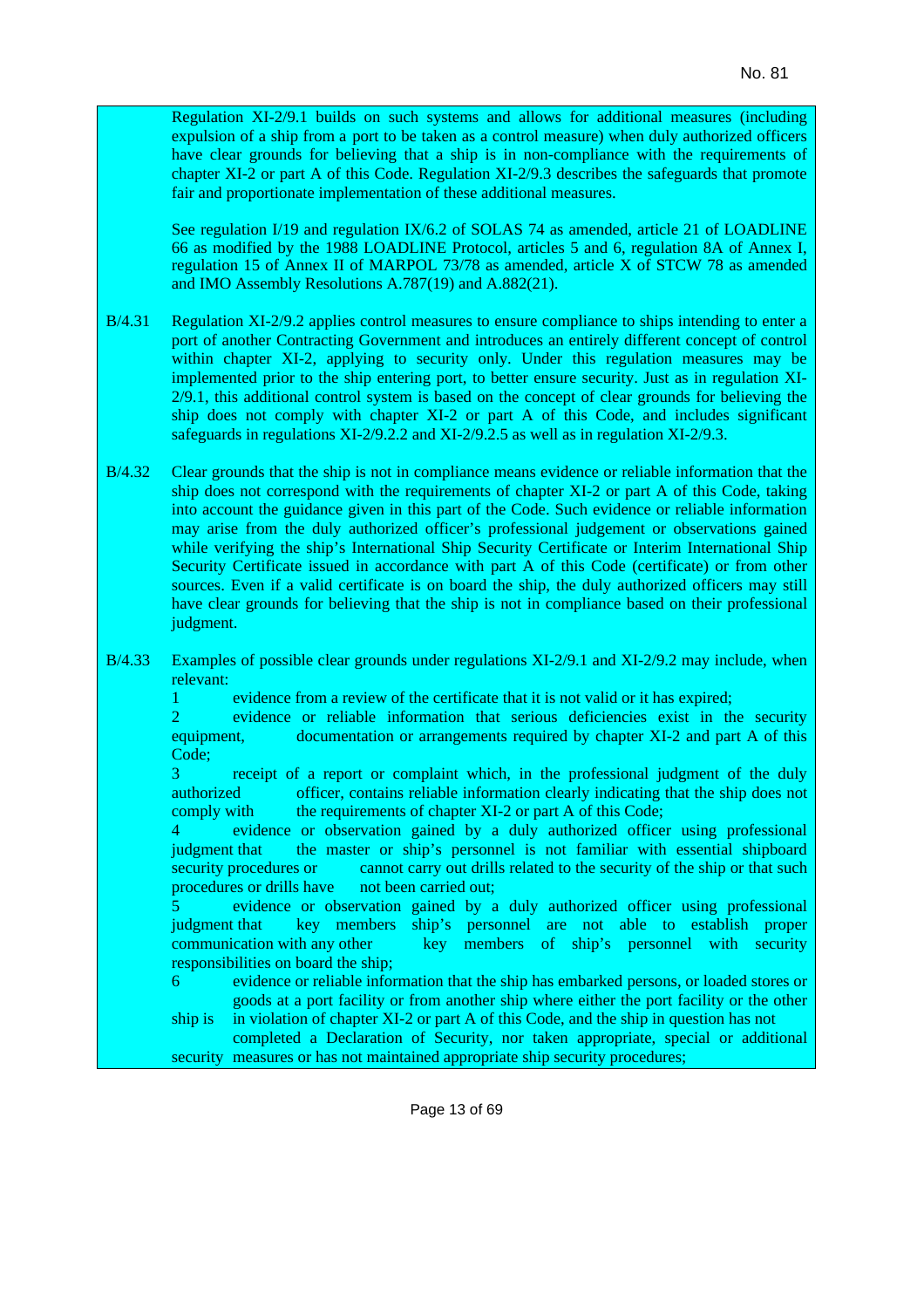Regulation XI-2/9.1 builds on such systems and allows for additional measures (including expulsion of a ship from a port to be taken as a control measure) when duly authorized officers have clear grounds for believing that a ship is in non-compliance with the requirements of chapter XI-2 or part A of this Code. Regulation XI-2/9.3 describes the safeguards that promote fair and proportionate implementation of these additional measures.

See regulation I/19 and regulation IX/6.2 of SOLAS 74 as amended, article 21 of LOADLINE 66 as modified by the 1988 LOADLINE Protocol, articles 5 and 6, regulation 8A of Annex I, regulation 15 of Annex II of MARPOL 73/78 as amended, article X of STCW 78 as amended and IMO Assembly Resolutions A.787(19) and A.882(21).

B/4.31 Regulation XI-2/9.2 applies control measures to ensure compliance to ships intending to enter a port of another Contracting Government and introduces an entirely different concept of control within chapter XI-2, applying to security only. Under this regulation measures may be implemented prior to the ship entering port, to better ensure security. Just as in regulation XI-2/9.1, this additional control system is based on the concept of clear grounds for believing the ship does not comply with chapter XI-2 or part A of this Code, and includes significant safeguards in regulations XI-2/9.2.2 and XI-2/9.2.5 as well as in regulation XI-2/9.3.

B/4.32 Clear grounds that the ship is not in compliance means evidence or reliable information that the ship does not correspond with the requirements of chapter XI-2 or part A of this Code, taking into account the guidance given in this part of the Code. Such evidence or reliable information may arise from the duly authorized officer's professional judgement or observations gained while verifying the ship's International Ship Security Certificate or Interim International Ship Security Certificate issued in accordance with part A of this Code (certificate) or from other sources. Even if a valid certificate is on board the ship, the duly authorized officers may still have clear grounds for believing that the ship is not in compliance based on their professional judgment.

B/4.33 Examples of possible clear grounds under regulations XI-2/9.1 and XI-2/9.2 may include, when relevant:

1 evidence from a review of the certificate that it is not valid or it has expired;

2 evidence or reliable information that serious deficiencies exist in the security equipment, documentation or arrangements required by chapter XI-2 and part A of this Code;

3 receipt of a report or complaint which, in the professional judgment of the duly authorized officer, contains reliable information clearly indicating that the ship does not comply with the requirements of chapter XI-2 or part A of this Code;

4 evidence or observation gained by a duly authorized officer using professional judgment that the master or ship's personnel is not familiar with essential shipboard security procedures or cannot carry out drills related to the security of the ship or that such procedures or drills have not been carried out;

5 evidence or observation gained by a duly authorized officer using professional judgment that key members ship's personnel are not able to establish proper communication with any other key members of ship's personnel with security responsibilities on board the ship;

6 evidence or reliable information that the ship has embarked persons, or loaded stores or goods at a port facility or from another ship where either the port facility or the other ship is in violation of chapter XI-2 or part A of this Code, and the ship in question has not completed a Declaration of Security, nor taken appropriate, special or additional security measures or has not maintained appropriate ship security procedures;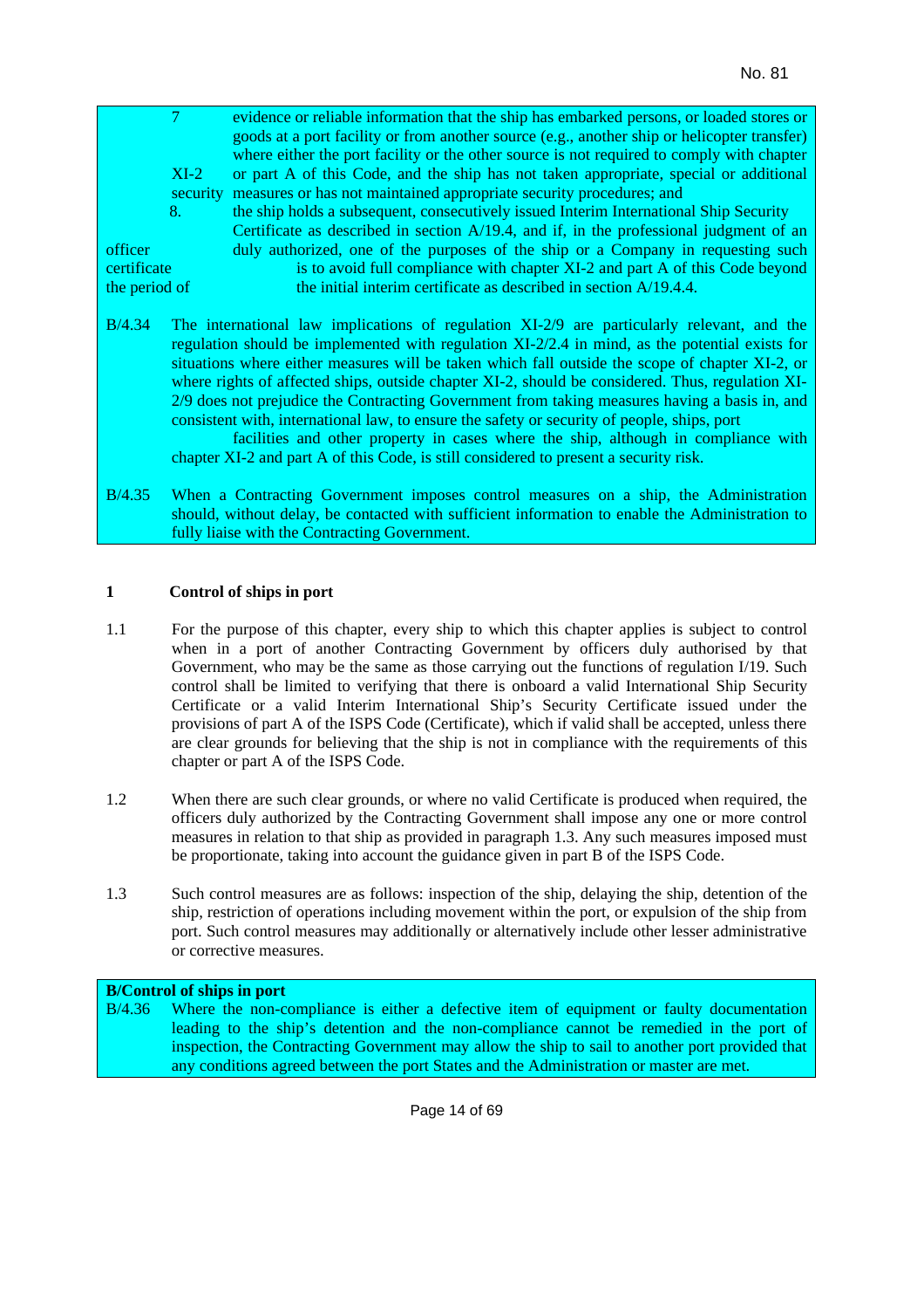7 evidence or reliable information that the ship has embarked persons, or loaded stores or goods at a port facility or from another source (e.g., another ship or helicopter transfer) where either the port facility or the other source is not required to comply with chapter XI-2 or part A of this Code, and the ship has not taken appropriate, special or additional security measures or has not maintained appropriate security procedures; and

8. the ship holds a subsequent, consecutively issued Interim International Ship Security Certificate as described in section A/19.4, and if, in the professional judgment of an officer duly authorized, one of the purposes of the ship or a Company in requesting such certificate is to avoid full compliance with chapter XI-2 and part A of this Code beyond the period of the initial interim certificate as described in section A/19.4.4.

B/4.34 The international law implications of regulation XI-2/9 are particularly relevant, and the regulation should be implemented with regulation XI-2/2.4 in mind, as the potential exists for situations where either measures will be taken which fall outside the scope of chapter XI-2, or where rights of affected ships, outside chapter XI-2, should be considered. Thus, regulation XI-2/9 does not prejudice the Contracting Government from taking measures having a basis in, and consistent with, international law, to ensure the safety or security of people, ships, port facilities and other property in cases where the ship, although in compliance with chapter XI-2 and part A of this Code, is still considered to present a security risk.

B/4.35 When a Contracting Government imposes control measures on a ship, the Administration should, without delay, be contacted with sufficient information to enable the Administration to fully liaise with the Contracting Government.

**1 Control of ships in port**

1.1 For the purpose of this chapter, every ship to which this chapter applies is subject to control when in a port of another Contracting Government by officers duly authorised by that Government, who may be the same as those carrying out the functions of regulation I/19. Such control shall be limited to verifying that there is onboard a valid International Ship Security Certificate or a valid Interim International Ship's Security Certificate issued under the provisions of part A of the ISPS Code (Certificate), which if valid shall be accepted, unless there are clear grounds for believing that the ship is not in compliance with the requirements of this chapter or part A of the ISPS Code.

1.2 When there are such clear grounds, or where no valid Certificate is produced when required, the officers duly authorized by the Contracting Government shall impose any one or more control measures in relation to that ship as provided in paragraph 1.3. Any such measures imposed must be proportionate, taking into account the guidance given in part B of the ISPS Code.

1.3 Such control measures are as follows: inspection of the ship, delaying the ship, detention of the ship, restriction of operations including movement within the port, or expulsion of the ship from port. Such control measures may additionally or alternatively include other lesser administrative or corrective measures.

**B/Control of ships in port**

B/4.36 Where the non-compliance is either a defective item of equipment or faulty documentation leading to the ship's detention and the non-compliance cannot be remedied in the port of inspection, the Contracting Government may allow the ship to sail to another port provided that any conditions agreed between the port States and the Administration or master are met.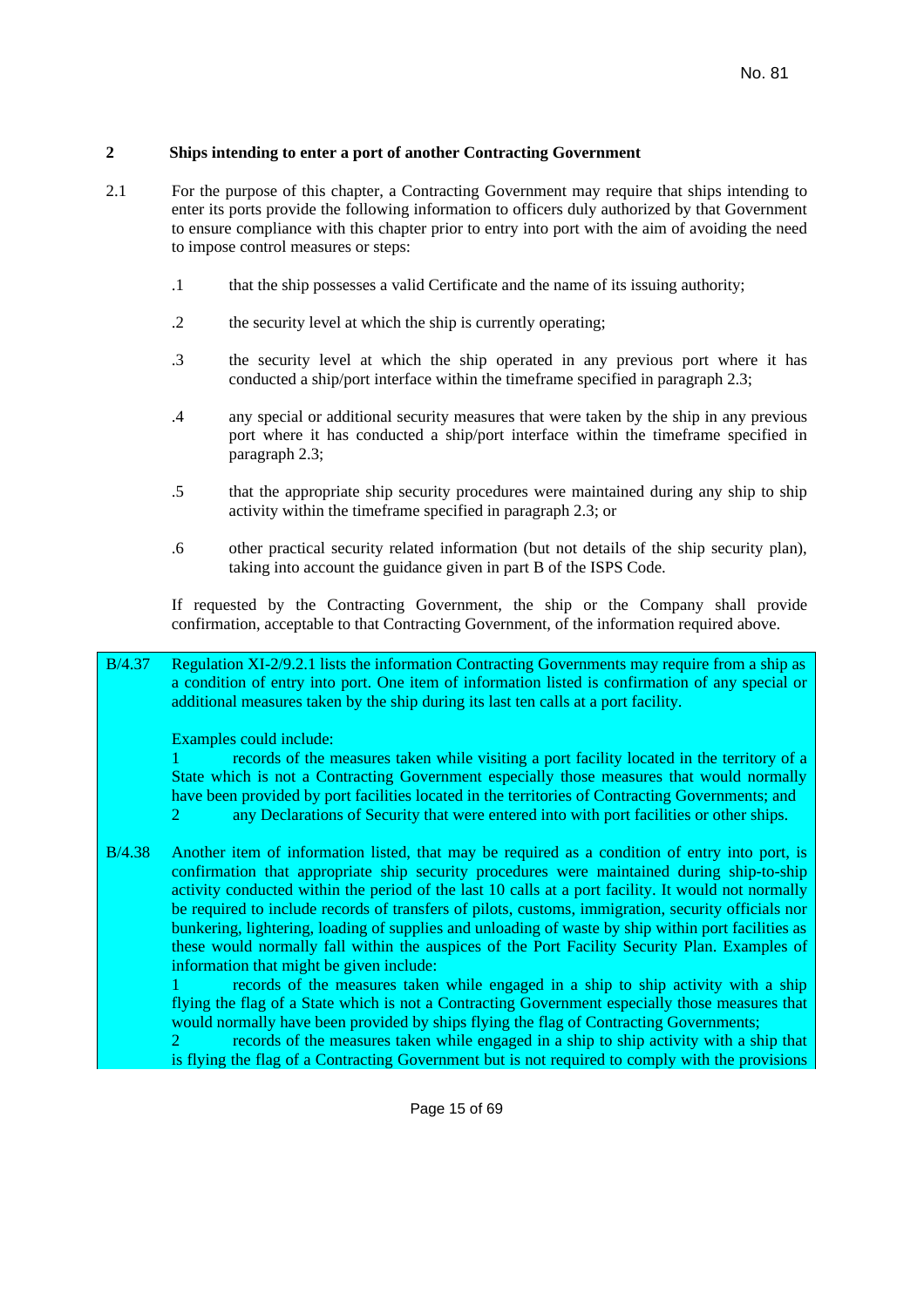## 2 Ships intending to enter a port of another Contracting Government

2.1 For the purpose of this chapter, a Contracting Government may require that ships intending to enter its ports provide the following information to officers duly authorized by that Government to ensure compliance with this chapter prior to entry into port with the aim of avoiding the need to impose control measures or steps:

.1 that the ship possesses a valid Certificate and the name of its issuing authority;

.2 the security level at which the ship is currently operating;

.3 the security level at which the ship operated in any previous port where it has conducted a ship/port interface within the timeframe specified in paragraph 2.3;

.4 any special or additional security measures that were taken by the ship in any previous port where it has conducted a ship/port interface within the timeframe specified in paragraph 2.3;

.5 that the appropriate ship security procedures were maintained during any ship to ship activity within the timeframe specified in paragraph 2.3; or

.6 other practical security related information (but not details of the ship security plan), taking into account the guidance given in part B of the ISPS Code.

If requested by the Contracting Government, the ship or the Company shall provide confirmation, acceptable to that Contracting Government, of the information required above.

B/4.37 Regulation XI-2/9.2.1 lists the information Contracting Governments may require from a ship as a condition of entry into port. One item of information listed is confirmation of any special or additional measures taken by the ship during its last ten calls at a port facility.

Examples could include:

1 records of the measures taken while visiting a port facility located in the territory of a State which is not a Contracting Government especially those measures that would normally have been provided by port facilities located in the territories of Contracting Governments; and

2 any Declarations of Security that were entered into with port facilities or other ships.

B/4.38 Another item of information listed, that may be required as a condition of entry into port, is confirmation that appropriate ship security procedures were maintained during ship-to-ship activity conducted within the period of the last 10 calls at a port facility. It would not normally be required to include records of transfers of pilots, customs, immigration, security officials nor bunkering, lightering, loading of supplies and unloading of waste by ship within port facilities as these would normally fall within the auspices of the Port Facility Security Plan. Examples of information that might be given include:

1 records of the measures taken while engaged in a ship to ship activity with a ship flying the flag of a State which is not a Contracting Government especially those measures that would normally have been provided by ships flying the flag of Contracting Governments;

2 records of the measures taken while engaged in a ship to ship activity with a ship that is flying the flag of a Contracting Government but is not required to comply with the provisions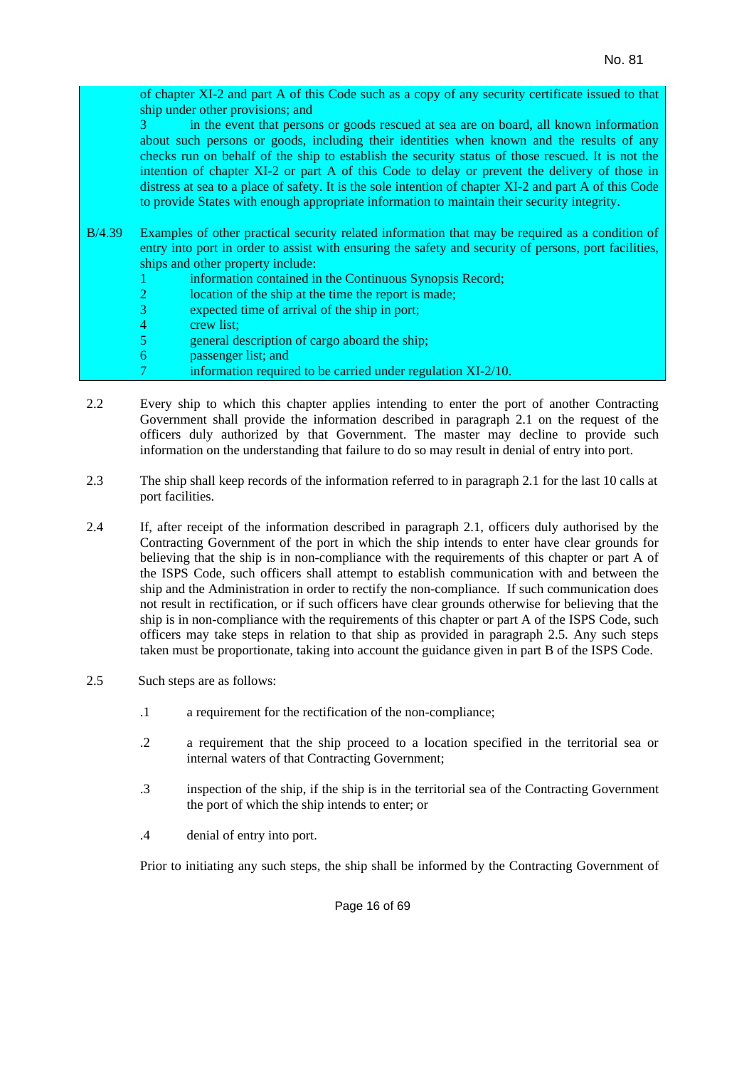of chapter XI-2 and part A of this Code such as a copy of any security certificate issued to that ship under other provisions; and

3 in the event that persons or goods rescued at sea are on board, all known information about such persons or goods, including their identities when known and the results of any checks run on behalf of the ship to establish the security status of those rescued. It is not the intention of chapter XI-2 or part A of this Code to delay or prevent the delivery of those in distress at sea to a place of safety. It is the sole intention of chapter XI-2 and part A of this Code to provide States with enough appropriate information to maintain their security integrity.

B/4.39 Examples of other practical security related information that may be required as a condition of entry into port in order to assist with ensuring the safety and security of persons, port facilities, ships and other property include:

1 information contained in the Continuous Synopsis Record;
2 location of the ship at the time the report is made;
3 expected time of arrival of the ship in port;
4 crew list;
5 general description of cargo aboard the ship;
6 passenger list; and
7 information required to be carried under regulation XI-2/10.

2.2 Every ship to which this chapter applies intending to enter the port of another Contracting Government shall provide the information described in paragraph 2.1 on the request of the officers duly authorized by that Government. The master may decline to provide such information on the understanding that failure to do so may result in denial of entry into port.

2.3 The ship shall keep records of the information referred to in paragraph 2.1 for the last 10 calls at port facilities.

2.4 If, after receipt of the information described in paragraph 2.1, officers duly authorised by the Contracting Government of the port in which the ship intends to enter have clear grounds for believing that the ship is in non-compliance with the requirements of this chapter or part A of the ISPS Code, such officers shall attempt to establish communication with and between the ship and the Administration in order to rectify the non-compliance. If such communication does not result in rectification, or if such officers have clear grounds otherwise for believing that the ship is in non-compliance with the requirements of this chapter or part A of the ISPS Code, such officers may take steps in relation to that ship as provided in paragraph 2.5. Any such steps taken must be proportionate, taking into account the guidance given in part B of the ISPS Code.

2.5 Such steps are as follows:

.1 a requirement for the rectification of the non-compliance;

.2 a requirement that the ship proceed to a location specified in the territorial sea or internal waters of that Contracting Government;

.3 inspection of the ship, if the ship is in the territorial sea of the Contracting Government the port of which the ship intends to enter; or

.4 denial of entry into port.

Prior to initiating any such steps, the ship shall be informed by the Contracting Government of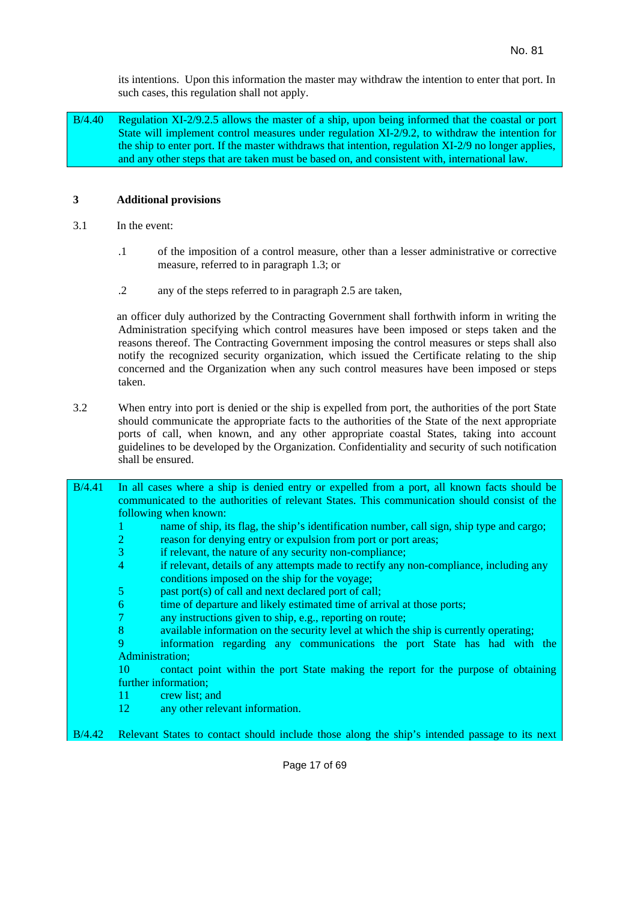its intentions. Upon this information the master may withdraw the intention to enter that port. In such cases, this regulation shall not apply.

B/4.40 Regulation XI-2/9.2.5 allows the master of a ship, upon being informed that the coastal or port State will implement control measures under regulation XI-2/9.2, to withdraw the intention for the ship to enter port. If the master withdraws that intention, regulation XI-2/9 no longer applies, and any other steps that are taken must be based on, and consistent with, international law.

### 3 Additional provisions

3.1 In the event:

.1 of the imposition of a control measure, other than a lesser administrative or corrective measure, referred to in paragraph 1.3; or

.2 any of the steps referred to in paragraph 2.5 are taken,

an officer duly authorized by the Contracting Government shall forthwith inform in writing the Administration specifying which control measures have been imposed or steps taken and the reasons thereof. The Contracting Government imposing the control measures or steps shall also notify the recognized security organization, which issued the Certificate relating to the ship concerned and the Organization when any such control measures have been imposed or steps taken.

3.2 When entry into port is denied or the ship is expelled from port, the authorities of the port State should communicate the appropriate facts to the authorities of the State of the next appropriate ports of call, when known, and any other appropriate coastal States, taking into account guidelines to be developed by the Organization. Confidentiality and security of such notification shall be ensured.

B/4.41 In all cases where a ship is denied entry or expelled from a port, all known facts should be communicated to the authorities of relevant States. This communication should consist of the following when known:

1 name of ship, its flag, the ship's identification number, call sign, ship type and cargo;
2 reason for denying entry or expulsion from port or port areas;
3 if relevant, the nature of any security non-compliance;
4 if relevant, details of any attempts made to rectify any non-compliance, including any conditions imposed on the ship for the voyage;
5 past port(s) of call and next declared port of call;
6 time of departure and likely estimated time of arrival at those ports;
7 any instructions given to ship, e.g., reporting on route;
8 available information on the security level at which the ship is currently operating;
9 information regarding any communications the port State has had with the Administration;
10 contact point within the port State making the report for the purpose of obtaining further information;
11 crew list; and
12 any other relevant information.

B/4.42 Relevant States to contact should include those along the ship's intended passage to its next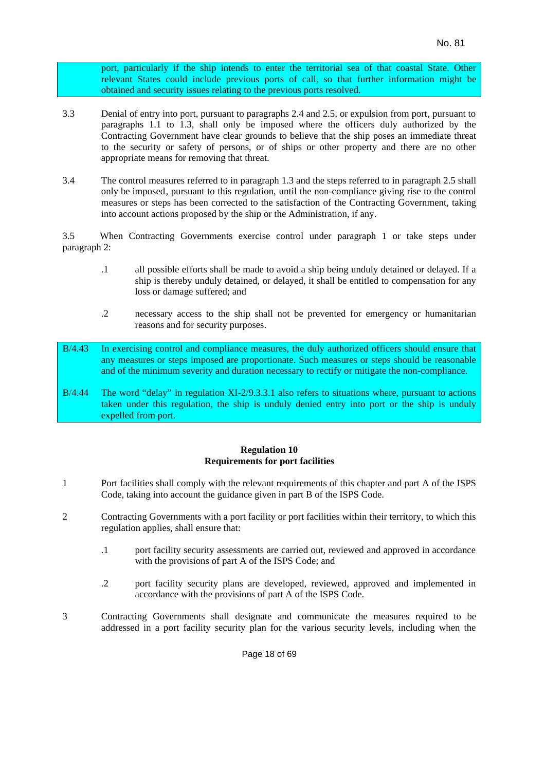port, particularly if the ship intends to enter the territorial sea of that coastal State. Other relevant States could include previous ports of call, so that further information might be obtained and security issues relating to the previous ports resolved.

3.3 Denial of entry into port, pursuant to paragraphs 2.4 and 2.5, or expulsion from port, pursuant to paragraphs 1.1 to 1.3, shall only be imposed where the officers duly authorized by the Contracting Government have clear grounds to believe that the ship poses an immediate threat to the security or safety of persons, or of ships or other property and there are no other appropriate means for removing that threat.

3.4 The control measures referred to in paragraph 1.3 and the steps referred to in paragraph 2.5 shall only be imposed, pursuant to this regulation, until the non-compliance giving rise to the control measures or steps has been corrected to the satisfaction of the Contracting Government, taking into account actions proposed by the ship or the Administration, if any.

3.5 When Contracting Governments exercise control under paragraph 1 or take steps under paragraph 2:

.1 all possible efforts shall be made to avoid a ship being unduly detained or delayed. If a ship is thereby unduly detained, or delayed, it shall be entitled to compensation for any loss or damage suffered; and

.2 necessary access to the ship shall not be prevented for emergency or humanitarian reasons and for security purposes.

B/4.43 In exercising control and compliance measures, the duly authorized officers should ensure that any measures or steps imposed are proportionate. Such measures or steps should be reasonable and of the minimum severity and duration necessary to rectify or mitigate the non-compliance.

B/4.44 The word "delay" in regulation XI-2/9.3.3.1 also refers to situations where, pursuant to actions taken under this regulation, the ship is unduly denied entry into port or the ship is unduly expelled from port.

## Regulation 10
## Requirements for port facilities

1 Port facilities shall comply with the relevant requirements of this chapter and part A of the ISPS Code, taking into account the guidance given in part B of the ISPS Code.

2 Contracting Governments with a port facility or port facilities within their territory, to which this regulation applies, shall ensure that:

.1 port facility security assessments are carried out, reviewed and approved in accordance with the provisions of part A of the ISPS Code; and

.2 port facility security plans are developed, reviewed, approved and implemented in accordance with the provisions of part A of the ISPS Code.

3 Contracting Governments shall designate and communicate the measures required to be addressed in a port facility security plan for the various security levels, including when the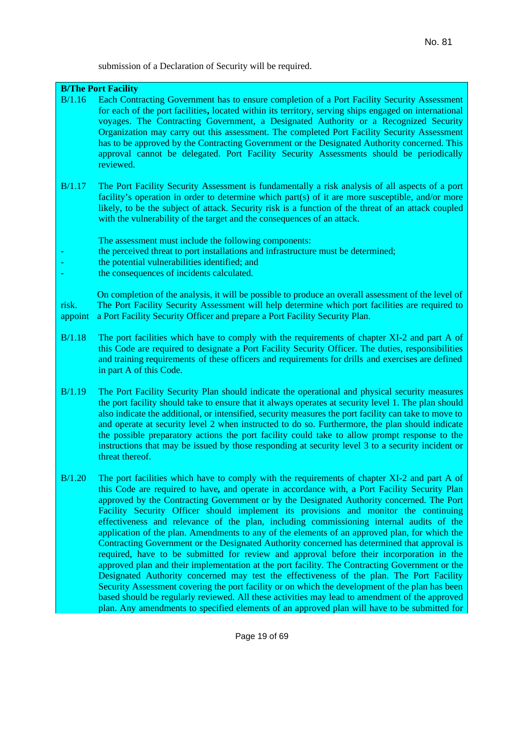submission of a Declaration of Security will be required.

**B/The Port Facility**

B/1.16 Each Contracting Government has to ensure completion of a Port Facility Security Assessment for each of the port facilities**,** located within its territory, serving ships engaged on international voyages. The Contracting Government, a Designated Authority or a Recognized Security Organization may carry out this assessment. The completed Port Facility Security Assessment has to be approved by the Contracting Government or the Designated Authority concerned. This approval cannot be delegated. Port Facility Security Assessments should be periodically reviewed.

B/1.17 The Port Facility Security Assessment is fundamentally a risk analysis of all aspects of a port facility's operation in order to determine which part(s) of it are more susceptible, and/or more likely, to be the subject of attack. Security risk is a function of the threat of an attack coupled with the vulnerability of the target and the consequences of an attack.

The assessment must include the following components:

- the perceived threat to port installations and infrastructure must be determined;
- the potential vulnerabilities identified; and
- the consequences of incidents calculated.

On completion of the analysis, it will be possible to produce an overall assessment of the level of risk. The Port Facility Security Assessment will help determine which port facilities are required to appoint a Port Facility Security Officer and prepare a Port Facility Security Plan.

B/1.18 The port facilities which have to comply with the requirements of chapter XI-2 and part A of this Code are required to designate a Port Facility Security Officer. The duties, responsibilities and training requirements of these officers and requirements for drills and exercises are defined in part A of this Code.

B/1.19 The Port Facility Security Plan should indicate the operational and physical security measures the port facility should take to ensure that it always operates at security level 1. The plan should also indicate the additional, or intensified, security measures the port facility can take to move to and operate at security level 2 when instructed to do so. Furthermore, the plan should indicate the possible preparatory actions the port facility could take to allow prompt response to the instructions that may be issued by those responding at security level 3 to a security incident or threat thereof.

B/1.20 The port facilities which have to comply with the requirements of chapter XI-2 and part A of this Code are required to have**,** and operate in accordance with, a Port Facility Security Plan approved by the Contracting Government or by the Designated Authority concerned. The Port Facility Security Officer should implement its provisions and monitor the continuing effectiveness and relevance of the plan, including commissioning internal audits of the application of the plan. Amendments to any of the elements of an approved plan, for which the Contracting Government or the Designated Authority concerned has determined that approval is required, have to be submitted for review and approval before their incorporation in the approved plan and their implementation at the port facility. The Contracting Government or the Designated Authority concerned may test the effectiveness of the plan. The Port Facility Security Assessment covering the port facility or on which the development of the plan has been based should be regularly reviewed. All these activities may lead to amendment of the approved plan. Any amendments to specified elements of an approved plan will have to be submitted for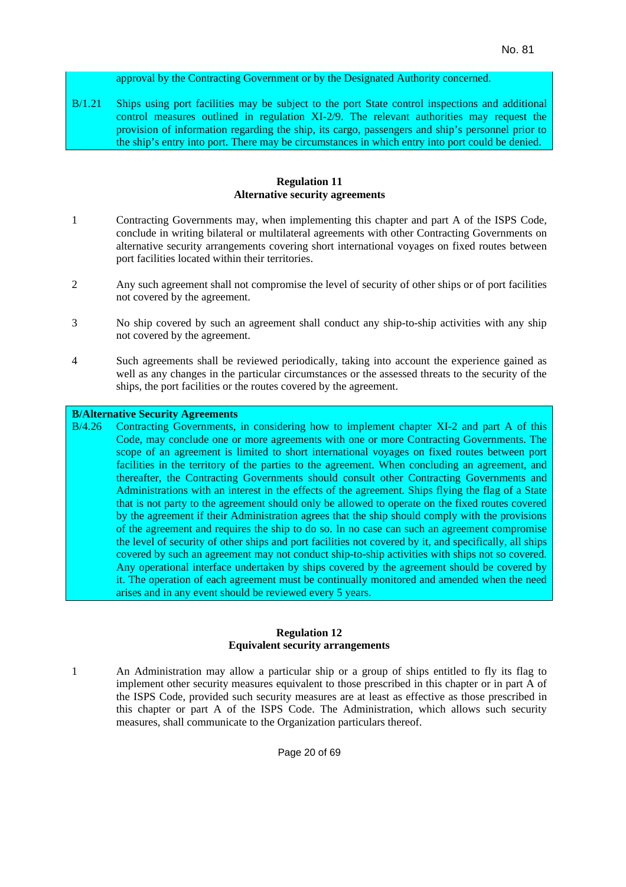approval by the Contracting Government or by the Designated Authority concerned.

B/1.21 Ships using port facilities may be subject to the port State control inspections and additional control measures outlined in regulation XI-2/9. The relevant authorities may request the provision of information regarding the ship, its cargo, passengers and ship's personnel prior to the ship's entry into port. There may be circumstances in which entry into port could be denied.

**Regulation 11**
**Alternative security agreements**

1 Contracting Governments may, when implementing this chapter and part A of the ISPS Code, conclude in writing bilateral or multilateral agreements with other Contracting Governments on alternative security arrangements covering short international voyages on fixed routes between port facilities located within their territories.

2 Any such agreement shall not compromise the level of security of other ships or of port facilities not covered by the agreement.

3 No ship covered by such an agreement shall conduct any ship-to-ship activities with any ship not covered by the agreement.

4 Such agreements shall be reviewed periodically, taking into account the experience gained as well as any changes in the particular circumstances or the assessed threats to the security of the ships, the port facilities or the routes covered by the agreement.

**B/Alternative Security Agreements**

B/4.26 Contracting Governments, in considering how to implement chapter XI-2 and part A of this Code, may conclude one or more agreements with one or more Contracting Governments. The scope of an agreement is limited to short international voyages on fixed routes between port facilities in the territory of the parties to the agreement. When concluding an agreement, and thereafter, the Contracting Governments should consult other Contracting Governments and Administrations with an interest in the effects of the agreement. Ships flying the flag of a State that is not party to the agreement should only be allowed to operate on the fixed routes covered by the agreement if their Administration agrees that the ship should comply with the provisions of the agreement and requires the ship to do so. In no case can such an agreement compromise the level of security of other ships and port facilities not covered by it, and specifically, all ships covered by such an agreement may not conduct ship-to-ship activities with ships not so covered. Any operational interface undertaken by ships covered by the agreement should be covered by it. The operation of each agreement must be continually monitored and amended when the need arises and in any event should be reviewed every 5 years.

**Regulation 12**
**Equivalent security arrangements**

1 An Administration may allow a particular ship or a group of ships entitled to fly its flag to implement other security measures equivalent to those prescribed in this chapter or in part A of the ISPS Code, provided such security measures are at least as effective as those prescribed in this chapter or part A of the ISPS Code. The Administration, which allows such security measures, shall communicate to the Organization particulars thereof.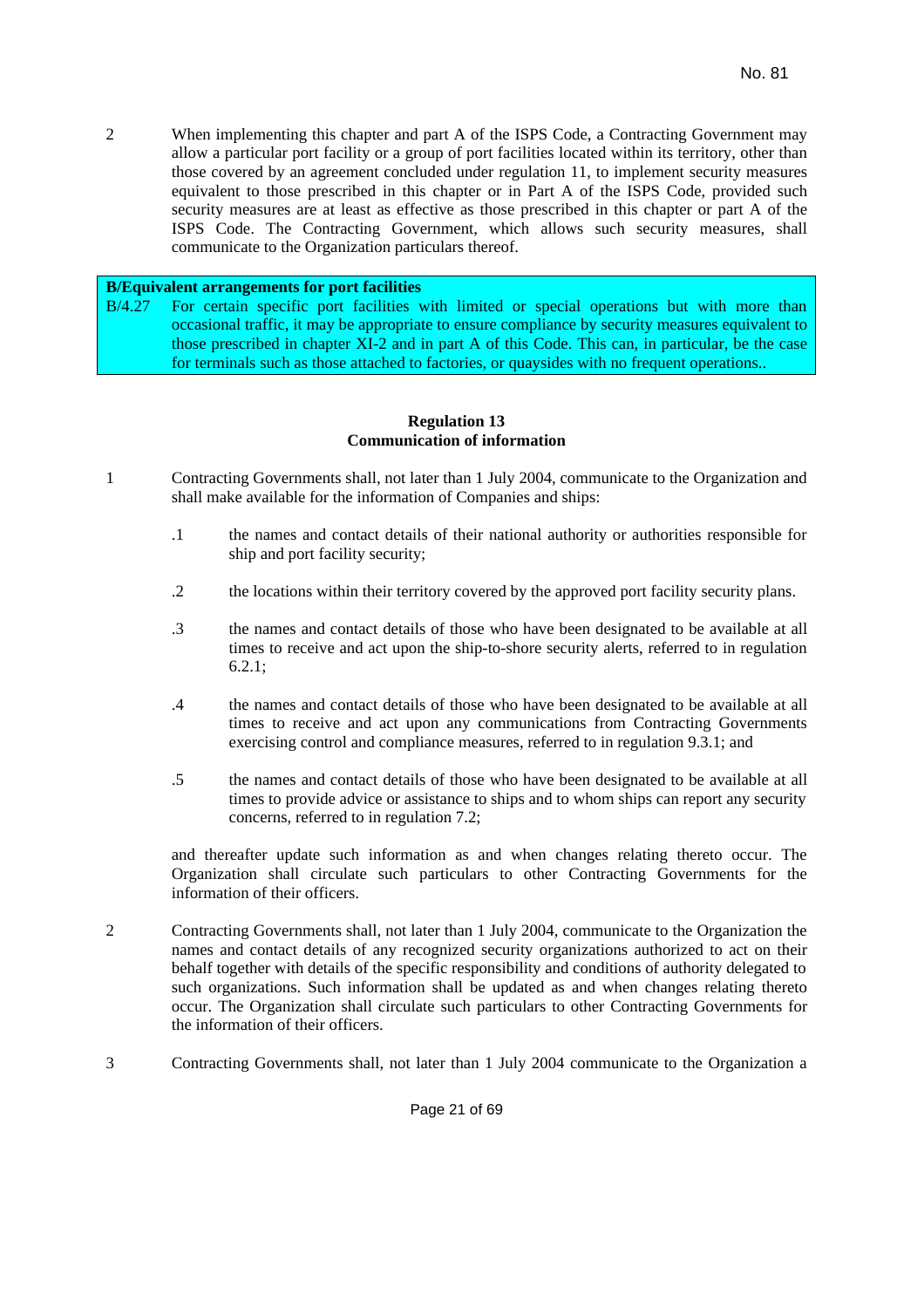2 When implementing this chapter and part A of the ISPS Code, a Contracting Government may allow a particular port facility or a group of port facilities located within its territory, other than those covered by an agreement concluded under regulation 11, to implement security measures equivalent to those prescribed in this chapter or in Part A of the ISPS Code, provided such security measures are at least as effective as those prescribed in this chapter or part A of the ISPS Code. The Contracting Government, which allows such security measures, shall communicate to the Organization particulars thereof.

**B/Equivalent arrangements for port facilities**

B/4.27 For certain specific port facilities with limited or special operations but with more than occasional traffic, it may be appropriate to ensure compliance by security measures equivalent to those prescribed in chapter XI-2 and in part A of this Code. This can, in particular, be the case for terminals such as those attached to factories, or quaysides with no frequent operations..

## Regulation 13
## Communication of information

1 Contracting Governments shall, not later than 1 July 2004, communicate to the Organization and shall make available for the information of Companies and ships:

.1 the names and contact details of their national authority or authorities responsible for ship and port facility security;

.2 the locations within their territory covered by the approved port facility security plans.

.3 the names and contact details of those who have been designated to be available at all times to receive and act upon the ship-to-shore security alerts, referred to in regulation 6.2.1;

.4 the names and contact details of those who have been designated to be available at all times to receive and act upon any communications from Contracting Governments exercising control and compliance measures, referred to in regulation 9.3.1; and

.5 the names and contact details of those who have been designated to be available at all times to provide advice or assistance to ships and to whom ships can report any security concerns, referred to in regulation 7.2;

and thereafter update such information as and when changes relating thereto occur. The Organization shall circulate such particulars to other Contracting Governments for the information of their officers.

2 Contracting Governments shall, not later than 1 July 2004, communicate to the Organization the names and contact details of any recognized security organizations authorized to act on their behalf together with details of the specific responsibility and conditions of authority delegated to such organizations. Such information shall be updated as and when changes relating thereto occur. The Organization shall circulate such particulars to other Contracting Governments for the information of their officers.

3 Contracting Governments shall, not later than 1 July 2004 communicate to the Organization a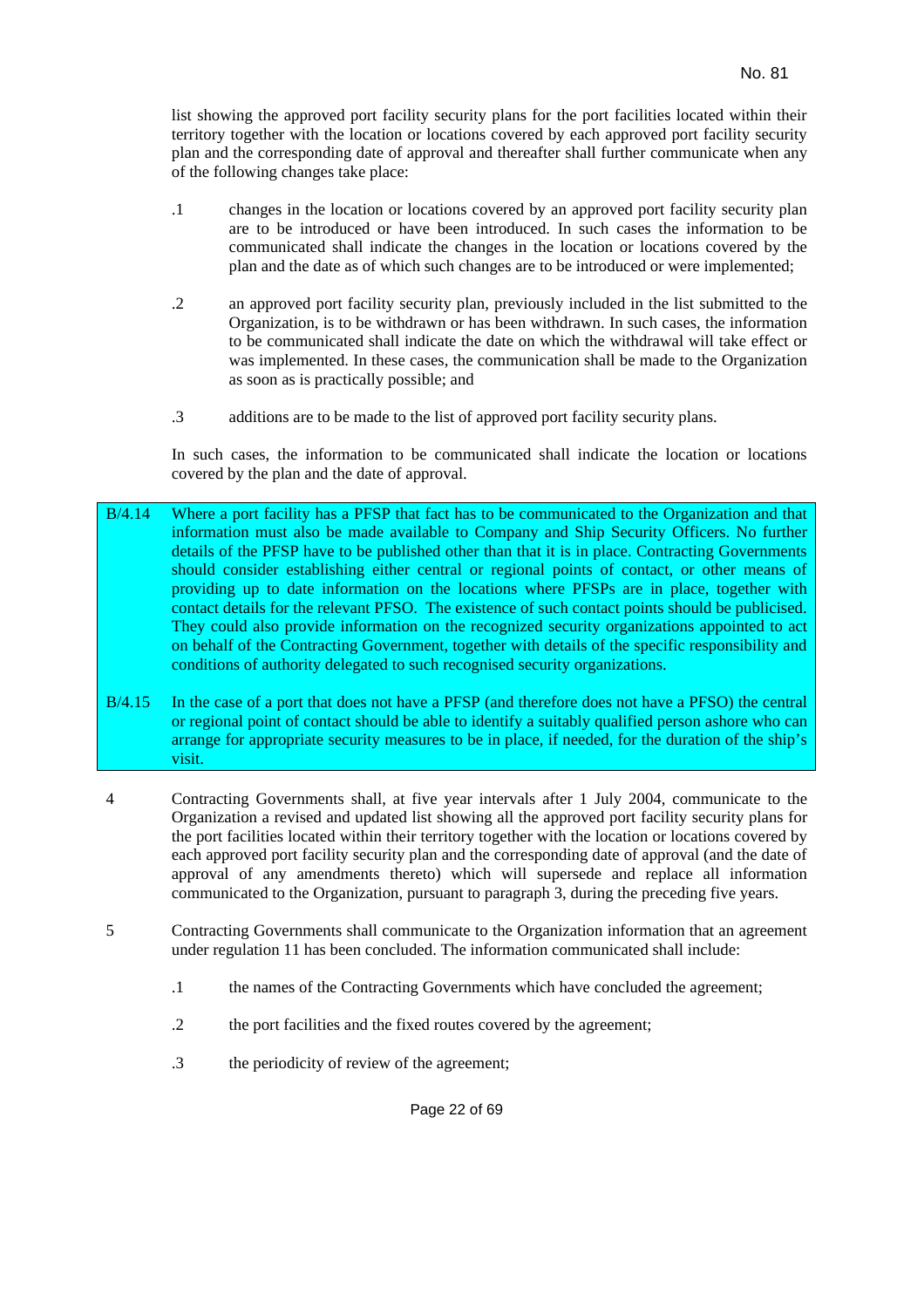list showing the approved port facility security plans for the port facilities located within their territory together with the location or locations covered by each approved port facility security plan and the corresponding date of approval and thereafter shall further communicate when any of the following changes take place:

.1 changes in the location or locations covered by an approved port facility security plan are to be introduced or have been introduced. In such cases the information to be communicated shall indicate the changes in the location or locations covered by the plan and the date as of which such changes are to be introduced or were implemented;

.2 an approved port facility security plan, previously included in the list submitted to the Organization, is to be withdrawn or has been withdrawn. In such cases, the information to be communicated shall indicate the date on which the withdrawal will take effect or was implemented. In these cases, the communication shall be made to the Organization as soon as is practically possible; and

.3 additions are to be made to the list of approved port facility security plans.

In such cases, the information to be communicated shall indicate the location or locations covered by the plan and the date of approval.

B/4.14 Where a port facility has a PFSP that fact has to be communicated to the Organization and that information must also be made available to Company and Ship Security Officers. No further details of the PFSP have to be published other than that it is in place. Contracting Governments should consider establishing either central or regional points of contact, or other means of providing up to date information on the locations where PFSPs are in place, together with contact details for the relevant PFSO. The existence of such contact points should be publicised. They could also provide information on the recognized security organizations appointed to act on behalf of the Contracting Government, together with details of the specific responsibility and conditions of authority delegated to such recognised security organizations.

B/4.15 In the case of a port that does not have a PFSP (and therefore does not have a PFSO) the central or regional point of contact should be able to identify a suitably qualified person ashore who can arrange for appropriate security measures to be in place, if needed, for the duration of the ship's visit.

4 Contracting Governments shall, at five year intervals after 1 July 2004, communicate to the Organization a revised and updated list showing all the approved port facility security plans for the port facilities located within their territory together with the location or locations covered by each approved port facility security plan and the corresponding date of approval (and the date of approval of any amendments thereto) which will supersede and replace all information communicated to the Organization, pursuant to paragraph 3, during the preceding five years.

5 Contracting Governments shall communicate to the Organization information that an agreement under regulation 11 has been concluded. The information communicated shall include:

.1 the names of the Contracting Governments which have concluded the agreement;

.2 the port facilities and the fixed routes covered by the agreement;

.3 the periodicity of review of the agreement;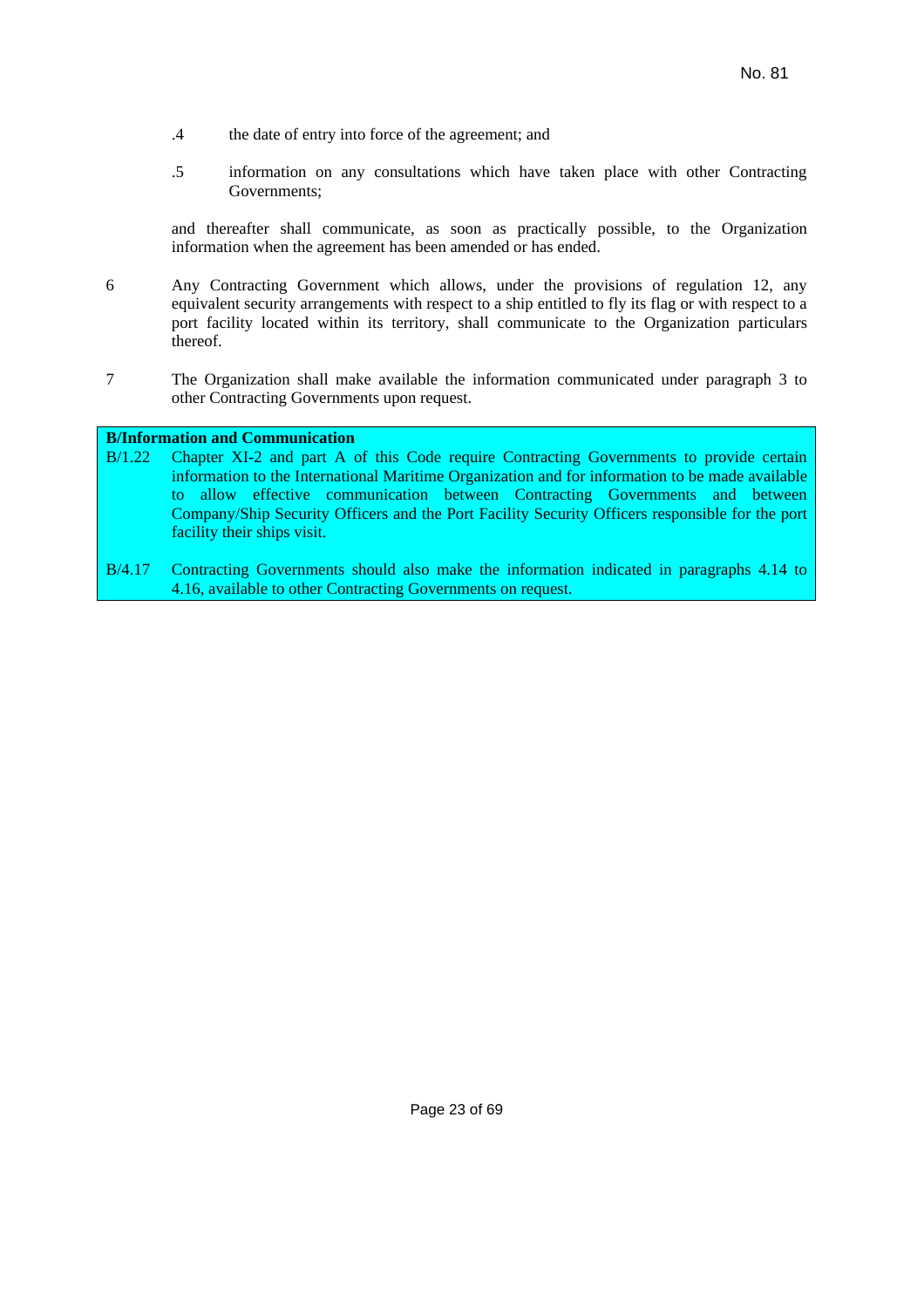.4 the date of entry into force of the agreement; and

.5 information on any consultations which have taken place with other Contracting Governments;

and thereafter shall communicate, as soon as practically possible, to the Organization information when the agreement has been amended or has ended.

6 Any Contracting Government which allows, under the provisions of regulation 12, any equivalent security arrangements with respect to a ship entitled to fly its flag or with respect to a port facility located within its territory, shall communicate to the Organization particulars thereof.

7 The Organization shall make available the information communicated under paragraph 3 to other Contracting Governments upon request.

**B/Information and Communication**

B/1.22 Chapter XI-2 and part A of this Code require Contracting Governments to provide certain information to the International Maritime Organization and for information to be made available to allow effective communication between Contracting Governments and between Company/Ship Security Officers and the Port Facility Security Officers responsible for the port facility their ships visit.

B/4.17 Contracting Governments should also make the information indicated in paragraphs 4.14 to 4.16, available to other Contracting Governments on request.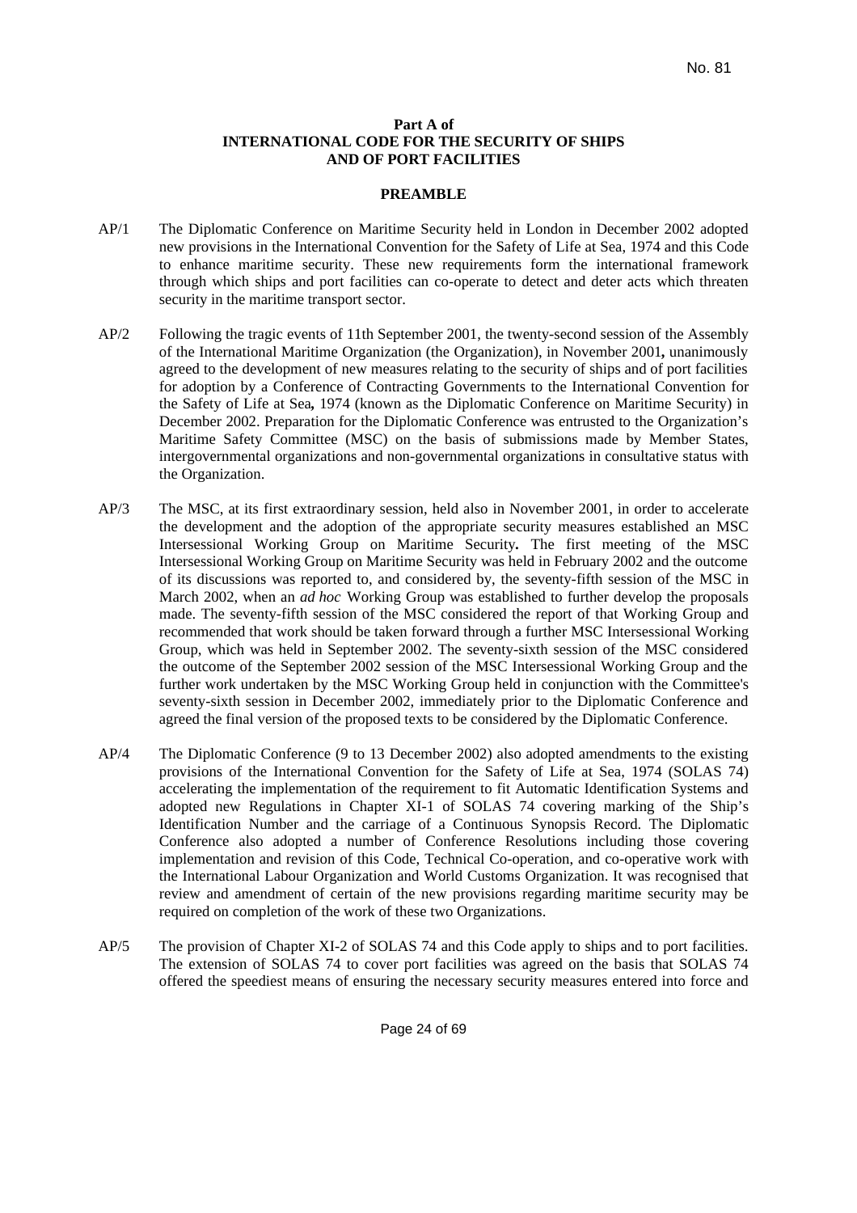**Part A of**
**INTERNATIONAL CODE FOR THE SECURITY OF SHIPS AND OF PORT FACILITIES**

**PREAMBLE**

AP/1 The Diplomatic Conference on Maritime Security held in London in December 2002 adopted new provisions in the International Convention for the Safety of Life at Sea, 1974 and this Code to enhance maritime security. These new requirements form the international framework through which ships and port facilities can co-operate to detect and deter acts which threaten security in the maritime transport sector.

AP/2 Following the tragic events of 11th September 2001, the twenty-second session of the Assembly of the International Maritime Organization (the Organization), in November 2001**,** unanimously agreed to the development of new measures relating to the security of ships and of port facilities for adoption by a Conference of Contracting Governments to the International Convention for the Safety of Life at Sea**,** 1974 (known as the Diplomatic Conference on Maritime Security) in December 2002. Preparation for the Diplomatic Conference was entrusted to the Organization's Maritime Safety Committee (MSC) on the basis of submissions made by Member States, intergovernmental organizations and non-governmental organizations in consultative status with the Organization.

AP/3 The MSC, at its first extraordinary session, held also in November 2001, in order to accelerate the development and the adoption of the appropriate security measures established an MSC Intersessional Working Group on Maritime Security**.** The first meeting of the MSC Intersessional Working Group on Maritime Security was held in February 2002 and the outcome of its discussions was reported to, and considered by, the seventy-fifth session of the MSC in March 2002, when an *ad hoc* Working Group was established to further develop the proposals made. The seventy-fifth session of the MSC considered the report of that Working Group and recommended that work should be taken forward through a further MSC Intersessional Working Group, which was held in September 2002. The seventy-sixth session of the MSC considered the outcome of the September 2002 session of the MSC Intersessional Working Group and the further work undertaken by the MSC Working Group held in conjunction with the Committee's seventy-sixth session in December 2002, immediately prior to the Diplomatic Conference and agreed the final version of the proposed texts to be considered by the Diplomatic Conference.

AP/4 The Diplomatic Conference (9 to 13 December 2002) also adopted amendments to the existing provisions of the International Convention for the Safety of Life at Sea, 1974 (SOLAS 74) accelerating the implementation of the requirement to fit Automatic Identification Systems and adopted new Regulations in Chapter XI-1 of SOLAS 74 covering marking of the Ship's Identification Number and the carriage of a Continuous Synopsis Record. The Diplomatic Conference also adopted a number of Conference Resolutions including those covering implementation and revision of this Code, Technical Co-operation, and co-operative work with the International Labour Organization and World Customs Organization. It was recognised that review and amendment of certain of the new provisions regarding maritime security may be required on completion of the work of these two Organizations.

AP/5 The provision of Chapter XI-2 of SOLAS 74 and this Code apply to ships and to port facilities. The extension of SOLAS 74 to cover port facilities was agreed on the basis that SOLAS 74 offered the speediest means of ensuring the necessary security measures entered into force and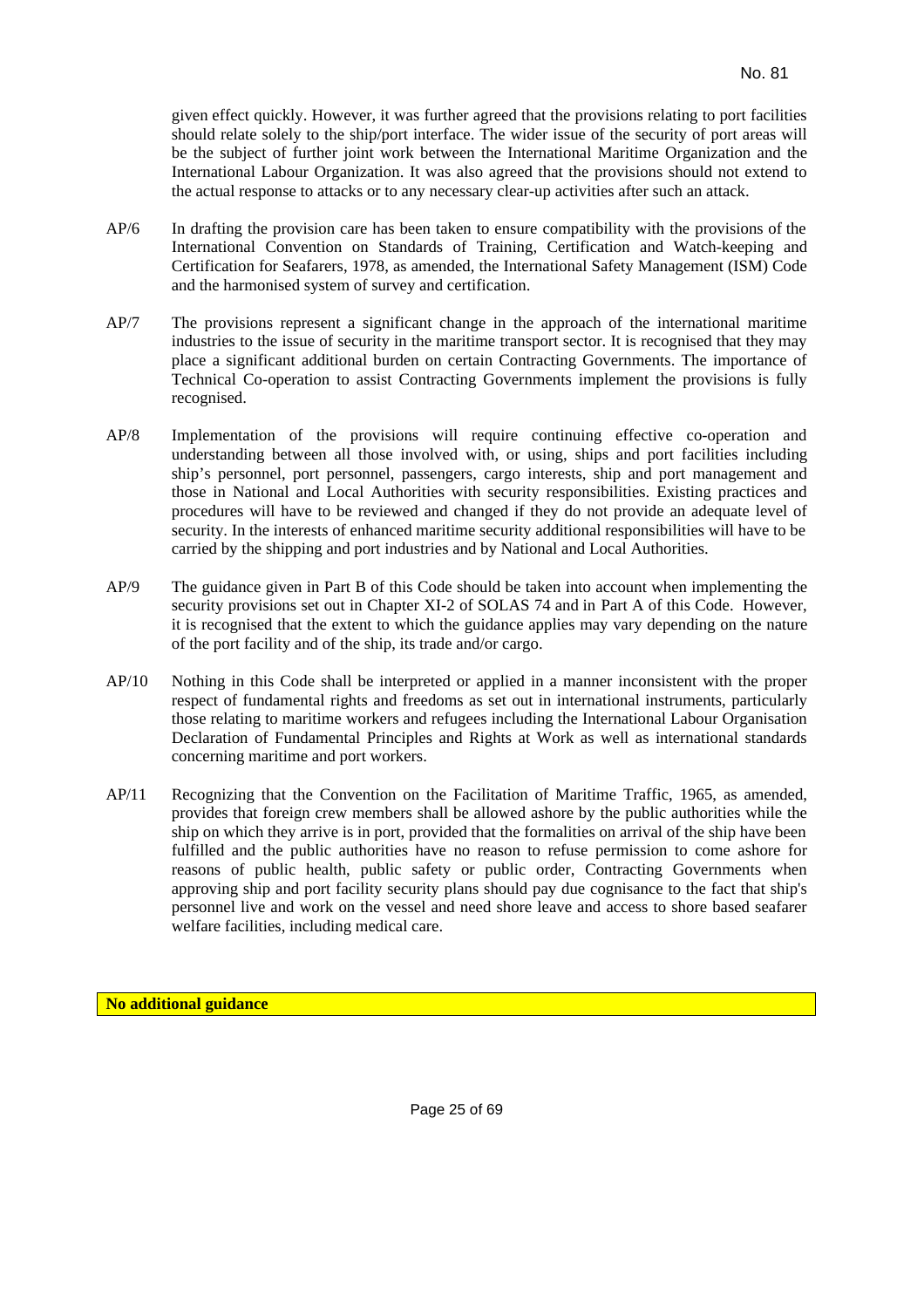given effect quickly. However, it was further agreed that the provisions relating to port facilities should relate solely to the ship/port interface. The wider issue of the security of port areas will be the subject of further joint work between the International Maritime Organization and the International Labour Organization. It was also agreed that the provisions should not extend to the actual response to attacks or to any necessary clear-up activities after such an attack.

AP/6 In drafting the provision care has been taken to ensure compatibility with the provisions of the International Convention on Standards of Training, Certification and Watch-keeping and Certification for Seafarers, 1978, as amended, the International Safety Management (ISM) Code and the harmonised system of survey and certification.

AP/7 The provisions represent a significant change in the approach of the international maritime industries to the issue of security in the maritime transport sector. It is recognised that they may place a significant additional burden on certain Contracting Governments. The importance of Technical Co-operation to assist Contracting Governments implement the provisions is fully recognised.

AP/8 Implementation of the provisions will require continuing effective co-operation and understanding between all those involved with, or using, ships and port facilities including ship's personnel, port personnel, passengers, cargo interests, ship and port management and those in National and Local Authorities with security responsibilities. Existing practices and procedures will have to be reviewed and changed if they do not provide an adequate level of security. In the interests of enhanced maritime security additional responsibilities will have to be carried by the shipping and port industries and by National and Local Authorities.

AP/9 The guidance given in Part B of this Code should be taken into account when implementing the security provisions set out in Chapter XI-2 of SOLAS 74 and in Part A of this Code. However, it is recognised that the extent to which the guidance applies may vary depending on the nature of the port facility and of the ship, its trade and/or cargo.

AP/10 Nothing in this Code shall be interpreted or applied in a manner inconsistent with the proper respect of fundamental rights and freedoms as set out in international instruments, particularly those relating to maritime workers and refugees including the International Labour Organisation Declaration of Fundamental Principles and Rights at Work as well as international standards concerning maritime and port workers.

AP/11 Recognizing that the Convention on the Facilitation of Maritime Traffic, 1965, as amended, provides that foreign crew members shall be allowed ashore by the public authorities while the ship on which they arrive is in port, provided that the formalities on arrival of the ship have been fulfilled and the public authorities have no reason to refuse permission to come ashore for reasons of public health, public safety or public order, Contracting Governments when approving ship and port facility security plans should pay due cognisance to the fact that ship's personnel live and work on the vessel and need shore leave and access to shore based seafarer welfare facilities, including medical care.

**No additional guidance**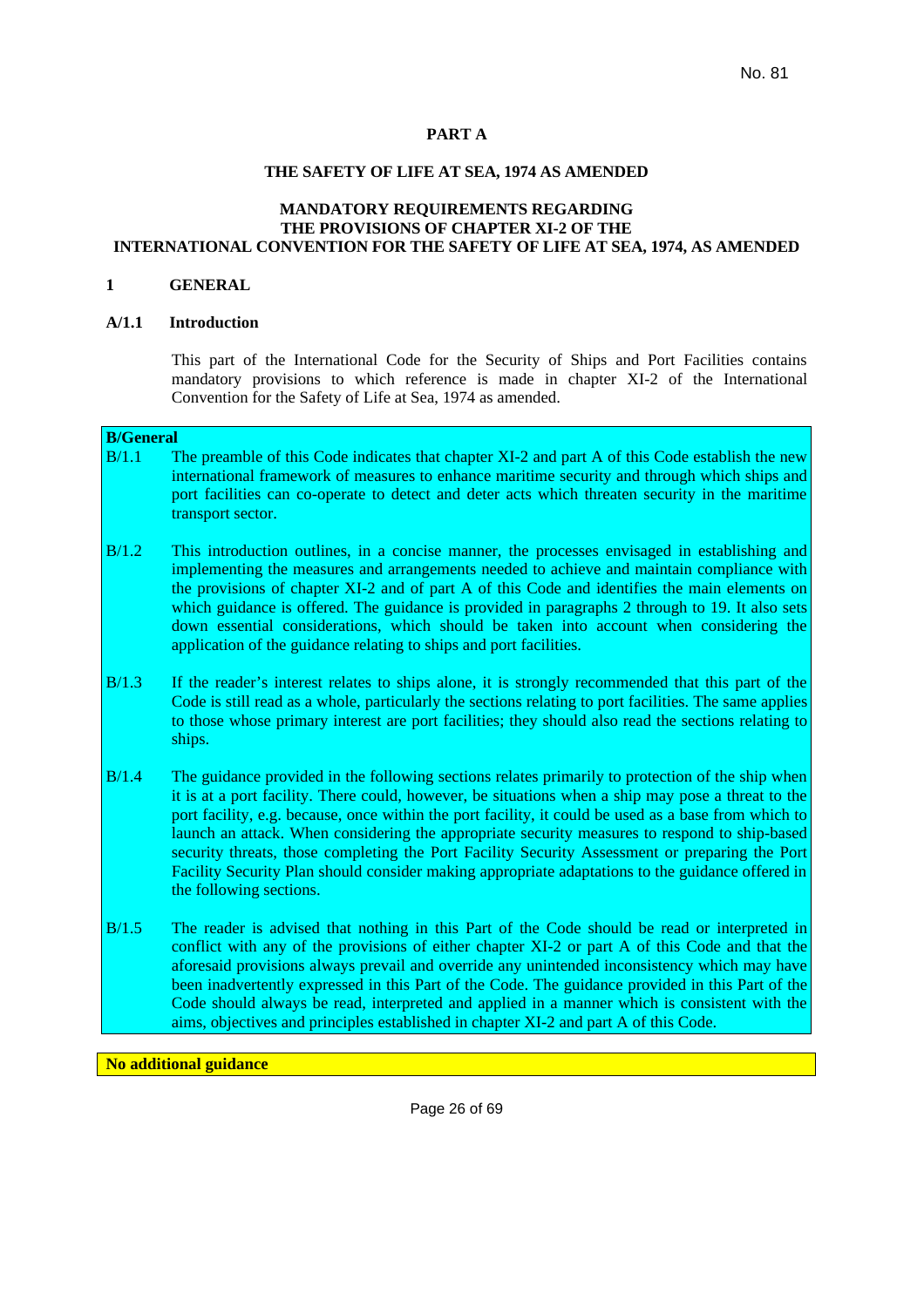No. 81

# PART A

## THE SAFETY OF LIFE AT SEA, 1974 AS AMENDED

## MANDATORY REQUIREMENTS REGARDING THE PROVISIONS OF CHAPTER XI-2 OF THE INTERNATIONAL CONVENTION FOR THE SAFETY OF LIFE AT SEA, 1974, AS AMENDED

### 1 GENERAL

#### A/1.1 Introduction

This part of the International Code for the Security of Ships and Port Facilities contains mandatory provisions to which reference is made in chapter XI-2 of the International Convention for the Safety of Life at Sea, 1974 as amended.

**B/General**

B/1.1 The preamble of this Code indicates that chapter XI-2 and part A of this Code establish the new international framework of measures to enhance maritime security and through which ships and port facilities can co-operate to detect and deter acts which threaten security in the maritime transport sector.

B/1.2 This introduction outlines, in a concise manner, the processes envisaged in establishing and implementing the measures and arrangements needed to achieve and maintain compliance with the provisions of chapter XI-2 and of part A of this Code and identifies the main elements on which guidance is offered. The guidance is provided in paragraphs 2 through to 19. It also sets down essential considerations, which should be taken into account when considering the application of the guidance relating to ships and port facilities.

B/1.3 If the reader's interest relates to ships alone, it is strongly recommended that this part of the Code is still read as a whole, particularly the sections relating to port facilities. The same applies to those whose primary interest are port facilities; they should also read the sections relating to ships.

B/1.4 The guidance provided in the following sections relates primarily to protection of the ship when it is at a port facility. There could, however, be situations when a ship may pose a threat to the port facility, e.g. because, once within the port facility, it could be used as a base from which to launch an attack. When considering the appropriate security measures to respond to ship-based security threats, those completing the Port Facility Security Assessment or preparing the Port Facility Security Plan should consider making appropriate adaptations to the guidance offered in the following sections.

B/1.5 The reader is advised that nothing in this Part of the Code should be read or interpreted in conflict with any of the provisions of either chapter XI-2 or part A of this Code and that the aforesaid provisions always prevail and override any unintended inconsistency which may have been inadvertently expressed in this Part of the Code. The guidance provided in this Part of the Code should always be read, interpreted and applied in a manner which is consistent with the aims, objectives and principles established in chapter XI-2 and part A of this Code.

**No additional guidance**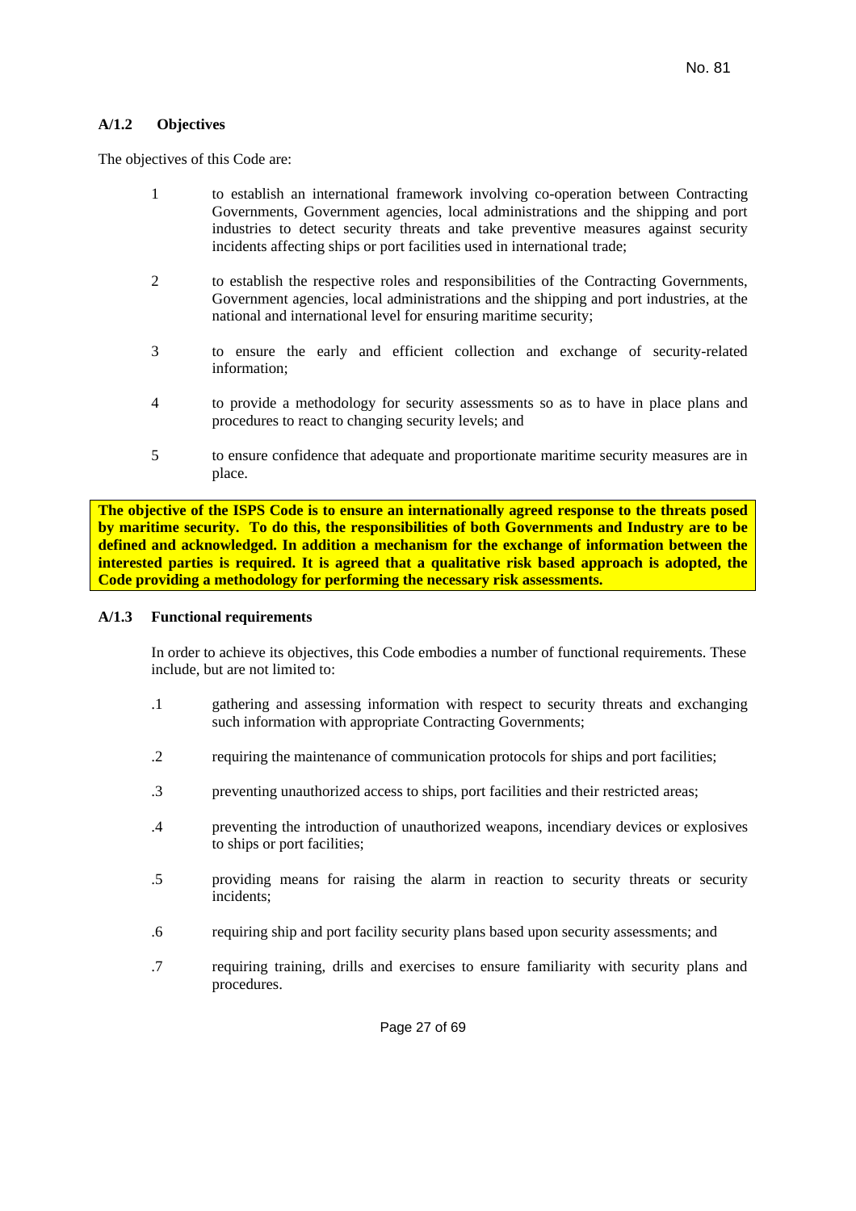### A/1.2 Objectives

The objectives of this Code are:

1. to establish an international framework involving co-operation between Contracting Governments, Government agencies, local administrations and the shipping and port industries to detect security threats and take preventive measures against security incidents affecting ships or port facilities used in international trade;

2. to establish the respective roles and responsibilities of the Contracting Governments, Government agencies, local administrations and the shipping and port industries, at the national and international level for ensuring maritime security;

3. to ensure the early and efficient collection and exchange of security-related information;

4. to provide a methodology for security assessments so as to have in place plans and procedures to react to changing security levels; and

5. to ensure confidence that adequate and proportionate maritime security measures are in place.

**The objective of the ISPS Code is to ensure an internationally agreed response to the threats posed by maritime security. To do this, the responsibilities of both Governments and Industry are to be defined and acknowledged. In addition a mechanism for the exchange of information between the interested parties is required. It is agreed that a qualitative risk based approach is adopted, the Code providing a methodology for performing the necessary risk assessments.**

### A/1.3 Functional requirements

In order to achieve its objectives, this Code embodies a number of functional requirements. These include, but are not limited to:

.1 gathering and assessing information with respect to security threats and exchanging such information with appropriate Contracting Governments;

.2 requiring the maintenance of communication protocols for ships and port facilities;

.3 preventing unauthorized access to ships, port facilities and their restricted areas;

.4 preventing the introduction of unauthorized weapons, incendiary devices or explosives to ships or port facilities;

.5 providing means for raising the alarm in reaction to security threats or security incidents;

.6 requiring ship and port facility security plans based upon security assessments; and

.7 requiring training, drills and exercises to ensure familiarity with security plans and procedures.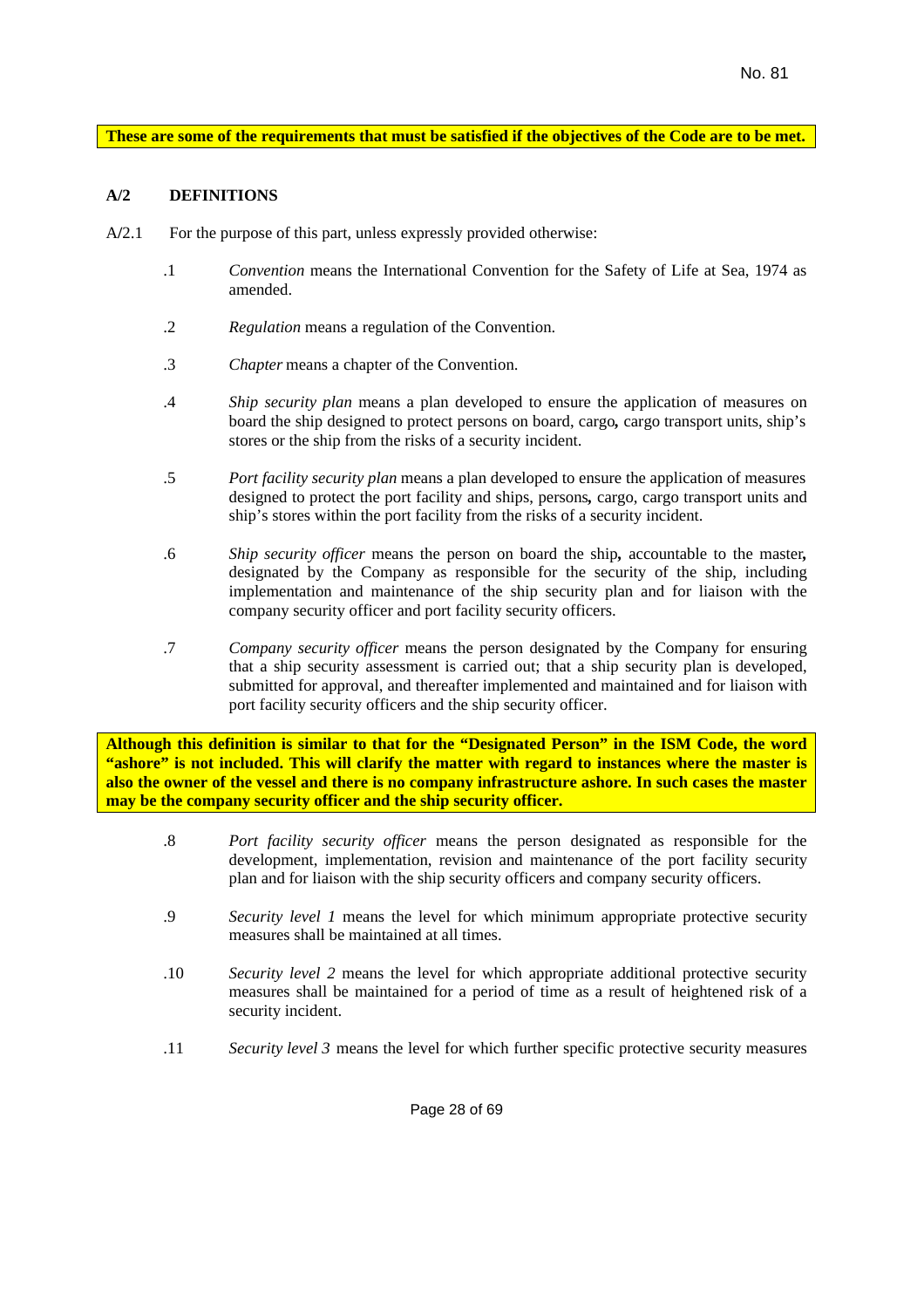**These are some of the requirements that must be satisfied if the objectives of the Code are to be met.**

### A/2 DEFINITIONS

A/2.1 For the purpose of this part, unless expressly provided otherwise:

.1 *Convention* means the International Convention for the Safety of Life at Sea, 1974 as amended.

.2 *Regulation* means a regulation of the Convention.

.3 *Chapter* means a chapter of the Convention.

.4 *Ship security plan* means a plan developed to ensure the application of measures on board the ship designed to protect persons on board, cargo, cargo transport units, ship's stores or the ship from the risks of a security incident.

.5 *Port facility security plan* means a plan developed to ensure the application of measures designed to protect the port facility and ships, persons, cargo, cargo transport units and ship's stores within the port facility from the risks of a security incident.

.6 *Ship security officer* means the person on board the ship, accountable to the master, designated by the Company as responsible for the security of the ship, including implementation and maintenance of the ship security plan and for liaison with the company security officer and port facility security officers.

.7 *Company security officer* means the person designated by the Company for ensuring that a ship security assessment is carried out; that a ship security plan is developed, submitted for approval, and thereafter implemented and maintained and for liaison with port facility security officers and the ship security officer.

**Although this definition is similar to that for the "Designated Person" in the ISM Code, the word "ashore" is not included. This will clarify the matter with regard to instances where the master is also the owner of the vessel and there is no company infrastructure ashore. In such cases the master may be the company security officer and the ship security officer.**

.8 *Port facility security officer* means the person designated as responsible for the development, implementation, revision and maintenance of the port facility security plan and for liaison with the ship security officers and company security officers.

.9 *Security level 1* means the level for which minimum appropriate protective security measures shall be maintained at all times.

.10 *Security level 2* means the level for which appropriate additional protective security measures shall be maintained for a period of time as a result of heightened risk of a security incident.

.11 *Security level 3* means the level for which further specific protective security measures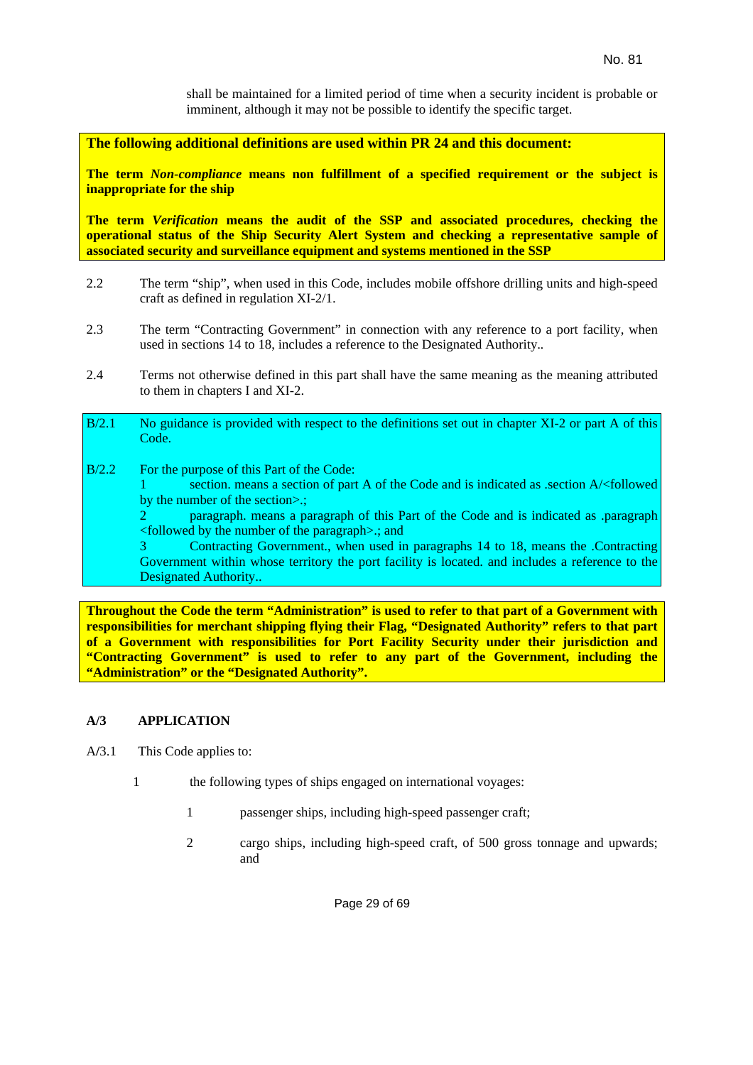shall be maintained for a limited period of time when a security incident is probable or imminent, although it may not be possible to identify the specific target.

**The following additional definitions are used within PR 24 and this document:**

**The term *Non-compliance* means non fulfillment of a specified requirement or the subject is inappropriate for the ship**

**The term *Verification* means the audit of the SSP and associated procedures, checking the operational status of the Ship Security Alert System and checking a representative sample of associated security and surveillance equipment and systems mentioned in the SSP**

2.2 The term “ship”, when used in this Code, includes mobile offshore drilling units and high-speed craft as defined in regulation XI-2/1.

2.3 The term “Contracting Government” in connection with any reference to a port facility, when used in sections 14 to 18, includes a reference to the Designated Authority..

2.4 Terms not otherwise defined in this part shall have the same meaning as the meaning attributed to them in chapters I and XI-2.

B/2.1 No guidance is provided with respect to the definitions set out in chapter XI-2 or part A of this Code.

B/2.2 For the purpose of this Part of the Code:

1 section. means a section of part A of the Code and is indicated as .section A/<followed by the number of the section>.;

2 paragraph. means a paragraph of this Part of the Code and is indicated as .paragraph <followed by the number of the paragraph>.; and

3 Contracting Government., when used in paragraphs 14 to 18, means the .Contracting Government within whose territory the port facility is located. and includes a reference to the Designated Authority..

**Throughout the Code the term “Administration” is used to refer to that part of a Government with responsibilities for merchant shipping flying their Flag, “Designated Authority” refers to that part of a Government with responsibilities for Port Facility Security under their jurisdiction and “Contracting Government” is used to refer to any part of the Government, including the “Administration” or the “Designated Authority”.**

**A/3 APPLICATION**

A/3.1 This Code applies to:

1 the following types of ships engaged on international voyages:

1 passenger ships, including high-speed passenger craft;

2 cargo ships, including high-speed craft, of 500 gross tonnage and upwards; and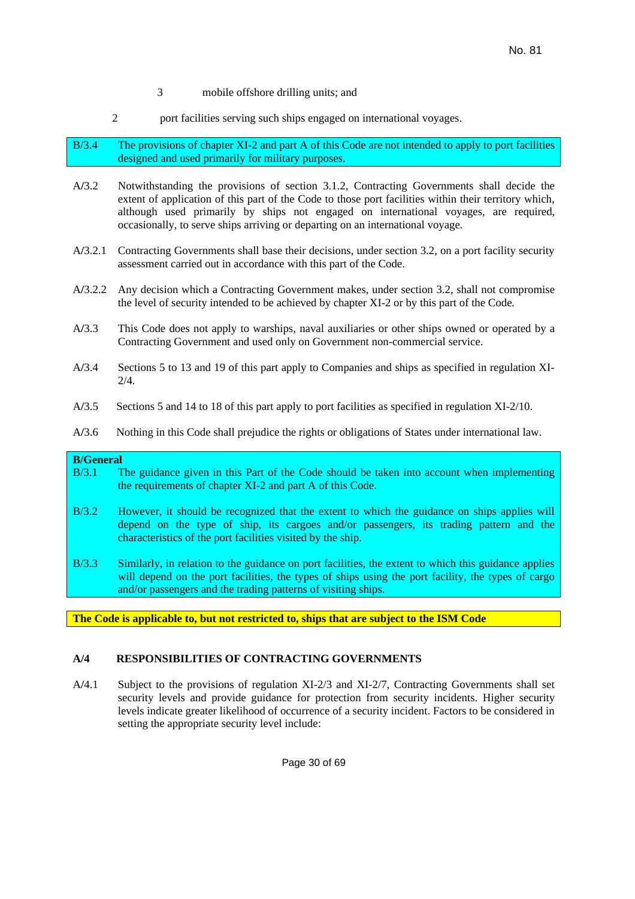3 mobile offshore drilling units; and

2 port facilities serving such ships engaged on international voyages.

B/3.4 The provisions of chapter XI-2 and part A of this Code are not intended to apply to port facilities designed and used primarily for military purposes.

A/3.2 Notwithstanding the provisions of section 3.1.2, Contracting Governments shall decide the extent of application of this part of the Code to those port facilities within their territory which, although used primarily by ships not engaged on international voyages, are required, occasionally, to serve ships arriving or departing on an international voyage.

A/3.2.1 Contracting Governments shall base their decisions, under section 3.2, on a port facility security assessment carried out in accordance with this part of the Code.

A/3.2.2 Any decision which a Contracting Government makes, under section 3.2, shall not compromise the level of security intended to be achieved by chapter XI-2 or by this part of the Code.

A/3.3 This Code does not apply to warships, naval auxiliaries or other ships owned or operated by a Contracting Government and used only on Government non-commercial service.

A/3.4 Sections 5 to 13 and 19 of this part apply to Companies and ships as specified in regulation XI-2/4.

A/3.5 Sections 5 and 14 to 18 of this part apply to port facilities as specified in regulation XI-2/10.

A/3.6 Nothing in this Code shall prejudice the rights or obligations of States under international law.

**B/General**

B/3.1 The guidance given in this Part of the Code should be taken into account when implementing the requirements of chapter XI-2 and part A of this Code.

B/3.2 However, it should be recognized that the extent to which the guidance on ships applies will depend on the type of ship, its cargoes and/or passengers, its trading pattern and the characteristics of the port facilities visited by the ship.

B/3.3 Similarly, in relation to the guidance on port facilities, the extent to which this guidance applies will depend on the port facilities, the types of ships using the port facility, the types of cargo and/or passengers and the trading patterns of visiting ships.

**The Code is applicable to, but not restricted to, ships that are subject to the ISM Code**

## A/4 RESPONSIBILITIES OF CONTRACTING GOVERNMENTS

A/4.1 Subject to the provisions of regulation XI-2/3 and XI-2/7, Contracting Governments shall set security levels and provide guidance for protection from security incidents. Higher security levels indicate greater likelihood of occurrence of a security incident. Factors to be considered in setting the appropriate security level include: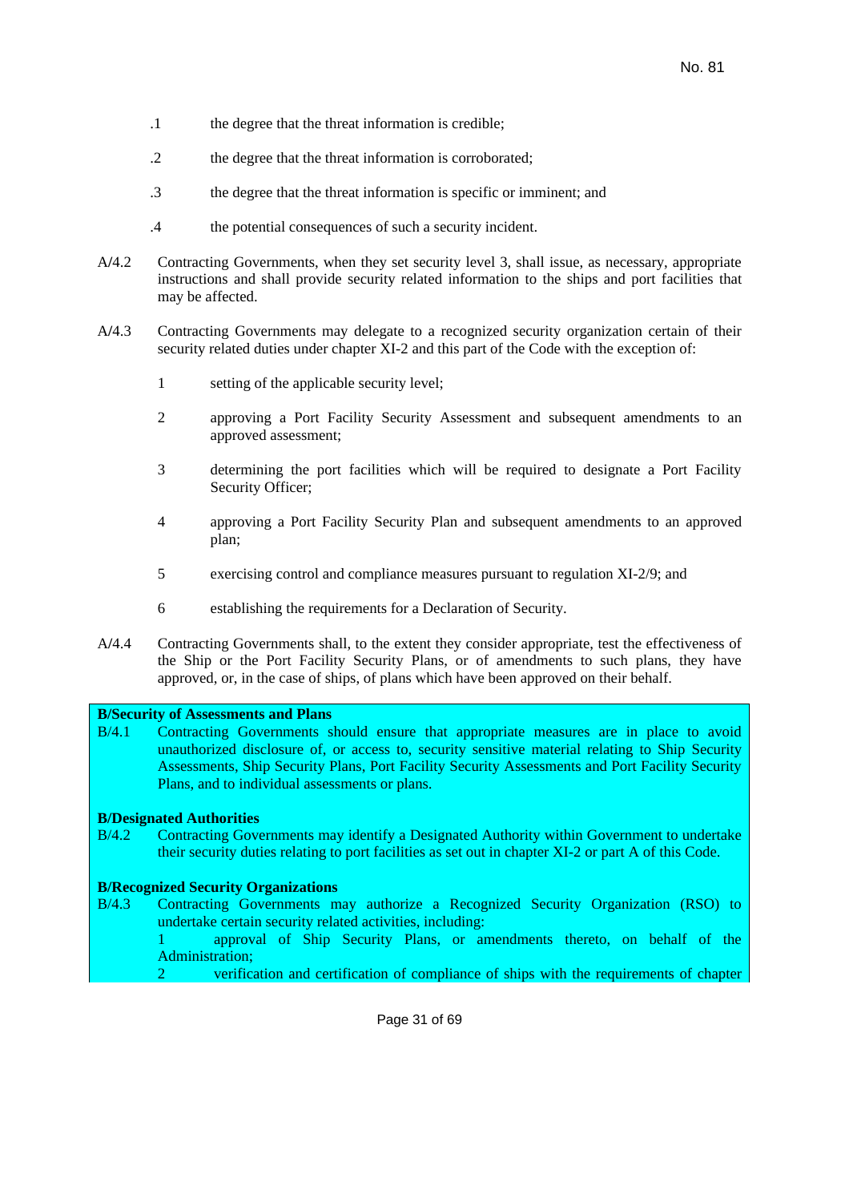.1 the degree that the threat information is credible;

.2 the degree that the threat information is corroborated;

.3 the degree that the threat information is specific or imminent; and

.4 the potential consequences of such a security incident.

A/4.2 Contracting Governments, when they set security level 3, shall issue, as necessary, appropriate instructions and shall provide security related information to the ships and port facilities that may be affected.

A/4.3 Contracting Governments may delegate to a recognized security organization certain of their security related duties under chapter XI-2 and this part of the Code with the exception of:

1 setting of the applicable security level;

2 approving a Port Facility Security Assessment and subsequent amendments to an approved assessment;

3 determining the port facilities which will be required to designate a Port Facility Security Officer;

4 approving a Port Facility Security Plan and subsequent amendments to an approved plan;

5 exercising control and compliance measures pursuant to regulation XI-2/9; and

6 establishing the requirements for a Declaration of Security.

A/4.4 Contracting Governments shall, to the extent they consider appropriate, test the effectiveness of the Ship or the Port Facility Security Plans, or of amendments to such plans, they have approved, or, in the case of ships, of plans which have been approved on their behalf.

**B/Security of Assessments and Plans**

B/4.1 Contracting Governments should ensure that appropriate measures are in place to avoid unauthorized disclosure of, or access to, security sensitive material relating to Ship Security Assessments, Ship Security Plans, Port Facility Security Assessments and Port Facility Security Plans, and to individual assessments or plans.

**B/Designated Authorities**

B/4.2 Contracting Governments may identify a Designated Authority within Government to undertake their security duties relating to port facilities as set out in chapter XI-2 or part A of this Code.

**B/Recognized Security Organizations**

B/4.3 Contracting Governments may authorize a Recognized Security Organization (RSO) to undertake certain security related activities, including:

1 approval of Ship Security Plans, or amendments thereto, on behalf of the Administration;

2 verification and certification of compliance of ships with the requirements of chapter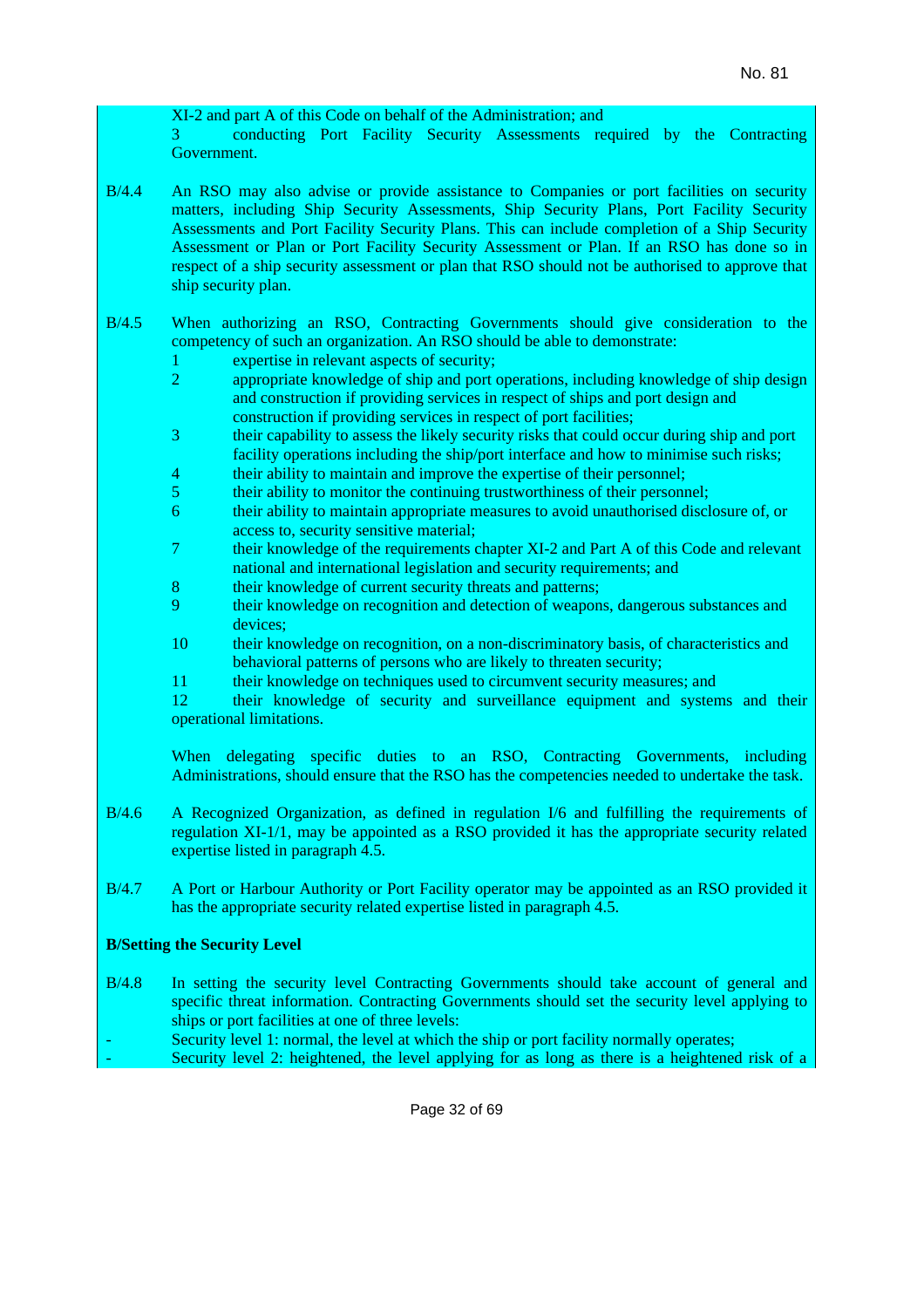XI-2 and part A of this Code on behalf of the Administration; and

3 conducting Port Facility Security Assessments required by the Contracting Government.

B/4.4 An RSO may also advise or provide assistance to Companies or port facilities on security matters, including Ship Security Assessments, Ship Security Plans, Port Facility Security Assessments and Port Facility Security Plans. This can include completion of a Ship Security Assessment or Plan or Port Facility Security Assessment or Plan. If an RSO has done so in respect of a ship security assessment or plan that RSO should not be authorised to approve that ship security plan.

B/4.5 When authorizing an RSO, Contracting Governments should give consideration to the competency of such an organization. An RSO should be able to demonstrate:

1 expertise in relevant aspects of security;
2 appropriate knowledge of ship and port operations, including knowledge of ship design and construction if providing services in respect of ships and port design and construction if providing services in respect of port facilities;
3 their capability to assess the likely security risks that could occur during ship and port facility operations including the ship/port interface and how to minimise such risks;
4 their ability to maintain and improve the expertise of their personnel;
5 their ability to monitor the continuing trustworthiness of their personnel;
6 their ability to maintain appropriate measures to avoid unauthorised disclosure of, or access to, security sensitive material;
7 their knowledge of the requirements chapter XI-2 and Part A of this Code and relevant national and international legislation and security requirements; and
8 their knowledge of current security threats and patterns;
9 their knowledge on recognition and detection of weapons, dangerous substances and devices;
10 their knowledge on recognition, on a non-discriminatory basis, of characteristics and behavioral patterns of persons who are likely to threaten security;
11 their knowledge on techniques used to circumvent security measures; and
12 their knowledge of security and surveillance equipment and systems and their operational limitations.

When delegating specific duties to an RSO, Contracting Governments, including Administrations, should ensure that the RSO has the competencies needed to undertake the task.

B/4.6 A Recognized Organization, as defined in regulation I/6 and fulfilling the requirements of regulation XI-1/1, may be appointed as a RSO provided it has the appropriate security related expertise listed in paragraph 4.5.

B/4.7 A Port or Harbour Authority or Port Facility operator may be appointed as an RSO provided it has the appropriate security related expertise listed in paragraph 4.5.

**B/Setting the Security Level**

B/4.8 In setting the security level Contracting Governments should take account of general and specific threat information. Contracting Governments should set the security level applying to ships or port facilities at one of three levels:

- Security level 1: normal, the level at which the ship or port facility normally operates;
- Security level 2: heightened, the level applying for as long as there is a heightened risk of a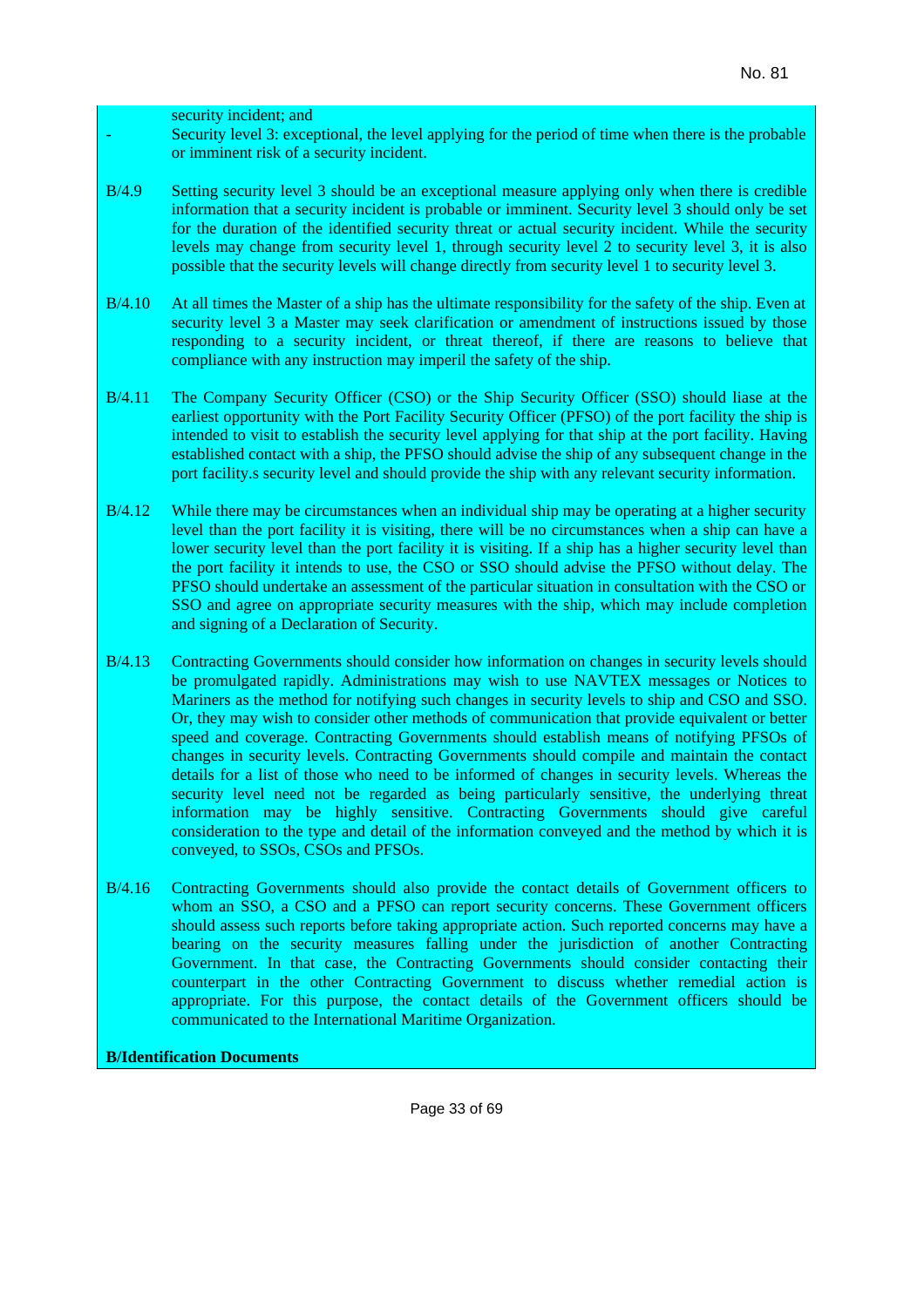security incident; and

- Security level 3: exceptional, the level applying for the period of time when there is the probable or imminent risk of a security incident.

B/4.9 Setting security level 3 should be an exceptional measure applying only when there is credible information that a security incident is probable or imminent. Security level 3 should only be set for the duration of the identified security threat or actual security incident. While the security levels may change from security level 1, through security level 2 to security level 3, it is also possible that the security levels will change directly from security level 1 to security level 3.

B/4.10 At all times the Master of a ship has the ultimate responsibility for the safety of the ship. Even at security level 3 a Master may seek clarification or amendment of instructions issued by those responding to a security incident, or threat thereof, if there are reasons to believe that compliance with any instruction may imperil the safety of the ship.

B/4.11 The Company Security Officer (CSO) or the Ship Security Officer (SSO) should liase at the earliest opportunity with the Port Facility Security Officer (PFSO) of the port facility the ship is intended to visit to establish the security level applying for that ship at the port facility. Having established contact with a ship, the PFSO should advise the ship of any subsequent change in the port facility.s security level and should provide the ship with any relevant security information.

B/4.12 While there may be circumstances when an individual ship may be operating at a higher security level than the port facility it is visiting, there will be no circumstances when a ship can have a lower security level than the port facility it is visiting. If a ship has a higher security level than the port facility it intends to use, the CSO or SSO should advise the PFSO without delay. The PFSO should undertake an assessment of the particular situation in consultation with the CSO or SSO and agree on appropriate security measures with the ship, which may include completion and signing of a Declaration of Security.

B/4.13 Contracting Governments should consider how information on changes in security levels should be promulgated rapidly. Administrations may wish to use NAVTEX messages or Notices to Mariners as the method for notifying such changes in security levels to ship and CSO and SSO. Or, they may wish to consider other methods of communication that provide equivalent or better speed and coverage. Contracting Governments should establish means of notifying PFSOs of changes in security levels. Contracting Governments should compile and maintain the contact details for a list of those who need to be informed of changes in security levels. Whereas the security level need not be regarded as being particularly sensitive, the underlying threat information may be highly sensitive. Contracting Governments should give careful consideration to the type and detail of the information conveyed and the method by which it is conveyed, to SSOs, CSOs and PFSOs.

B/4.16 Contracting Governments should also provide the contact details of Government officers to whom an SSO, a CSO and a PFSO can report security concerns. These Government officers should assess such reports before taking appropriate action. Such reported concerns may have a bearing on the security measures falling under the jurisdiction of another Contracting Government. In that case, the Contracting Governments should consider contacting their counterpart in the other Contracting Government to discuss whether remedial action is appropriate. For this purpose, the contact details of the Government officers should be communicated to the International Maritime Organization.

**B/Identification Documents**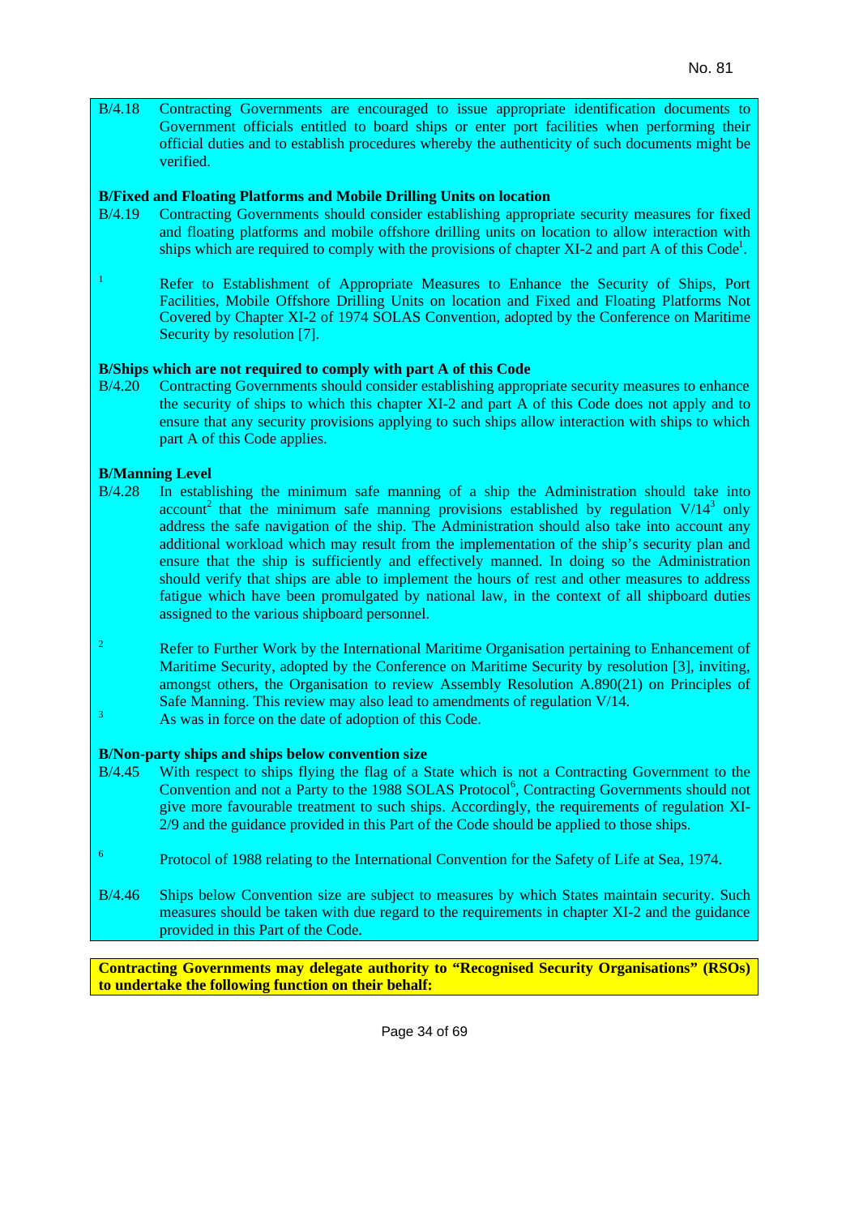B/4.18 Contracting Governments are encouraged to issue appropriate identification documents to Government officials entitled to board ships or enter port facilities when performing their official duties and to establish procedures whereby the authenticity of such documents might be verified.

**B/Fixed and Floating Platforms and Mobile Drilling Units on location**

B/4.19 Contracting Governments should consider establishing appropriate security measures for fixed and floating platforms and mobile offshore drilling units on location to allow interaction with ships which are required to comply with the provisions of chapter XI-2 and part A of this Code[1].

[1] Refer to Establishment of Appropriate Measures to Enhance the Security of Ships, Port Facilities, Mobile Offshore Drilling Units on location and Fixed and Floating Platforms Not Covered by Chapter XI-2 of 1974 SOLAS Convention, adopted by the Conference on Maritime Security by resolution [7].

**B/Ships which are not required to comply with part A of this Code**

B/4.20 Contracting Governments should consider establishing appropriate security measures to enhance the security of ships to which this chapter XI-2 and part A of this Code does not apply and to ensure that any security provisions applying to such ships allow interaction with ships to which part A of this Code applies.

**B/Manning Level**

B/4.28 In establishing the minimum safe manning of a ship the Administration should take into account[2] that the minimum safe manning provisions established by regulation V/14[3] only address the safe navigation of the ship. The Administration should also take into account any additional workload which may result from the implementation of the ship's security plan and ensure that the ship is sufficiently and effectively manned. In doing so the Administration should verify that ships are able to implement the hours of rest and other measures to address fatigue which have been promulgated by national law, in the context of all shipboard duties assigned to the various shipboard personnel.

[2] Refer to Further Work by the International Maritime Organisation pertaining to Enhancement of Maritime Security, adopted by the Conference on Maritime Security by resolution [3], inviting, amongst others, the Organisation to review Assembly Resolution A.890(21) on Principles of Safe Manning. This review may also lead to amendments of regulation V/14.

[3] As was in force on the date of adoption of this Code.

**B/Non-party ships and ships below convention size**

B/4.45 With respect to ships flying the flag of a State which is not a Contracting Government to the Convention and not a Party to the 1988 SOLAS Protocol[6], Contracting Governments should not give more favourable treatment to such ships. Accordingly, the requirements of regulation XI-2/9 and the guidance provided in this Part of the Code should be applied to those ships.

[6] Protocol of 1988 relating to the International Convention for the Safety of Life at Sea, 1974.

B/4.46 Ships below Convention size are subject to measures by which States maintain security. Such measures should be taken with due regard to the requirements in chapter XI-2 and the guidance provided in this Part of the Code.

**Contracting Governments may delegate authority to "Recognised Security Organisations" (RSOs) to undertake the following function on their behalf:**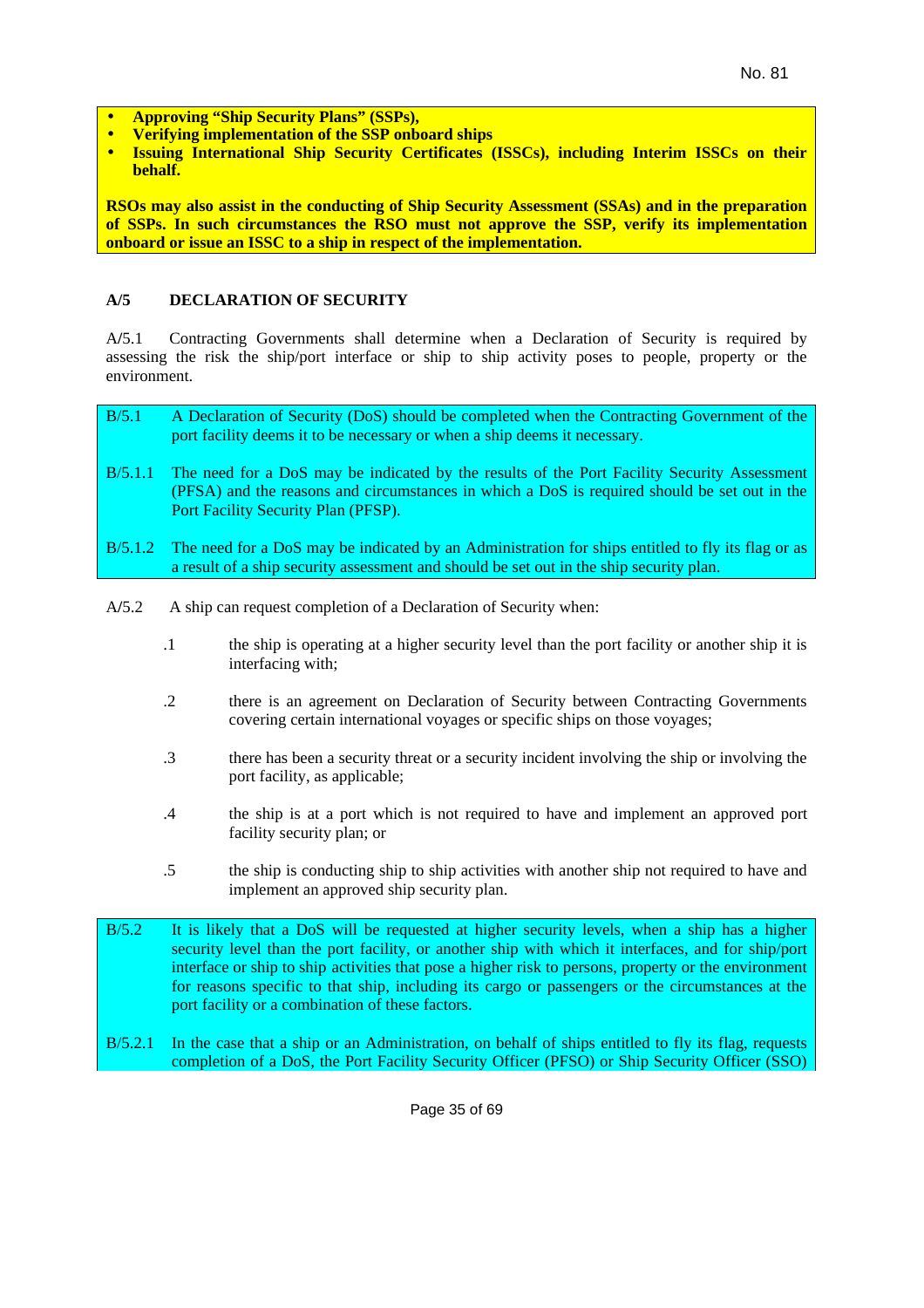- **Approving "Ship Security Plans" (SSPs),**
- **Verifying implementation of the SSP onboard ships**
- **Issuing International Ship Security Certificates (ISSCs), including Interim ISSCs on their behalf.**

**RSOs may also assist in the conducting of Ship Security Assessment (SSAs) and in the preparation of SSPs. In such circumstances the RSO must not approve the SSP, verify its implementation onboard or issue an ISSC to a ship in respect of the implementation.**

## A/5 DECLARATION OF SECURITY

A/5.1 Contracting Governments shall determine when a Declaration of Security is required by assessing the risk the ship/port interface or ship to ship activity poses to people, property or the environment.

B/5.1 A Declaration of Security (DoS) should be completed when the Contracting Government of the port facility deems it to be necessary or when a ship deems it necessary.

B/5.1.1 The need for a DoS may be indicated by the results of the Port Facility Security Assessment (PFSA) and the reasons and circumstances in which a DoS is required should be set out in the Port Facility Security Plan (PFSP).

B/5.1.2 The need for a DoS may be indicated by an Administration for ships entitled to fly its flag or as a result of a ship security assessment and should be set out in the ship security plan.

A/5.2 A ship can request completion of a Declaration of Security when:

.1 the ship is operating at a higher security level than the port facility or another ship it is interfacing with;

.2 there is an agreement on Declaration of Security between Contracting Governments covering certain international voyages or specific ships on those voyages;

.3 there has been a security threat or a security incident involving the ship or involving the port facility, as applicable;

.4 the ship is at a port which is not required to have and implement an approved port facility security plan; or

.5 the ship is conducting ship to ship activities with another ship not required to have and implement an approved ship security plan.

B/5.2 It is likely that a DoS will be requested at higher security levels, when a ship has a higher security level than the port facility, or another ship with which it interfaces, and for ship/port interface or ship to ship activities that pose a higher risk to persons, property or the environment for reasons specific to that ship, including its cargo or passengers or the circumstances at the port facility or a combination of these factors.

B/5.2.1 In the case that a ship or an Administration, on behalf of ships entitled to fly its flag, requests completion of a DoS, the Port Facility Security Officer (PFSO) or Ship Security Officer (SSO)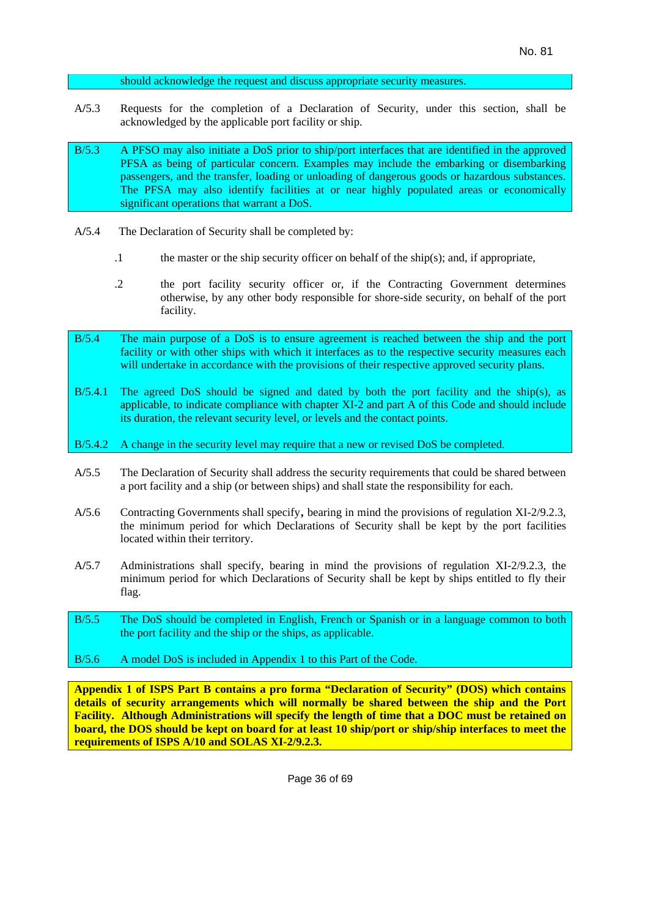should acknowledge the request and discuss appropriate security measures.

A/5.3 Requests for the completion of a Declaration of Security, under this section, shall be acknowledged by the applicable port facility or ship.

B/5.3 A PFSO may also initiate a DoS prior to ship/port interfaces that are identified in the approved PFSA as being of particular concern. Examples may include the embarking or disembarking passengers, and the transfer, loading or unloading of dangerous goods or hazardous substances. The PFSA may also identify facilities at or near highly populated areas or economically significant operations that warrant a DoS.

A/5.4 The Declaration of Security shall be completed by:

.1 the master or the ship security officer on behalf of the ship(s); and, if appropriate,

.2 the port facility security officer or, if the Contracting Government determines otherwise, by any other body responsible for shore-side security, on behalf of the port facility.

B/5.4 The main purpose of a DoS is to ensure agreement is reached between the ship and the port facility or with other ships with which it interfaces as to the respective security measures each will undertake in accordance with the provisions of their respective approved security plans.

B/5.4.1 The agreed DoS should be signed and dated by both the port facility and the ship(s), as applicable, to indicate compliance with chapter XI-2 and part A of this Code and should include its duration, the relevant security level, or levels and the contact points.

B/5.4.2 A change in the security level may require that a new or revised DoS be completed.

A/5.5 The Declaration of Security shall address the security requirements that could be shared between a port facility and a ship (or between ships) and shall state the responsibility for each.

A/5.6 Contracting Governments shall specify, bearing in mind the provisions of regulation XI-2/9.2.3, the minimum period for which Declarations of Security shall be kept by the port facilities located within their territory.

A/5.7 Administrations shall specify, bearing in mind the provisions of regulation XI-2/9.2.3, the minimum period for which Declarations of Security shall be kept by ships entitled to fly their flag.

B/5.5 The DoS should be completed in English, French or Spanish or in a language common to both the port facility and the ship or the ships, as applicable.

B/5.6 A model DoS is included in Appendix 1 to this Part of the Code.

**Appendix 1 of ISPS Part B contains a pro forma "Declaration of Security" (DOS) which contains details of security arrangements which will normally be shared between the ship and the Port Facility. Although Administrations will specify the length of time that a DOC must be retained on board, the DOS should be kept on board for at least 10 ship/port or ship/ship interfaces to meet the requirements of ISPS A/10 and SOLAS XI-2/9.2.3.**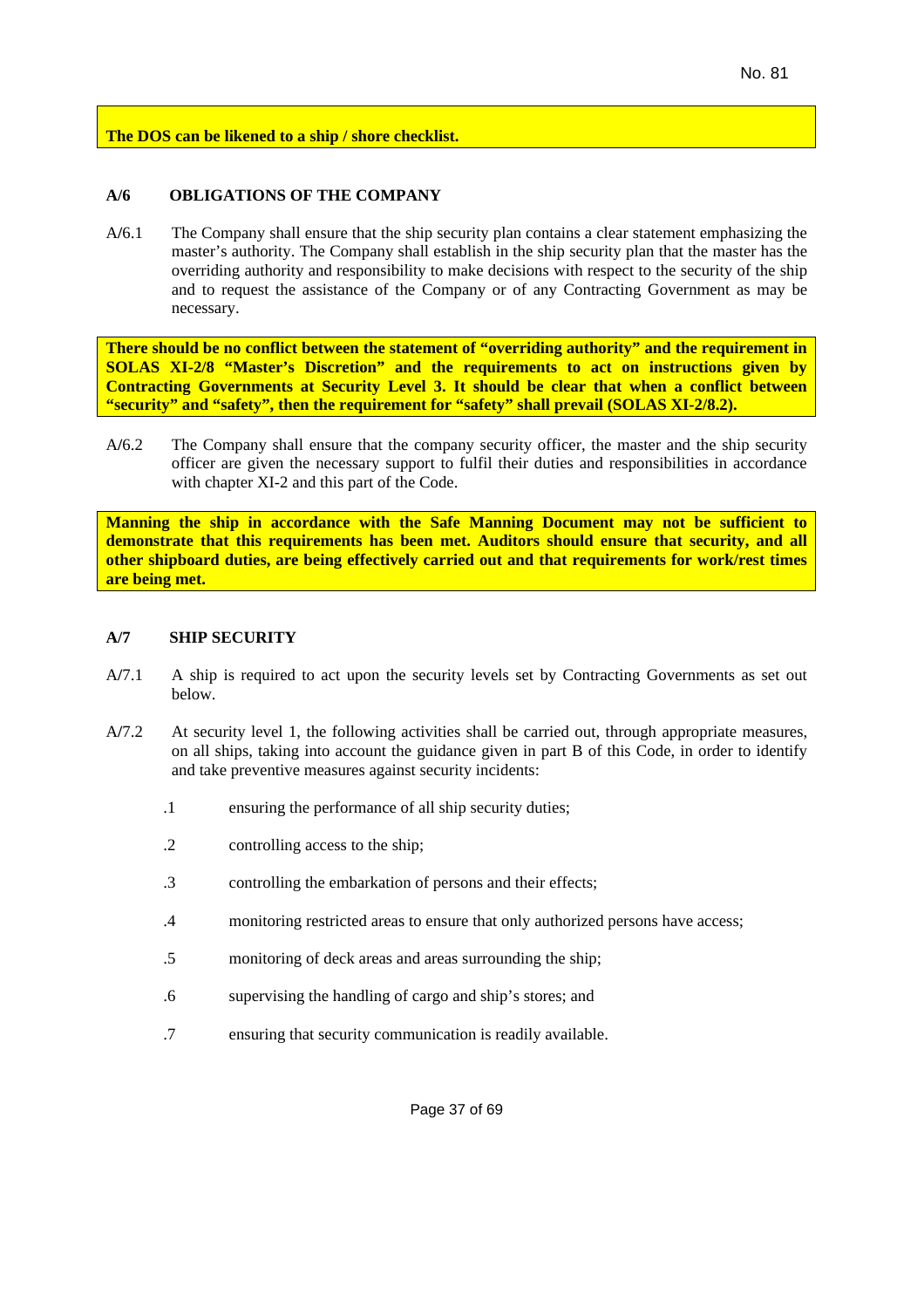**The DOS can be likened to a ship / shore checklist.**

## A/6 OBLIGATIONS OF THE COMPANY

A/6.1 The Company shall ensure that the ship security plan contains a clear statement emphasizing the master's authority. The Company shall establish in the ship security plan that the master has the overriding authority and responsibility to make decisions with respect to the security of the ship and to request the assistance of the Company or of any Contracting Government as may be necessary.

**There should be no conflict between the statement of "overriding authority" and the requirement in SOLAS XI-2/8 "Master's Discretion" and the requirements to act on instructions given by Contracting Governments at Security Level 3. It should be clear that when a conflict between "security" and "safety", then the requirement for "safety" shall prevail (SOLAS XI-2/8.2).**

A/6.2 The Company shall ensure that the company security officer, the master and the ship security officer are given the necessary support to fulfil their duties and responsibilities in accordance with chapter XI-2 and this part of the Code.

**Manning the ship in accordance with the Safe Manning Document may not be sufficient to demonstrate that this requirements has been met. Auditors should ensure that security, and all other shipboard duties, are being effectively carried out and that requirements for work/rest times are being met.**

## A/7 SHIP SECURITY

A/7.1 A ship is required to act upon the security levels set by Contracting Governments as set out below.

A/7.2 At security level 1, the following activities shall be carried out, through appropriate measures, on all ships, taking into account the guidance given in part B of this Code, in order to identify and take preventive measures against security incidents:

.1 ensuring the performance of all ship security duties;

.2 controlling access to the ship;

.3 controlling the embarkation of persons and their effects;

.4 monitoring restricted areas to ensure that only authorized persons have access;

.5 monitoring of deck areas and areas surrounding the ship;

.6 supervising the handling of cargo and ship's stores; and

.7 ensuring that security communication is readily available.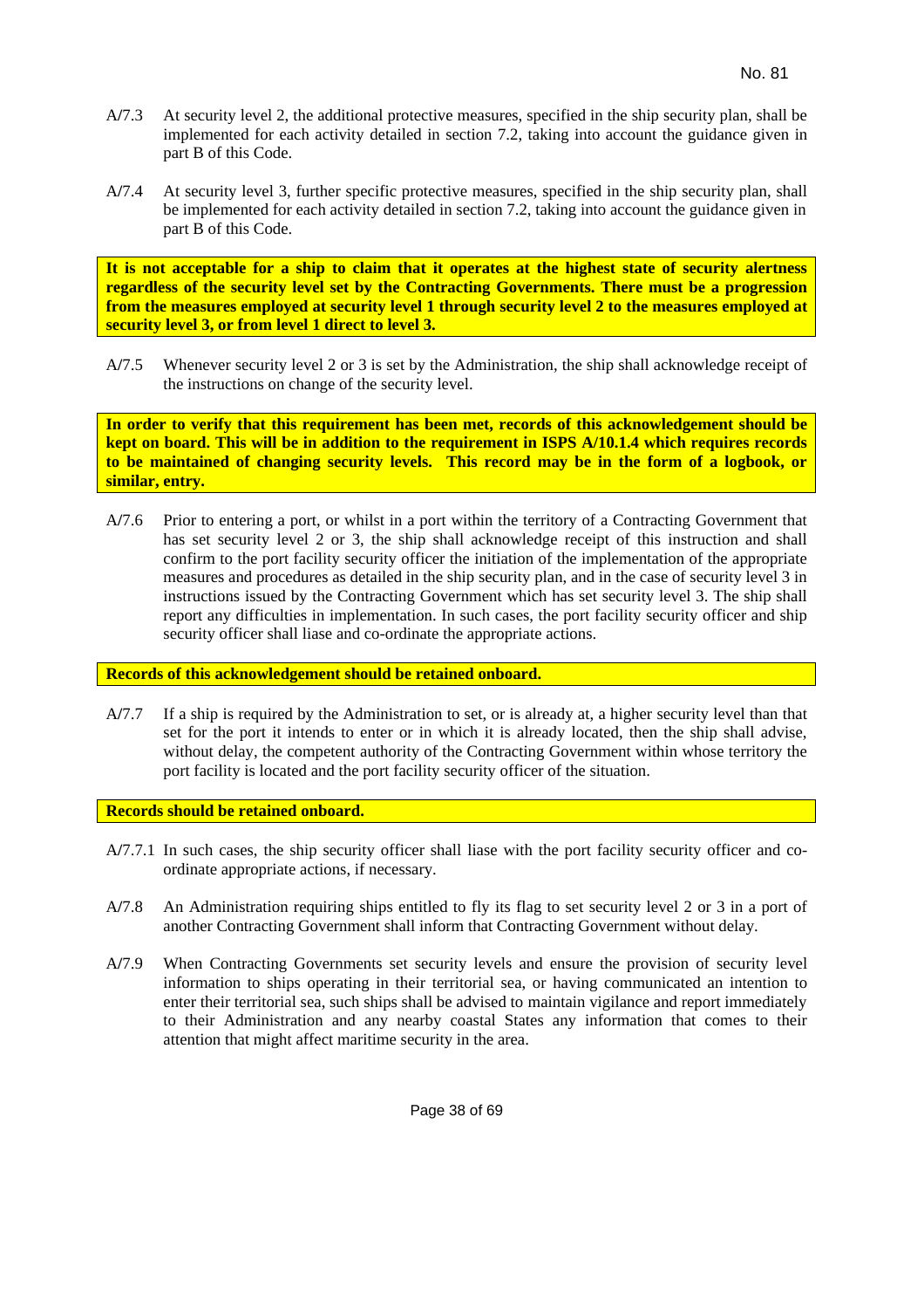A/7.3 At security level 2, the additional protective measures, specified in the ship security plan, shall be implemented for each activity detailed in section 7.2, taking into account the guidance given in part B of this Code.

A/7.4 At security level 3, further specific protective measures, specified in the ship security plan, shall be implemented for each activity detailed in section 7.2, taking into account the guidance given in part B of this Code.

**It is not acceptable for a ship to claim that it operates at the highest state of security alertness regardless of the security level set by the Contracting Governments. There must be a progression from the measures employed at security level 1 through security level 2 to the measures employed at security level 3, or from level 1 direct to level 3.**

A/7.5 Whenever security level 2 or 3 is set by the Administration, the ship shall acknowledge receipt of the instructions on change of the security level.

**In order to verify that this requirement has been met, records of this acknowledgement should be kept on board. This will be in addition to the requirement in ISPS A/10.1.4 which requires records to be maintained of changing security levels. This record may be in the form of a logbook, or similar, entry.**

A/7.6 Prior to entering a port, or whilst in a port within the territory of a Contracting Government that has set security level 2 or 3, the ship shall acknowledge receipt of this instruction and shall confirm to the port facility security officer the initiation of the implementation of the appropriate measures and procedures as detailed in the ship security plan, and in the case of security level 3 in instructions issued by the Contracting Government which has set security level 3. The ship shall report any difficulties in implementation. In such cases, the port facility security officer and ship security officer shall liase and co-ordinate the appropriate actions.

**Records of this acknowledgement should be retained onboard.**

A/7.7 If a ship is required by the Administration to set, or is already at, a higher security level than that set for the port it intends to enter or in which it is already located, then the ship shall advise, without delay, the competent authority of the Contracting Government within whose territory the port facility is located and the port facility security officer of the situation.

**Records should be retained onboard.**

A/7.7.1 In such cases, the ship security officer shall liase with the port facility security officer and co-ordinate appropriate actions, if necessary.

A/7.8 An Administration requiring ships entitled to fly its flag to set security level 2 or 3 in a port of another Contracting Government shall inform that Contracting Government without delay.

A/7.9 When Contracting Governments set security levels and ensure the provision of security level information to ships operating in their territorial sea, or having communicated an intention to enter their territorial sea, such ships shall be advised to maintain vigilance and report immediately to their Administration and any nearby coastal States any information that comes to their attention that might affect maritime security in the area.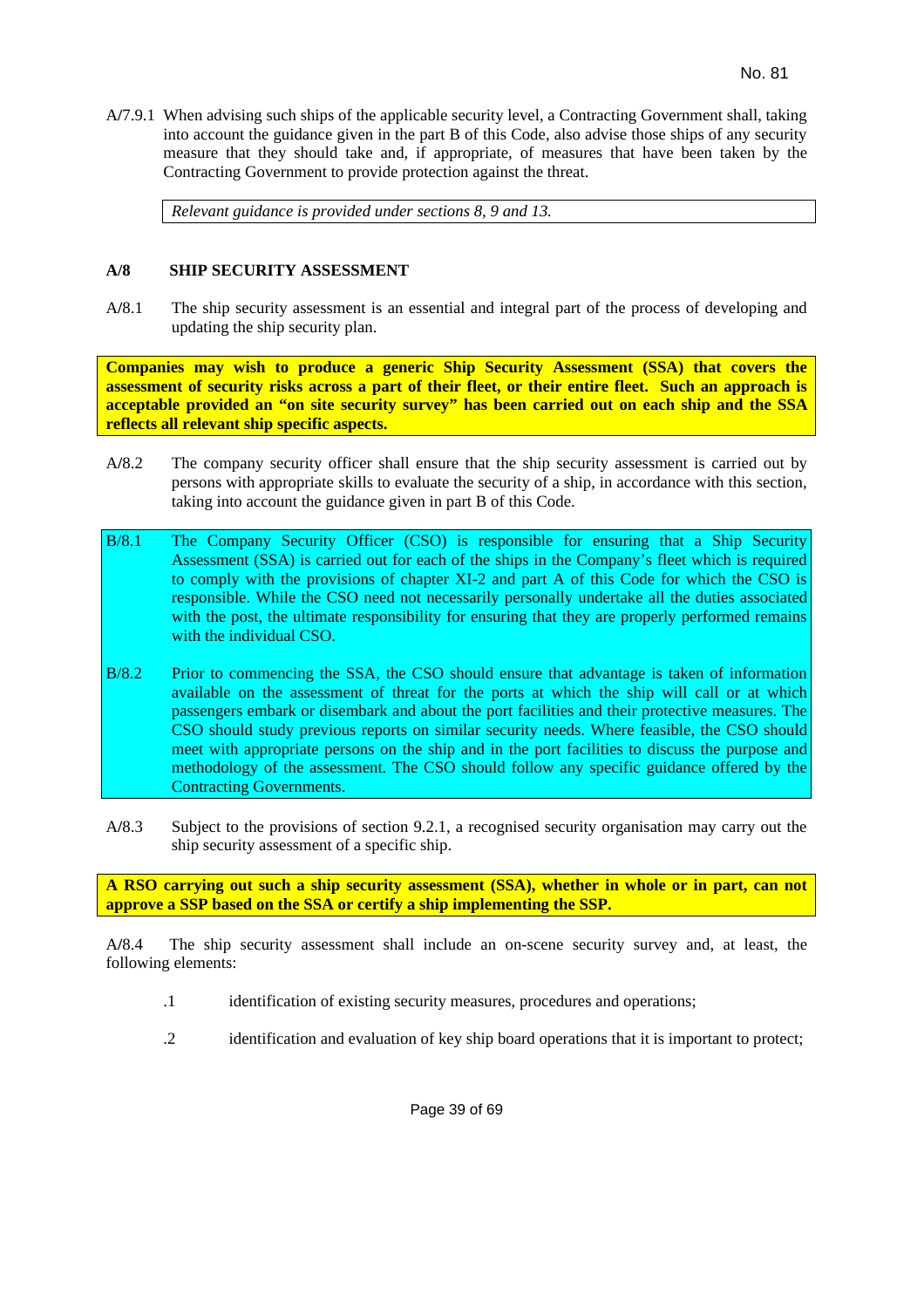A/7.9.1 When advising such ships of the applicable security level, a Contracting Government shall, taking into account the guidance given in the part B of this Code, also advise those ships of any security measure that they should take and, if appropriate, of measures that have been taken by the Contracting Government to provide protection against the threat.

> *Relevant guidance is provided under sections 8, 9 and 13.*

## A/8 SHIP SECURITY ASSESSMENT

A/8.1 The ship security assessment is an essential and integral part of the process of developing and updating the ship security plan.

> **Companies may wish to produce a generic Ship Security Assessment (SSA) that covers the assessment of security risks across a part of their fleet, or their entire fleet. Such an approach is acceptable provided an "on site security survey" has been carried out on each ship and the SSA reflects all relevant ship specific aspects.**

A/8.2 The company security officer shall ensure that the ship security assessment is carried out by persons with appropriate skills to evaluate the security of a ship, in accordance with this section, taking into account the guidance given in part B of this Code.

> B/8.1 The Company Security Officer (CSO) is responsible for ensuring that a Ship Security Assessment (SSA) is carried out for each of the ships in the Company's fleet which is required to comply with the provisions of chapter XI-2 and part A of this Code for which the CSO is responsible. While the CSO need not necessarily personally undertake all the duties associated with the post, the ultimate responsibility for ensuring that they are properly performed remains with the individual CSO.
>
> B/8.2 Prior to commencing the SSA, the CSO should ensure that advantage is taken of information available on the assessment of threat for the ports at which the ship will call or at which passengers embark or disembark and about the port facilities and their protective measures. The CSO should study previous reports on similar security needs. Where feasible, the CSO should meet with appropriate persons on the ship and in the port facilities to discuss the purpose and methodology of the assessment. The CSO should follow any specific guidance offered by the Contracting Governments.

A/8.3 Subject to the provisions of section 9.2.1, a recognised security organisation may carry out the ship security assessment of a specific ship.

> **A RSO carrying out such a ship security assessment (SSA), whether in whole or in part, can not approve a SSP based on the SSA or certify a ship implementing the SSP.**

A/8.4 The ship security assessment shall include an on-scene security survey and, at least, the following elements:

.1 identification of existing security measures, procedures and operations;

.2 identification and evaluation of key ship board operations that it is important to protect;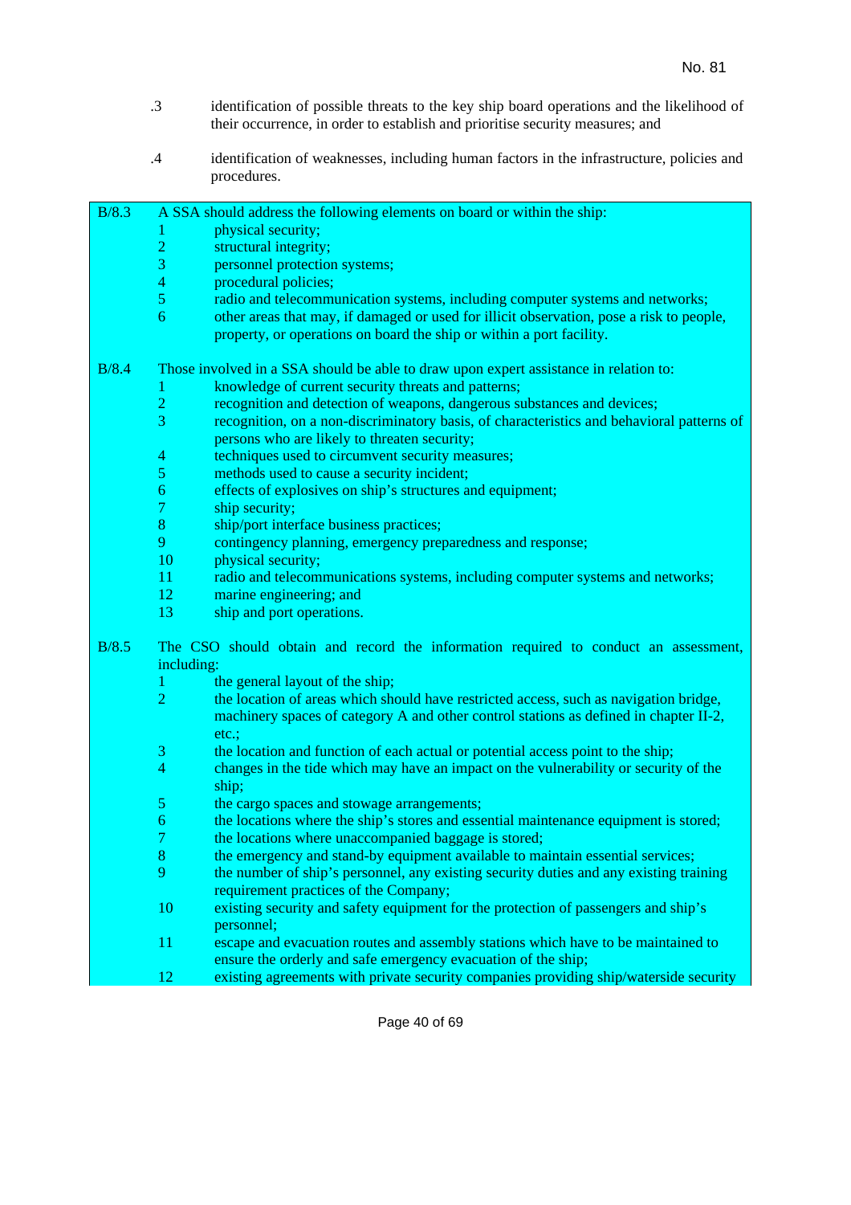.3 identification of possible threats to the key ship board operations and the likelihood of their occurrence, in order to establish and prioritise security measures; and

.4 identification of weaknesses, including human factors in the infrastructure, policies and procedures.

B/8.3 A SSA should address the following elements on board or within the ship:

1. physical security;
2. structural integrity;
3. personnel protection systems;
4. procedural policies;
5. radio and telecommunication systems, including computer systems and networks;
6. other areas that may, if damaged or used for illicit observation, pose a risk to people, property, or operations on board the ship or within a port facility.

B/8.4 Those involved in a SSA should be able to draw upon expert assistance in relation to:

1. knowledge of current security threats and patterns;
2. recognition and detection of weapons, dangerous substances and devices;
3. recognition, on a non-discriminatory basis, of characteristics and behavioral patterns of persons who are likely to threaten security;
4. techniques used to circumvent security measures;
5. methods used to cause a security incident;
6. effects of explosives on ship's structures and equipment;
7. ship security;
8. ship/port interface business practices;
9. contingency planning, emergency preparedness and response;
10. physical security;
11. radio and telecommunications systems, including computer systems and networks;
12. marine engineering; and
13. ship and port operations.

B/8.5 The CSO should obtain and record the information required to conduct an assessment, including:

1. the general layout of the ship;
2. the location of areas which should have restricted access, such as navigation bridge, machinery spaces of category A and other control stations as defined in chapter II-2, etc.;
3. the location and function of each actual or potential access point to the ship;
4. changes in the tide which may have an impact on the vulnerability or security of the ship;
5. the cargo spaces and stowage arrangements;
6. the locations where the ship's stores and essential maintenance equipment is stored;
7. the locations where unaccompanied baggage is stored;
8. the emergency and stand-by equipment available to maintain essential services;
9. the number of ship's personnel, any existing security duties and any existing training requirement practices of the Company;
10. existing security and safety equipment for the protection of passengers and ship's personnel;
11. escape and evacuation routes and assembly stations which have to be maintained to ensure the orderly and safe emergency evacuation of the ship;
12. existing agreements with private security companies providing ship/waterside security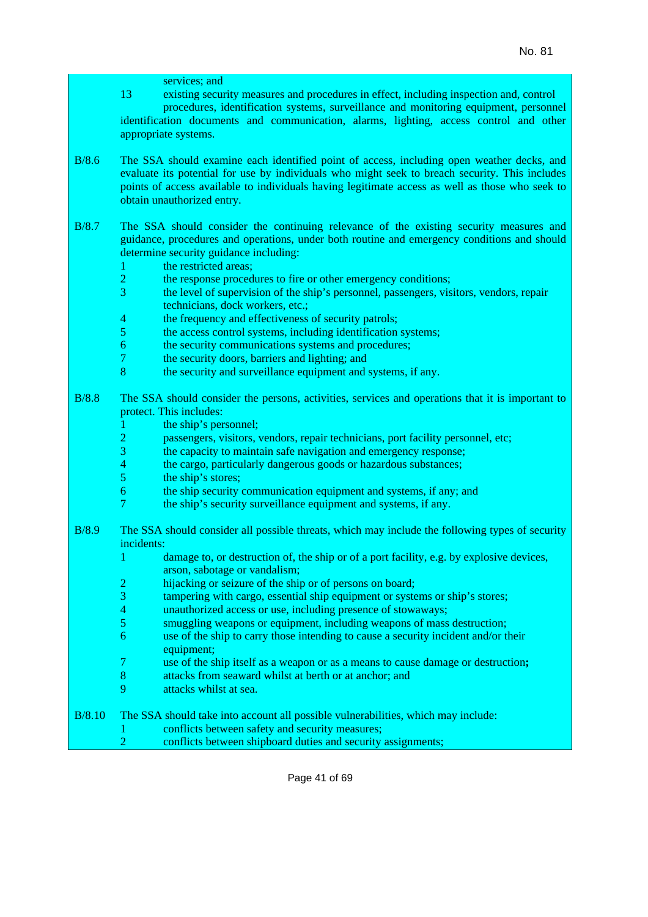services; and

13 existing security measures and procedures in effect, including inspection and, control procedures, identification systems, surveillance and monitoring equipment, personnel identification documents and communication, alarms, lighting, access control and other appropriate systems.

B/8.6 The SSA should examine each identified point of access, including open weather decks, and evaluate its potential for use by individuals who might seek to breach security. This includes points of access available to individuals having legitimate access as well as those who seek to obtain unauthorized entry.

B/8.7 The SSA should consider the continuing relevance of the existing security measures and guidance, procedures and operations, under both routine and emergency conditions and should determine security guidance including:

1 the restricted areas;
2 the response procedures to fire or other emergency conditions;
3 the level of supervision of the ship's personnel, passengers, visitors, vendors, repair technicians, dock workers, etc.;
4 the frequency and effectiveness of security patrols;
5 the access control systems, including identification systems;
6 the security communications systems and procedures;
7 the security doors, barriers and lighting; and
8 the security and surveillance equipment and systems, if any.

B/8.8 The SSA should consider the persons, activities, services and operations that it is important to protect. This includes:

1 the ship's personnel;
2 passengers, visitors, vendors, repair technicians, port facility personnel, etc;
3 the capacity to maintain safe navigation and emergency response;
4 the cargo, particularly dangerous goods or hazardous substances;
5 the ship's stores;
6 the ship security communication equipment and systems, if any; and
7 the ship's security surveillance equipment and systems, if any.

B/8.9 The SSA should consider all possible threats, which may include the following types of security incidents:

1 damage to, or destruction of, the ship or of a port facility, e.g. by explosive devices, arson, sabotage or vandalism;
2 hijacking or seizure of the ship or of persons on board;
3 tampering with cargo, essential ship equipment or systems or ship's stores;
4 unauthorized access or use, including presence of stowaways;
5 smuggling weapons or equipment, including weapons of mass destruction;
6 use of the ship to carry those intending to cause a security incident and/or their equipment;
7 use of the ship itself as a weapon or as a means to cause damage or destruction**;**
8 attacks from seaward whilst at berth or at anchor; and
9 attacks whilst at sea.

B/8.10 The SSA should take into account all possible vulnerabilities, which may include:

1 conflicts between safety and security measures;
2 conflicts between shipboard duties and security assignments;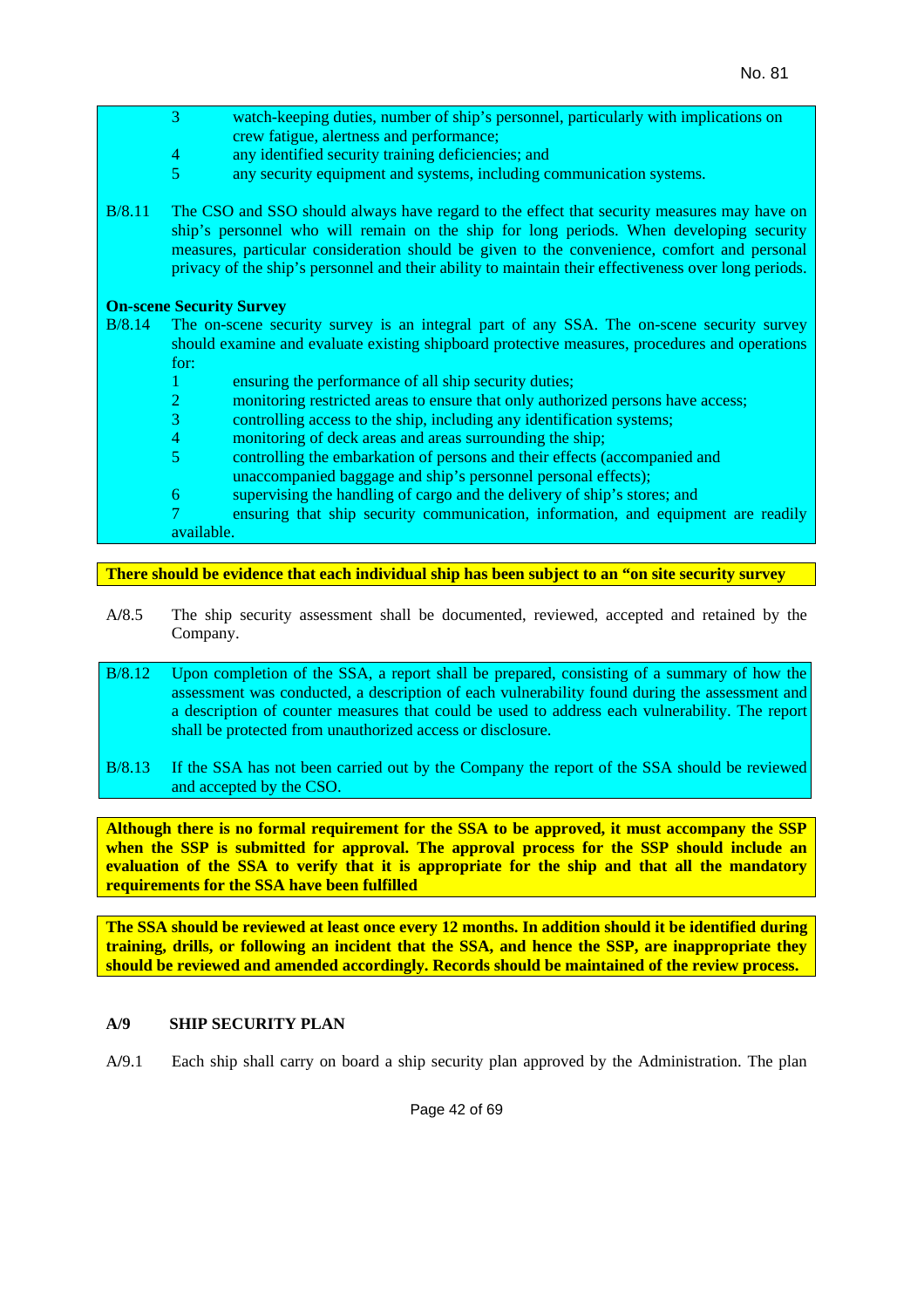3 watch-keeping duties, number of ship's personnel, particularly with implications on crew fatigue, alertness and performance;
4 any identified security training deficiencies; and
5 any security equipment and systems, including communication systems.

B/8.11 The CSO and SSO should always have regard to the effect that security measures may have on ship's personnel who will remain on the ship for long periods. When developing security measures, particular consideration should be given to the convenience, comfort and personal privacy of the ship's personnel and their ability to maintain their effectiveness over long periods.

**On-scene Security Survey**

B/8.14 The on-scene security survey is an integral part of any SSA. The on-scene security survey should examine and evaluate existing shipboard protective measures, procedures and operations for:

1 ensuring the performance of all ship security duties;
2 monitoring restricted areas to ensure that only authorized persons have access;
3 controlling access to the ship, including any identification systems;
4 monitoring of deck areas and areas surrounding the ship;
5 controlling the embarkation of persons and their effects (accompanied and unaccompanied baggage and ship's personnel personal effects);
6 supervising the handling of cargo and the delivery of ship's stores; and
7 ensuring that ship security communication, information, and equipment are readily available.

**There should be evidence that each individual ship has been subject to an "on site security survey**

A/8.5 The ship security assessment shall be documented, reviewed, accepted and retained by the Company.

B/8.12 Upon completion of the SSA, a report shall be prepared, consisting of a summary of how the assessment was conducted, a description of each vulnerability found during the assessment and a description of counter measures that could be used to address each vulnerability. The report shall be protected from unauthorized access or disclosure.

B/8.13 If the SSA has not been carried out by the Company the report of the SSA should be reviewed and accepted by the CSO.

**Although there is no formal requirement for the SSA to be approved, it must accompany the SSP when the SSP is submitted for approval. The approval process for the SSP should include an evaluation of the SSA to verify that it is appropriate for the ship and that all the mandatory requirements for the SSA have been fulfilled**

**The SSA should be reviewed at least once every 12 months. In addition should it be identified during training, drills, or following an incident that the SSA, and hence the SSP, are inappropriate they should be reviewed and amended accordingly. Records should be maintained of the review process.**

## A/9 SHIP SECURITY PLAN

A/9.1 Each ship shall carry on board a ship security plan approved by the Administration. The plan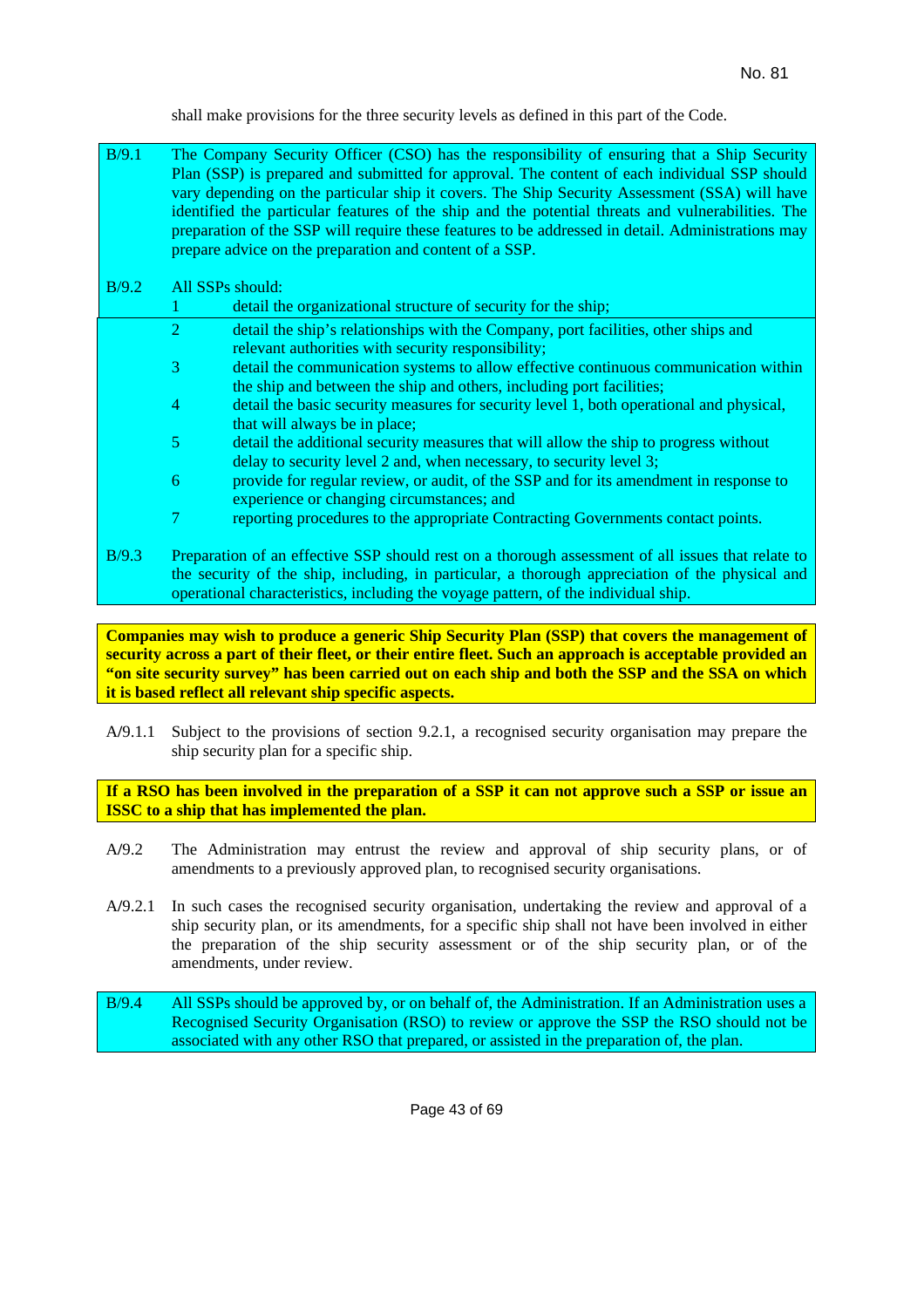shall make provisions for the three security levels as defined in this part of the Code.

B/9.1 The Company Security Officer (CSO) has the responsibility of ensuring that a Ship Security Plan (SSP) is prepared and submitted for approval. The content of each individual SSP should vary depending on the particular ship it covers. The Ship Security Assessment (SSA) will have identified the particular features of the ship and the potential threats and vulnerabilities. The preparation of the SSP will require these features to be addressed in detail. Administrations may prepare advice on the preparation and content of a SSP.

B/9.2 All SSPs should:

1. detail the organizational structure of security for the ship;
2. detail the ship's relationships with the Company, port facilities, other ships and relevant authorities with security responsibility;
3. detail the communication systems to allow effective continuous communication within the ship and between the ship and others, including port facilities;
4. detail the basic security measures for security level 1, both operational and physical, that will always be in place;
5. detail the additional security measures that will allow the ship to progress without delay to security level 2 and, when necessary, to security level 3;
6. provide for regular review, or audit, of the SSP and for its amendment in response to experience or changing circumstances; and
7. reporting procedures to the appropriate Contracting Governments contact points.

B/9.3 Preparation of an effective SSP should rest on a thorough assessment of all issues that relate to the security of the ship, including, in particular, a thorough appreciation of the physical and operational characteristics, including the voyage pattern, of the individual ship.

**Companies may wish to produce a generic Ship Security Plan (SSP) that covers the management of security across a part of their fleet, or their entire fleet. Such an approach is acceptable provided an "on site security survey" has been carried out on each ship and both the SSP and the SSA on which it is based reflect all relevant ship specific aspects.**

A/9.1.1 Subject to the provisions of section 9.2.1, a recognised security organisation may prepare the ship security plan for a specific ship.

**If a RSO has been involved in the preparation of a SSP it can not approve such a SSP or issue an ISSC to a ship that has implemented the plan.**

A/9.2 The Administration may entrust the review and approval of ship security plans, or of amendments to a previously approved plan, to recognised security organisations.

A/9.2.1 In such cases the recognised security organisation, undertaking the review and approval of a ship security plan, or its amendments, for a specific ship shall not have been involved in either the preparation of the ship security assessment or of the ship security plan, or of the amendments, under review.

B/9.4 All SSPs should be approved by, or on behalf of, the Administration. If an Administration uses a Recognised Security Organisation (RSO) to review or approve the SSP the RSO should not be associated with any other RSO that prepared, or assisted in the preparation of, the plan.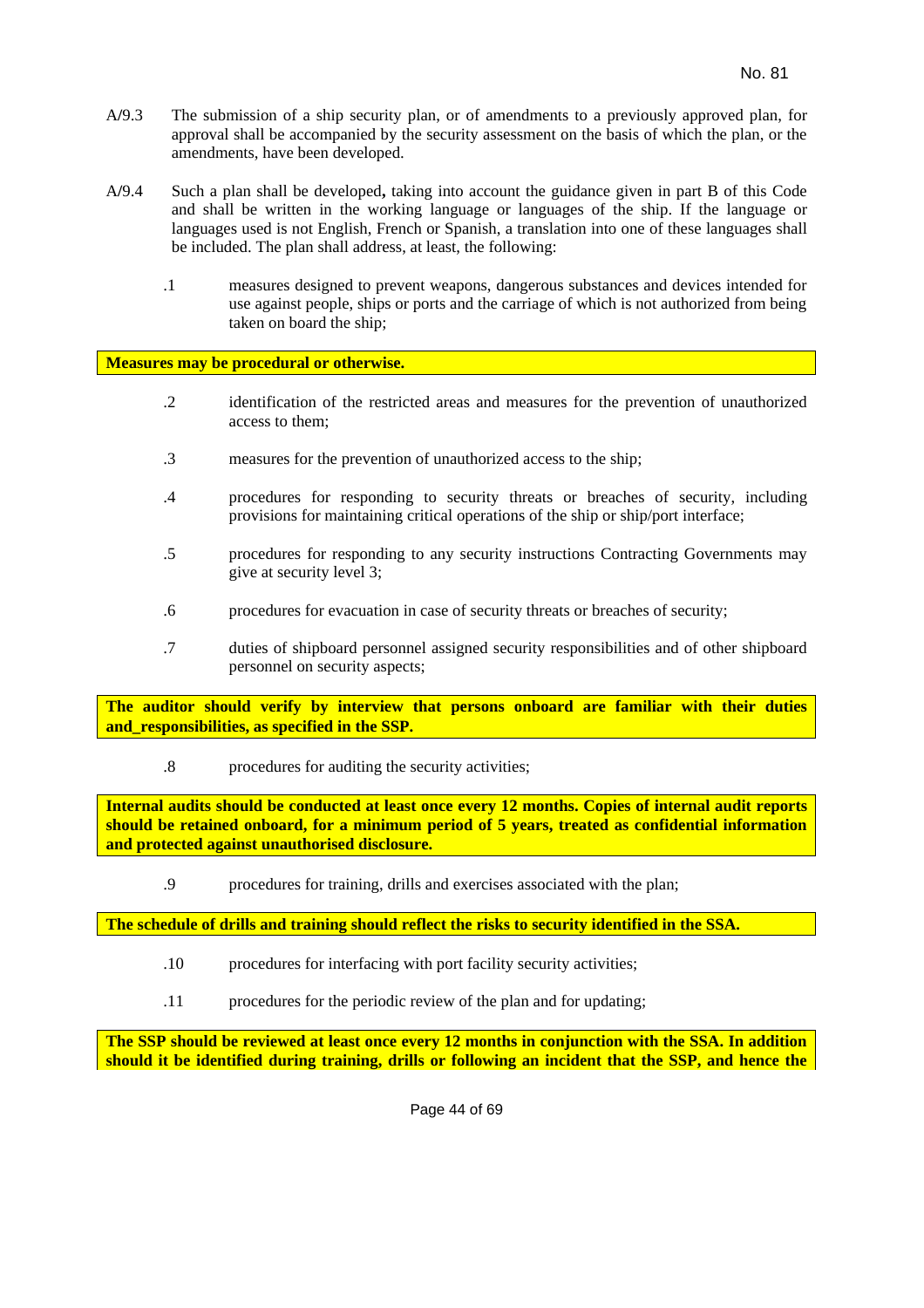A/9.3 The submission of a ship security plan, or of amendments to a previously approved plan, for approval shall be accompanied by the security assessment on the basis of which the plan, or the amendments, have been developed.

A/9.4 Such a plan shall be developed**,** taking into account the guidance given in part B of this Code and shall be written in the working language or languages of the ship. If the language or languages used is not English, French or Spanish, a translation into one of these languages shall be included. The plan shall address, at least, the following:

.1 measures designed to prevent weapons, dangerous substances and devices intended for use against people, ships or ports and the carriage of which is not authorized from being taken on board the ship;

**Measures may be procedural or otherwise.**

.2 identification of the restricted areas and measures for the prevention of unauthorized access to them;

.3 measures for the prevention of unauthorized access to the ship;

.4 procedures for responding to security threats or breaches of security, including provisions for maintaining critical operations of the ship or ship/port interface;

.5 procedures for responding to any security instructions Contracting Governments may give at security level 3;

.6 procedures for evacuation in case of security threats or breaches of security;

.7 duties of shipboard personnel assigned security responsibilities and of other shipboard personnel on security aspects;

**The auditor should verify by interview that persons onboard are familiar with their duties and_responsibilities, as specified in the SSP.**

.8 procedures for auditing the security activities;

**Internal audits should be conducted at least once every 12 months. Copies of internal audit reports should be retained onboard, for a minimum period of 5 years, treated as confidential information and protected against unauthorised disclosure.**

.9 procedures for training, drills and exercises associated with the plan;

**The schedule of drills and training should reflect the risks to security identified in the SSA.**

.10 procedures for interfacing with port facility security activities;

.11 procedures for the periodic review of the plan and for updating;

**The SSP should be reviewed at least once every 12 months in conjunction with the SSA. In addition should it be identified during training, drills or following an incident that the SSP, and hence the**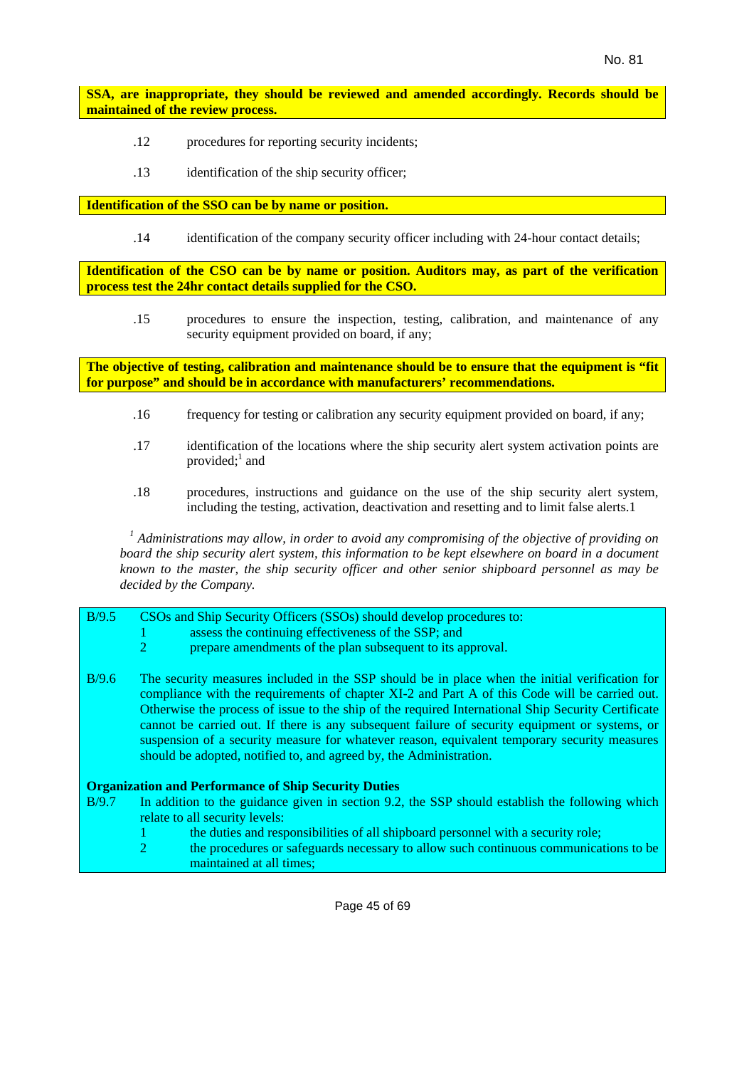**SSA, are inappropriate, they should be reviewed and amended accordingly. Records should be maintained of the review process.**

.12 procedures for reporting security incidents;

.13 identification of the ship security officer;

**Identification of the SSO can be by name or position.**

.14 identification of the company security officer including with 24-hour contact details;

**Identification of the CSO can be by name or position. Auditors may, as part of the verification process test the 24hr contact details supplied for the CSO.**

.15 procedures to ensure the inspection, testing, calibration, and maintenance of any security equipment provided on board, if any;

**The objective of testing, calibration and maintenance should be to ensure that the equipment is "fit for purpose" and should be in accordance with manufacturers' recommendations.**

.16 frequency for testing or calibration any security equipment provided on board, if any;

.17 identification of the locations where the ship security alert system activation points are provided;[1] and

.18 procedures, instructions and guidance on the use of the ship security alert system, including the testing, activation, deactivation and resetting and to limit false alerts.1

*[1] Administrations may allow, in order to avoid any compromising of the objective of providing on board the ship security alert system, this information to be kept elsewhere on board in a document known to the master, the ship security officer and other senior shipboard personnel as may be decided by the Company.*

B/9.5 CSOs and Ship Security Officers (SSOs) should develop procedures to:

1 assess the continuing effectiveness of the SSP; and

2 prepare amendments of the plan subsequent to its approval.

B/9.6 The security measures included in the SSP should be in place when the initial verification for compliance with the requirements of chapter XI-2 and Part A of this Code will be carried out. Otherwise the process of issue to the ship of the required International Ship Security Certificate cannot be carried out. If there is any subsequent failure of security equipment or systems, or suspension of a security measure for whatever reason, equivalent temporary security measures should be adopted, notified to, and agreed by, the Administration.

**Organization and Performance of Ship Security Duties**

B/9.7 In addition to the guidance given in section 9.2, the SSP should establish the following which relate to all security levels:

1 the duties and responsibilities of all shipboard personnel with a security role;

2 the procedures or safeguards necessary to allow such continuous communications to be maintained at all times;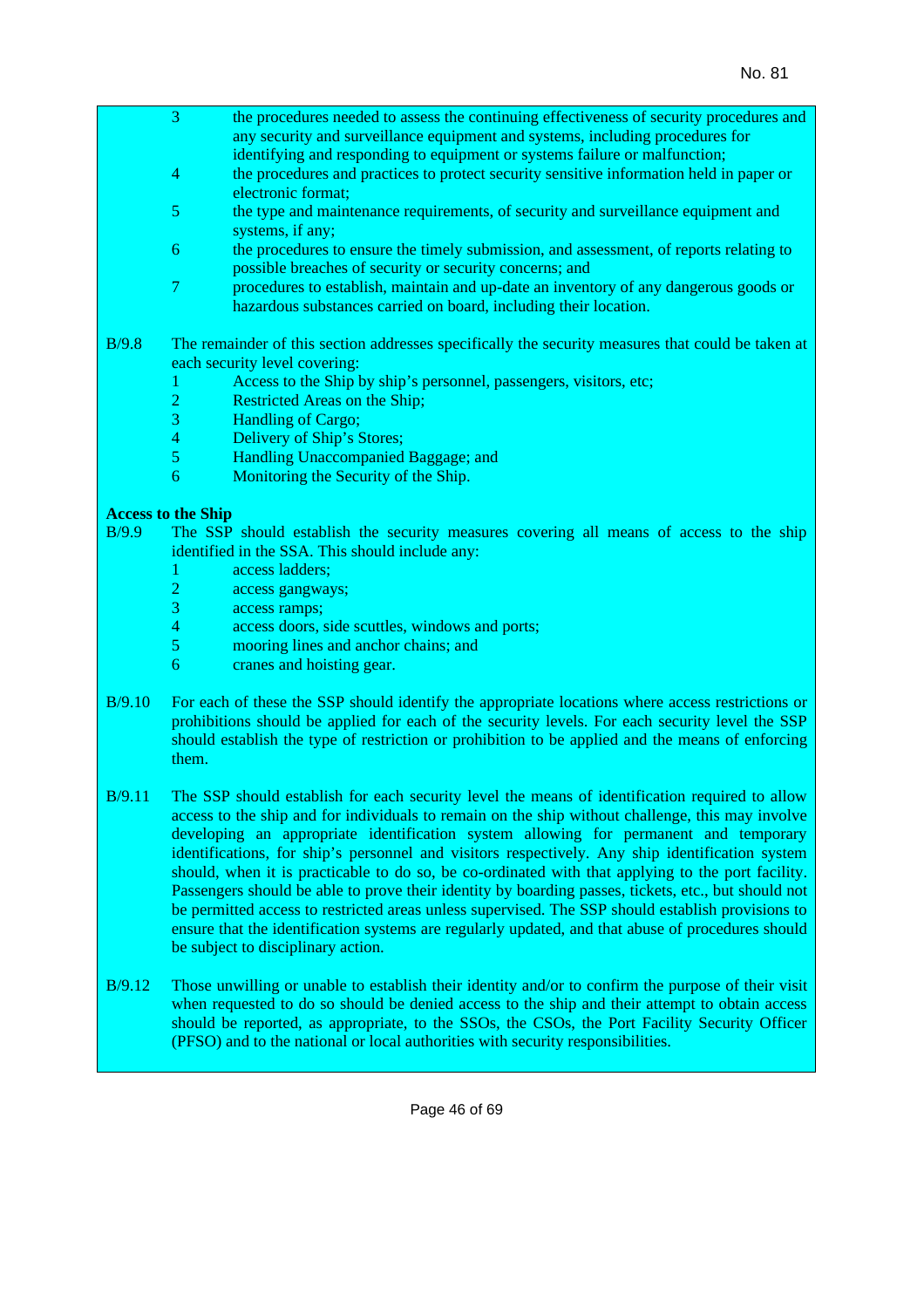3. the procedures needed to assess the continuing effectiveness of security procedures and any security and surveillance equipment and systems, including procedures for identifying and responding to equipment or systems failure or malfunction;
4. the procedures and practices to protect security sensitive information held in paper or electronic format;
5. the type and maintenance requirements, of security and surveillance equipment and systems, if any;
6. the procedures to ensure the timely submission, and assessment, of reports relating to possible breaches of security or security concerns; and
7. procedures to establish, maintain and up-date an inventory of any dangerous goods or hazardous substances carried on board, including their location.

B/9.8 The remainder of this section addresses specifically the security measures that could be taken at each security level covering:

1. Access to the Ship by ship's personnel, passengers, visitors, etc;
2. Restricted Areas on the Ship;
3. Handling of Cargo;
4. Delivery of Ship's Stores;
5. Handling Unaccompanied Baggage; and
6. Monitoring the Security of the Ship.

**Access to the Ship**

B/9.9 The SSP should establish the security measures covering all means of access to the ship identified in the SSA. This should include any:

1. access ladders;
2. access gangways;
3. access ramps;
4. access doors, side scuttles, windows and ports;
5. mooring lines and anchor chains; and
6. cranes and hoisting gear.

B/9.10 For each of these the SSP should identify the appropriate locations where access restrictions or prohibitions should be applied for each of the security levels. For each security level the SSP should establish the type of restriction or prohibition to be applied and the means of enforcing them.

B/9.11 The SSP should establish for each security level the means of identification required to allow access to the ship and for individuals to remain on the ship without challenge, this may involve developing an appropriate identification system allowing for permanent and temporary identifications, for ship's personnel and visitors respectively. Any ship identification system should, when it is practicable to do so, be co-ordinated with that applying to the port facility. Passengers should be able to prove their identity by boarding passes, tickets, etc., but should not be permitted access to restricted areas unless supervised. The SSP should establish provisions to ensure that the identification systems are regularly updated, and that abuse of procedures should be subject to disciplinary action.

B/9.12 Those unwilling or unable to establish their identity and/or to confirm the purpose of their visit when requested to do so should be denied access to the ship and their attempt to obtain access should be reported, as appropriate, to the SSOs, the CSOs, the Port Facility Security Officer (PFSO) and to the national or local authorities with security responsibilities.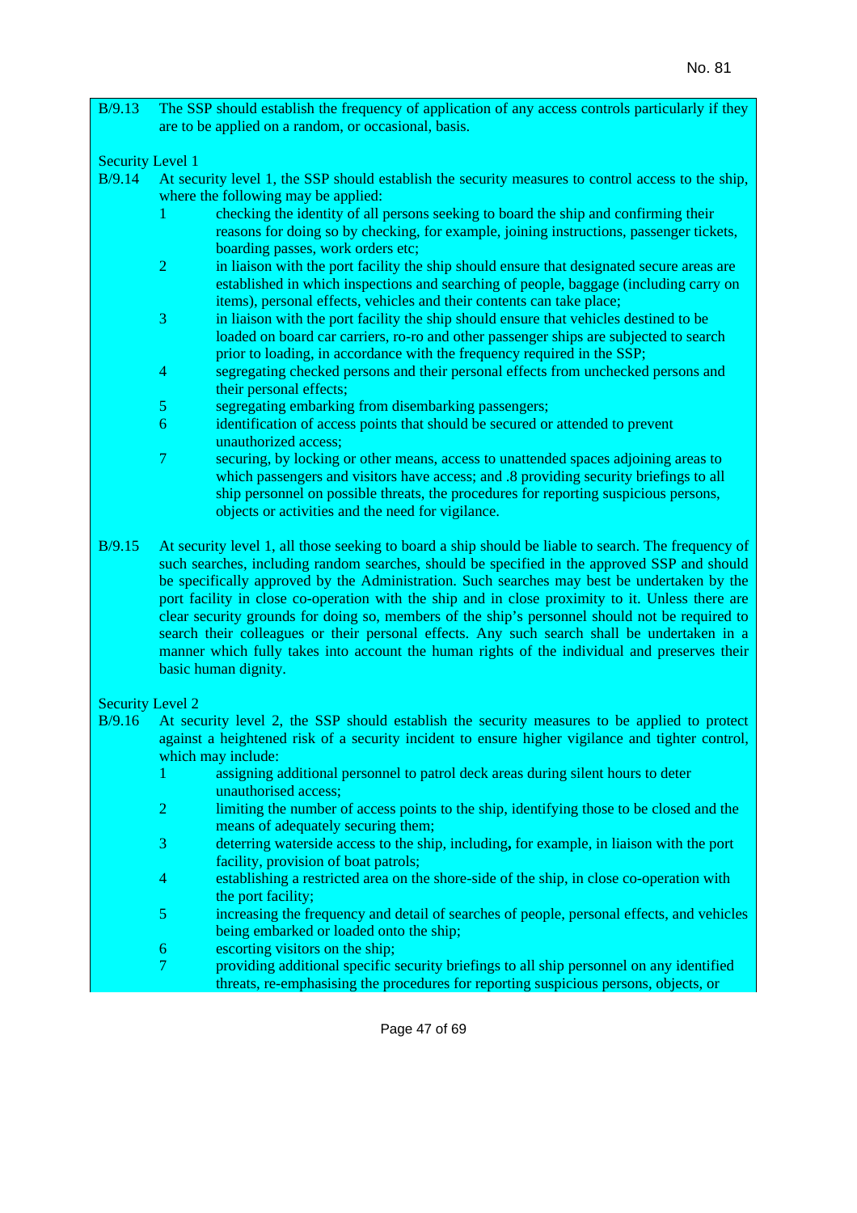B/9.13 The SSP should establish the frequency of application of any access controls particularly if they are to be applied on a random, or occasional, basis.

Security Level 1

B/9.14 At security level 1, the SSP should establish the security measures to control access to the ship, where the following may be applied:

1. checking the identity of all persons seeking to board the ship and confirming their reasons for doing so by checking, for example, joining instructions, passenger tickets, boarding passes, work orders etc;
2. in liaison with the port facility the ship should ensure that designated secure areas are established in which inspections and searching of people, baggage (including carry on items), personal effects, vehicles and their contents can take place;
3. in liaison with the port facility the ship should ensure that vehicles destined to be loaded on board car carriers, ro-ro and other passenger ships are subjected to search prior to loading, in accordance with the frequency required in the SSP;
4. segregating checked persons and their personal effects from unchecked persons and their personal effects;
5. segregating embarking from disembarking passengers;
6. identification of access points that should be secured or attended to prevent unauthorized access;
7. securing, by locking or other means, access to unattended spaces adjoining areas to which passengers and visitors have access; and .8 providing security briefings to all ship personnel on possible threats, the procedures for reporting suspicious persons, objects or activities and the need for vigilance.

B/9.15 At security level 1, all those seeking to board a ship should be liable to search. The frequency of such searches, including random searches, should be specified in the approved SSP and should be specifically approved by the Administration. Such searches may best be undertaken by the port facility in close co-operation with the ship and in close proximity to it. Unless there are clear security grounds for doing so, members of the ship's personnel should not be required to search their colleagues or their personal effects. Any such search shall be undertaken in a manner which fully takes into account the human rights of the individual and preserves their basic human dignity.

Security Level 2

B/9.16 At security level 2, the SSP should establish the security measures to be applied to protect against a heightened risk of a security incident to ensure higher vigilance and tighter control, which may include:

1. assigning additional personnel to patrol deck areas during silent hours to deter unauthorised access;
2. limiting the number of access points to the ship, identifying those to be closed and the means of adequately securing them;
3. deterring waterside access to the ship, including, for example, in liaison with the port facility, provision of boat patrols;
4. establishing a restricted area on the shore-side of the ship, in close co-operation with the port facility;
5. increasing the frequency and detail of searches of people, personal effects, and vehicles being embarked or loaded onto the ship;
6. escorting visitors on the ship;
7. providing additional specific security briefings to all ship personnel on any identified threats, re-emphasising the procedures for reporting suspicious persons, objects, or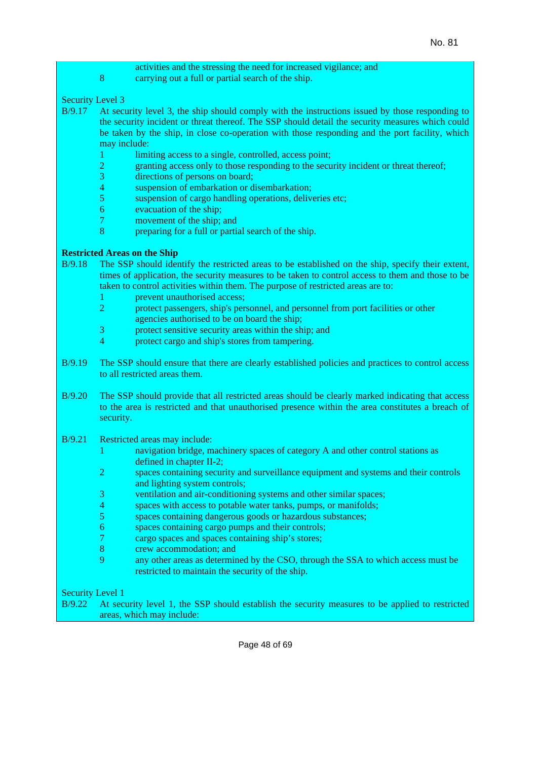activities and the stressing the need for increased vigilance; and

8 carrying out a full or partial search of the ship.

Security Level 3

B/9.17 At security level 3, the ship should comply with the instructions issued by those responding to the security incident or threat thereof. The SSP should detail the security measures which could be taken by the ship, in close co-operation with those responding and the port facility, which may include:

1 limiting access to a single, controlled, access point;
2 granting access only to those responding to the security incident or threat thereof;
3 directions of persons on board;
4 suspension of embarkation or disembarkation;
5 suspension of cargo handling operations, deliveries etc;
6 evacuation of the ship;
7 movement of the ship; and
8 preparing for a full or partial search of the ship.

**Restricted Areas on the Ship**

B/9.18 The SSP should identify the restricted areas to be established on the ship, specify their extent, times of application, the security measures to be taken to control access to them and those to be taken to control activities within them. The purpose of restricted areas are to:

1 prevent unauthorised access;
2 protect passengers, ship's personnel, and personnel from port facilities or other agencies authorised to be on board the ship;
3 protect sensitive security areas within the ship; and
4 protect cargo and ship's stores from tampering.

B/9.19 The SSP should ensure that there are clearly established policies and practices to control access to all restricted areas them.

B/9.20 The SSP should provide that all restricted areas should be clearly marked indicating that access to the area is restricted and that unauthorised presence within the area constitutes a breach of security.

B/9.21 Restricted areas may include:

1 navigation bridge, machinery spaces of category A and other control stations as defined in chapter II-2;
2 spaces containing security and surveillance equipment and systems and their controls and lighting system controls;
3 ventilation and air-conditioning systems and other similar spaces;
4 spaces with access to potable water tanks, pumps, or manifolds;
5 spaces containing dangerous goods or hazardous substances;
6 spaces containing cargo pumps and their controls;
7 cargo spaces and spaces containing ship's stores;
8 crew accommodation; and
9 any other areas as determined by the CSO, through the SSA to which access must be restricted to maintain the security of the ship.

Security Level 1

B/9.22 At security level 1, the SSP should establish the security measures to be applied to restricted areas, which may include: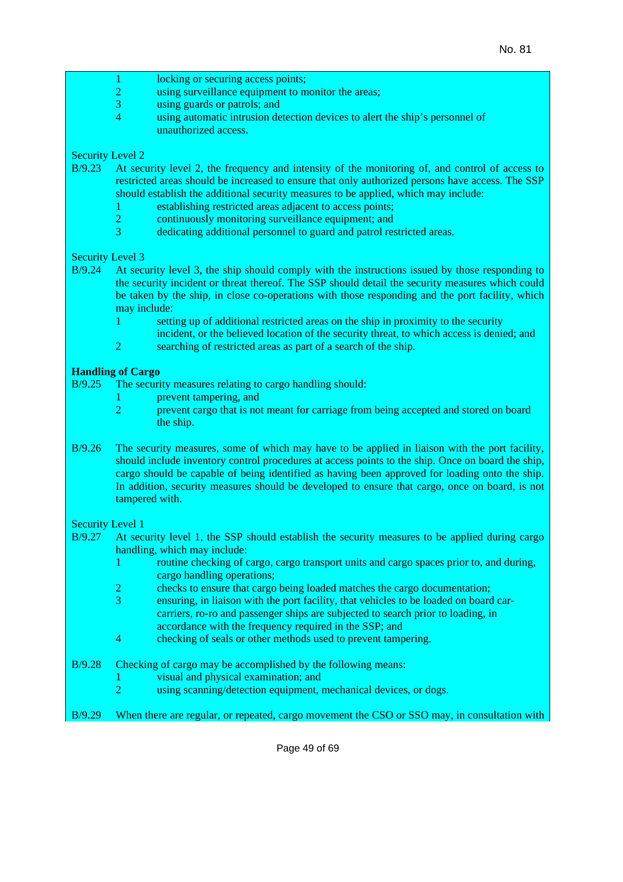1 locking or securing access points;
2 using surveillance equipment to monitor the areas;
3 using guards or patrols; and
4 using automatic intrusion detection devices to alert the ship's personnel of unauthorized access.

Security Level 2

B/9.23 At security level 2, the frequency and intensity of the monitoring of, and control of access to restricted areas should be increased to ensure that only authorized persons have access. The SSP should establish the additional security measures to be applied, which may include:

1 establishing restricted areas adjacent to access points;
2 continuously monitoring surveillance equipment; and
3 dedicating additional personnel to guard and patrol restricted areas.

Security Level 3

B/9.24 At security level 3, the ship should comply with the instructions issued by those responding to the security incident or threat thereof. The SSP should detail the security measures which could be taken by the ship, in close co-operations with those responding and the port facility, which may include:

1 setting up of additional restricted areas on the ship in proximity to the security incident, or the believed location of the security threat, to which access is denied; and
2 searching of restricted areas as part of a search of the ship.

**Handling of Cargo**

B/9.25 The security measures relating to cargo handling should:

1 prevent tampering, and
2 prevent cargo that is not meant for carriage from being accepted and stored on board the ship.

B/9.26 The security measures, some of which may have to be applied in liaison with the port facility, should include inventory control procedures at access points to the ship. Once on board the ship, cargo should be capable of being identified as having been approved for loading onto the ship. In addition, security measures should be developed to ensure that cargo, once on board, is not tampered with.

Security Level 1

B/9.27 At security level 1, the SSP should establish the security measures to be applied during cargo handling, which may include:

1 routine checking of cargo, cargo transport units and cargo spaces prior to, and during, cargo handling operations;
2 checks to ensure that cargo being loaded matches the cargo documentation;
3 ensuring, in liaison with the port facility, that vehicles to be loaded on board car-carriers, ro-ro and passenger ships are subjected to search prior to loading, in accordance with the frequency required in the SSP; and
4 checking of seals or other methods used to prevent tampering.

B/9.28 Checking of cargo may be accomplished by the following means:

1 visual and physical examination; and
2 using scanning/detection equipment, mechanical devices, or dogs.

B/9.29 When there are regular, or repeated, cargo movement the CSO or SSO may, in consultation with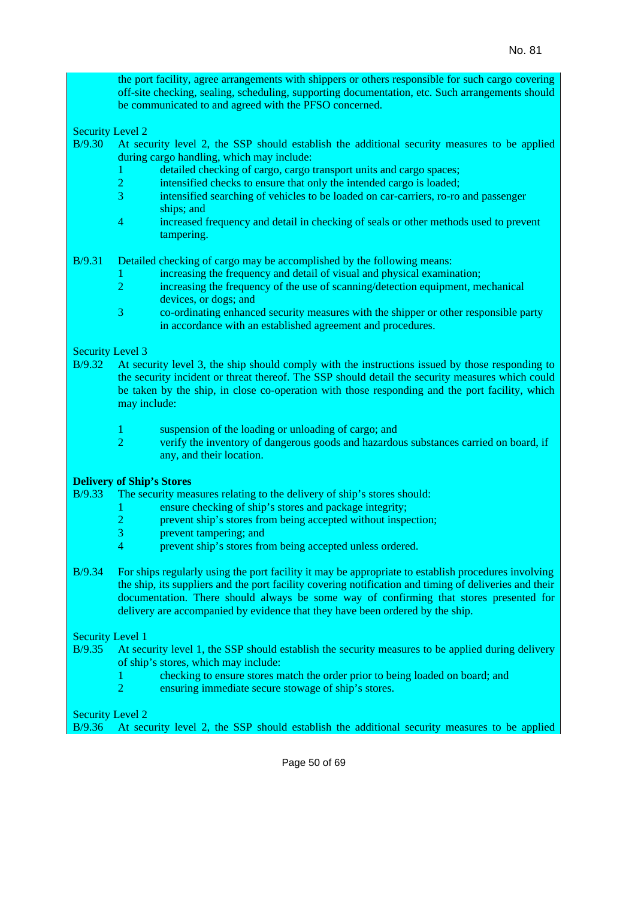the port facility, agree arrangements with shippers or others responsible for such cargo covering off-site checking, sealing, scheduling, supporting documentation, etc. Such arrangements should be communicated to and agreed with the PFSO concerned.

Security Level 2

B/9.30 At security level 2, the SSP should establish the additional security measures to be applied during cargo handling, which may include:

1. detailed checking of cargo, cargo transport units and cargo spaces;
2. intensified checks to ensure that only the intended cargo is loaded;
3. intensified searching of vehicles to be loaded on car-carriers, ro-ro and passenger ships; and
4. increased frequency and detail in checking of seals or other methods used to prevent tampering.

B/9.31 Detailed checking of cargo may be accomplished by the following means:

1. increasing the frequency and detail of visual and physical examination;
2. increasing the frequency of the use of scanning/detection equipment, mechanical devices, or dogs; and
3. co-ordinating enhanced security measures with the shipper or other responsible party in accordance with an established agreement and procedures.

Security Level 3

B/9.32 At security level 3, the ship should comply with the instructions issued by those responding to the security incident or threat thereof. The SSP should detail the security measures which could be taken by the ship, in close co-operation with those responding and the port facility, which may include:

1. suspension of the loading or unloading of cargo; and
2. verify the inventory of dangerous goods and hazardous substances carried on board, if any, and their location.

**Delivery of Ship's Stores**

B/9.33 The security measures relating to the delivery of ship's stores should:

1. ensure checking of ship's stores and package integrity;
2. prevent ship's stores from being accepted without inspection;
3. prevent tampering; and
4. prevent ship's stores from being accepted unless ordered.

B/9.34 For ships regularly using the port facility it may be appropriate to establish procedures involving the ship, its suppliers and the port facility covering notification and timing of deliveries and their documentation. There should always be some way of confirming that stores presented for delivery are accompanied by evidence that they have been ordered by the ship.

Security Level 1

B/9.35 At security level 1, the SSP should establish the security measures to be applied during delivery of ship's stores, which may include:

1. checking to ensure stores match the order prior to being loaded on board; and
2. ensuring immediate secure stowage of ship's stores.

Security Level 2

B/9.36 At security level 2, the SSP should establish the additional security measures to be applied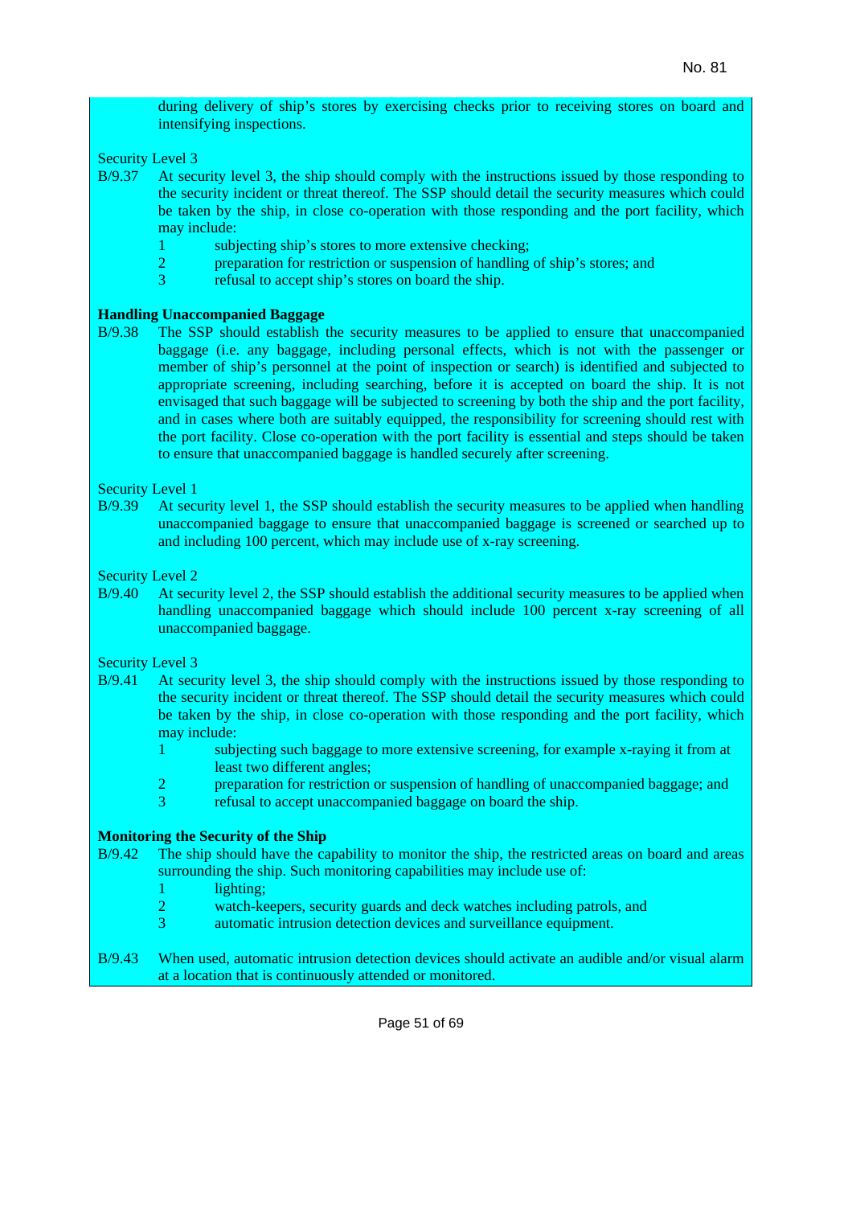during delivery of ship's stores by exercising checks prior to receiving stores on board and intensifying inspections.

Security Level 3

B/9.37 At security level 3, the ship should comply with the instructions issued by those responding to the security incident or threat thereof. The SSP should detail the security measures which could be taken by the ship, in close co-operation with those responding and the port facility, which may include:

1. subjecting ship's stores to more extensive checking;
2. preparation for restriction or suspension of handling of ship's stores; and
3. refusal to accept ship's stores on board the ship.

**Handling Unaccompanied Baggage**

B/9.38 The SSP should establish the security measures to be applied to ensure that unaccompanied baggage (i.e. any baggage, including personal effects, which is not with the passenger or member of ship's personnel at the point of inspection or search) is identified and subjected to appropriate screening, including searching, before it is accepted on board the ship. It is not envisaged that such baggage will be subjected to screening by both the ship and the port facility, and in cases where both are suitably equipped, the responsibility for screening should rest with the port facility. Close co-operation with the port facility is essential and steps should be taken to ensure that unaccompanied baggage is handled securely after screening.

Security Level 1

B/9.39 At security level 1, the SSP should establish the security measures to be applied when handling unaccompanied baggage to ensure that unaccompanied baggage is screened or searched up to and including 100 percent, which may include use of x-ray screening.

Security Level 2

B/9.40 At security level 2, the SSP should establish the additional security measures to be applied when handling unaccompanied baggage which should include 100 percent x-ray screening of all unaccompanied baggage.

Security Level 3

B/9.41 At security level 3, the ship should comply with the instructions issued by those responding to the security incident or threat thereof. The SSP should detail the security measures which could be taken by the ship, in close co-operation with those responding and the port facility, which may include:

1. subjecting such baggage to more extensive screening, for example x-raying it from at least two different angles;
2. preparation for restriction or suspension of handling of unaccompanied baggage; and
3. refusal to accept unaccompanied baggage on board the ship.

**Monitoring the Security of the Ship**

B/9.42 The ship should have the capability to monitor the ship, the restricted areas on board and areas surrounding the ship. Such monitoring capabilities may include use of:

1. lighting;
2. watch-keepers, security guards and deck watches including patrols, and
3. automatic intrusion detection devices and surveillance equipment.

B/9.43 When used, automatic intrusion detection devices should activate an audible and/or visual alarm at a location that is continuously attended or monitored.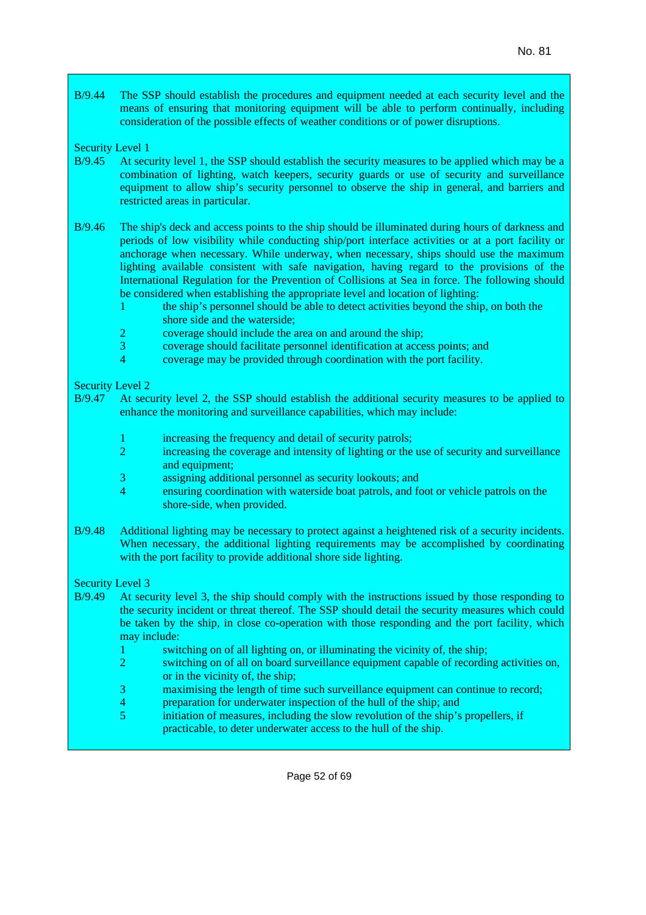B/9.44 The SSP should establish the procedures and equipment needed at each security level and the means of ensuring that monitoring equipment will be able to perform continually, including consideration of the possible effects of weather conditions or of power disruptions.

Security Level 1

B/9.45 At security level 1, the SSP should establish the security measures to be applied which may be a combination of lighting, watch keepers, security guards or use of security and surveillance equipment to allow ship's security personnel to observe the ship in general, and barriers and restricted areas in particular.

B/9.46 The ship's deck and access points to the ship should be illuminated during hours of darkness and periods of low visibility while conducting ship/port interface activities or at a port facility or anchorage when necessary. While underway, when necessary, ships should use the maximum lighting available consistent with safe navigation, having regard to the provisions of the International Regulation for the Prevention of Collisions at Sea in force. The following should be considered when establishing the appropriate level and location of lighting:

1 the ship's personnel should be able to detect activities beyond the ship, on both the shore side and the waterside;
2 coverage should include the area on and around the ship;
3 coverage should facilitate personnel identification at access points; and
4 coverage may be provided through coordination with the port facility.

Security Level 2

B/9.47 At security level 2, the SSP should establish the additional security measures to be applied to enhance the monitoring and surveillance capabilities, which may include:

1 increasing the frequency and detail of security patrols;
2 increasing the coverage and intensity of lighting or the use of security and surveillance and equipment;
3 assigning additional personnel as security lookouts; and
4 ensuring coordination with waterside boat patrols, and foot or vehicle patrols on the shore-side, when provided.

B/9.48 Additional lighting may be necessary to protect against a heightened risk of a security incidents. When necessary, the additional lighting requirements may be accomplished by coordinating with the port facility to provide additional shore side lighting.

Security Level 3

B/9.49 At security level 3, the ship should comply with the instructions issued by those responding to the security incident or threat thereof. The SSP should detail the security measures which could be taken by the ship, in close co-operation with those responding and the port facility, which may include:

1 switching on of all lighting on, or illuminating the vicinity of, the ship;
2 switching on of all on board surveillance equipment capable of recording activities on, or in the vicinity of, the ship;
3 maximising the length of time such surveillance equipment can continue to record;
4 preparation for underwater inspection of the hull of the ship; and
5 initiation of measures, including the slow revolution of the ship's propellers, if practicable, to deter underwater access to the hull of the ship.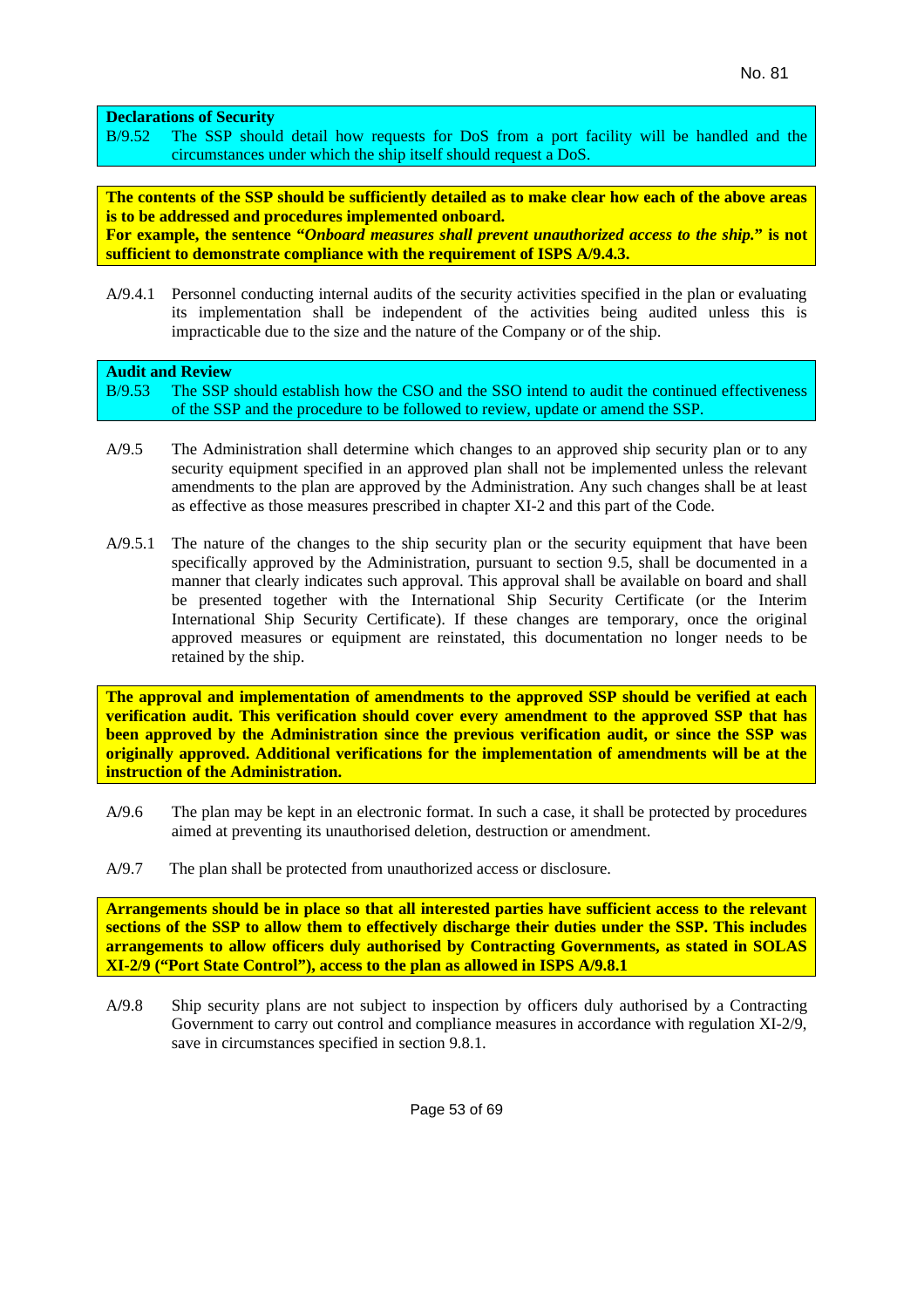**Declarations of Security**

B/9.52 The SSP should detail how requests for DoS from a port facility will be handled and the circumstances under which the ship itself should request a DoS.

**The contents of the SSP should be sufficiently detailed as to make clear how each of the above areas is to be addressed and procedures implemented onboard.**
**For example, the sentence "*Onboard measures shall prevent unauthorized access to the ship.*" is not sufficient to demonstrate compliance with the requirement of ISPS A/9.4.3.**

A/9.4.1 Personnel conducting internal audits of the security activities specified in the plan or evaluating its implementation shall be independent of the activities being audited unless this is impracticable due to the size and the nature of the Company or of the ship.

**Audit and Review**

B/9.53 The SSP should establish how the CSO and the SSO intend to audit the continued effectiveness of the SSP and the procedure to be followed to review, update or amend the SSP.

A/9.5 The Administration shall determine which changes to an approved ship security plan or to any security equipment specified in an approved plan shall not be implemented unless the relevant amendments to the plan are approved by the Administration. Any such changes shall be at least as effective as those measures prescribed in chapter XI-2 and this part of the Code.

A/9.5.1 The nature of the changes to the ship security plan or the security equipment that have been specifically approved by the Administration, pursuant to section 9.5, shall be documented in a manner that clearly indicates such approval. This approval shall be available on board and shall be presented together with the International Ship Security Certificate (or the Interim International Ship Security Certificate). If these changes are temporary, once the original approved measures or equipment are reinstated, this documentation no longer needs to be retained by the ship.

**The approval and implementation of amendments to the approved SSP should be verified at each verification audit. This verification should cover every amendment to the approved SSP that has been approved by the Administration since the previous verification audit, or since the SSP was originally approved. Additional verifications for the implementation of amendments will be at the instruction of the Administration.**

A/9.6 The plan may be kept in an electronic format. In such a case, it shall be protected by procedures aimed at preventing its unauthorised deletion, destruction or amendment.

A/9.7 The plan shall be protected from unauthorized access or disclosure.

**Arrangements should be in place so that all interested parties have sufficient access to the relevant sections of the SSP to allow them to effectively discharge their duties under the SSP. This includes arrangements to allow officers duly authorised by Contracting Governments, as stated in SOLAS XI-2/9 ("Port State Control"), access to the plan as allowed in ISPS A/9.8.1**

A/9.8 Ship security plans are not subject to inspection by officers duly authorised by a Contracting Government to carry out control and compliance measures in accordance with regulation XI-2/9, save in circumstances specified in section 9.8.1.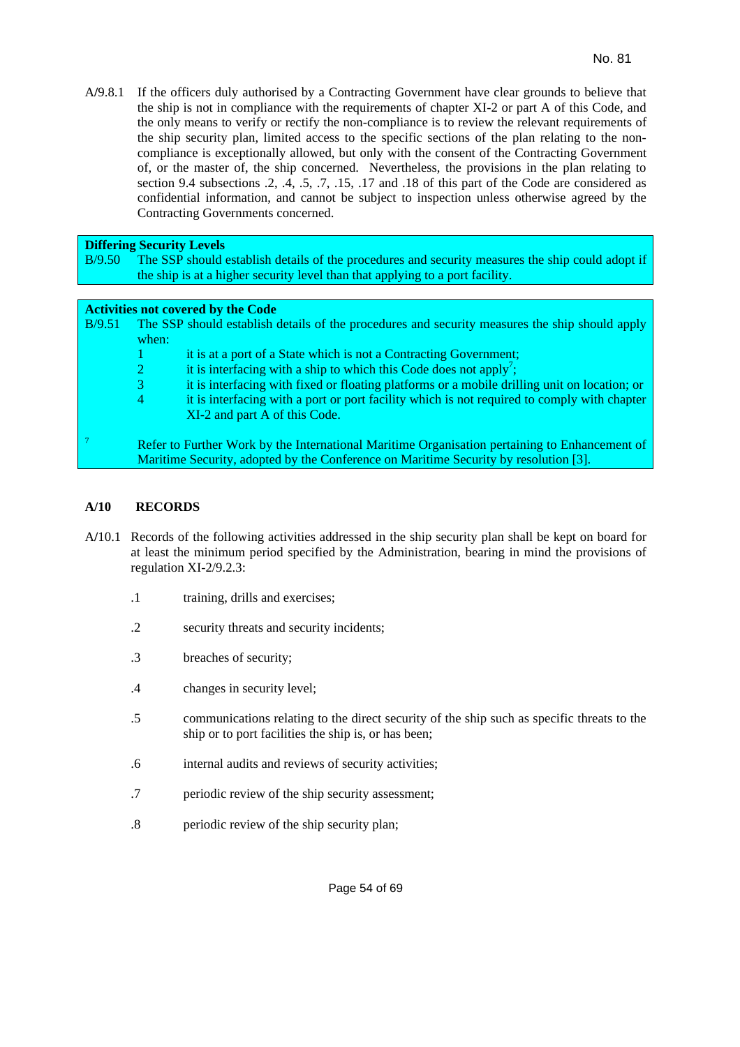A/9.8.1 If the officers duly authorised by a Contracting Government have clear grounds to believe that the ship is not in compliance with the requirements of chapter XI-2 or part A of this Code, and the only means to verify or rectify the non-compliance is to review the relevant requirements of the ship security plan, limited access to the specific sections of the plan relating to the non-compliance is exceptionally allowed, but only with the consent of the Contracting Government of, or the master of, the ship concerned. Nevertheless, the provisions in the plan relating to section 9.4 subsections .2, .4, .5, .7, .15, .17 and .18 of this part of the Code are considered as confidential information, and cannot be subject to inspection unless otherwise agreed by the Contracting Governments concerned.

**Differing Security Levels**

B/9.50 The SSP should establish details of the procedures and security measures the ship could adopt if the ship is at a higher security level than that applying to a port facility.

**Activities not covered by the Code**

B/9.51 The SSP should establish details of the procedures and security measures the ship should apply when:

1. it is at a port of a State which is not a Contracting Government;
2. it is interfacing with a ship to which this Code does not apply[7];
3. it is interfacing with fixed or floating platforms or a mobile drilling unit on location; or
4. it is interfacing with a port or port facility which is not required to comply with chapter XI-2 and part A of this Code.

[7] Refer to Further Work by the International Maritime Organisation pertaining to Enhancement of Maritime Security, adopted by the Conference on Maritime Security by resolution [3].

## A/10 RECORDS

A/10.1 Records of the following activities addressed in the ship security plan shall be kept on board for at least the minimum period specified by the Administration, bearing in mind the provisions of regulation XI-2/9.2.3:

.1 training, drills and exercises;

.2 security threats and security incidents;

.3 breaches of security;

.4 changes in security level;

.5 communications relating to the direct security of the ship such as specific threats to the ship or to port facilities the ship is, or has been;

.6 internal audits and reviews of security activities;

.7 periodic review of the ship security assessment;

.8 periodic review of the ship security plan;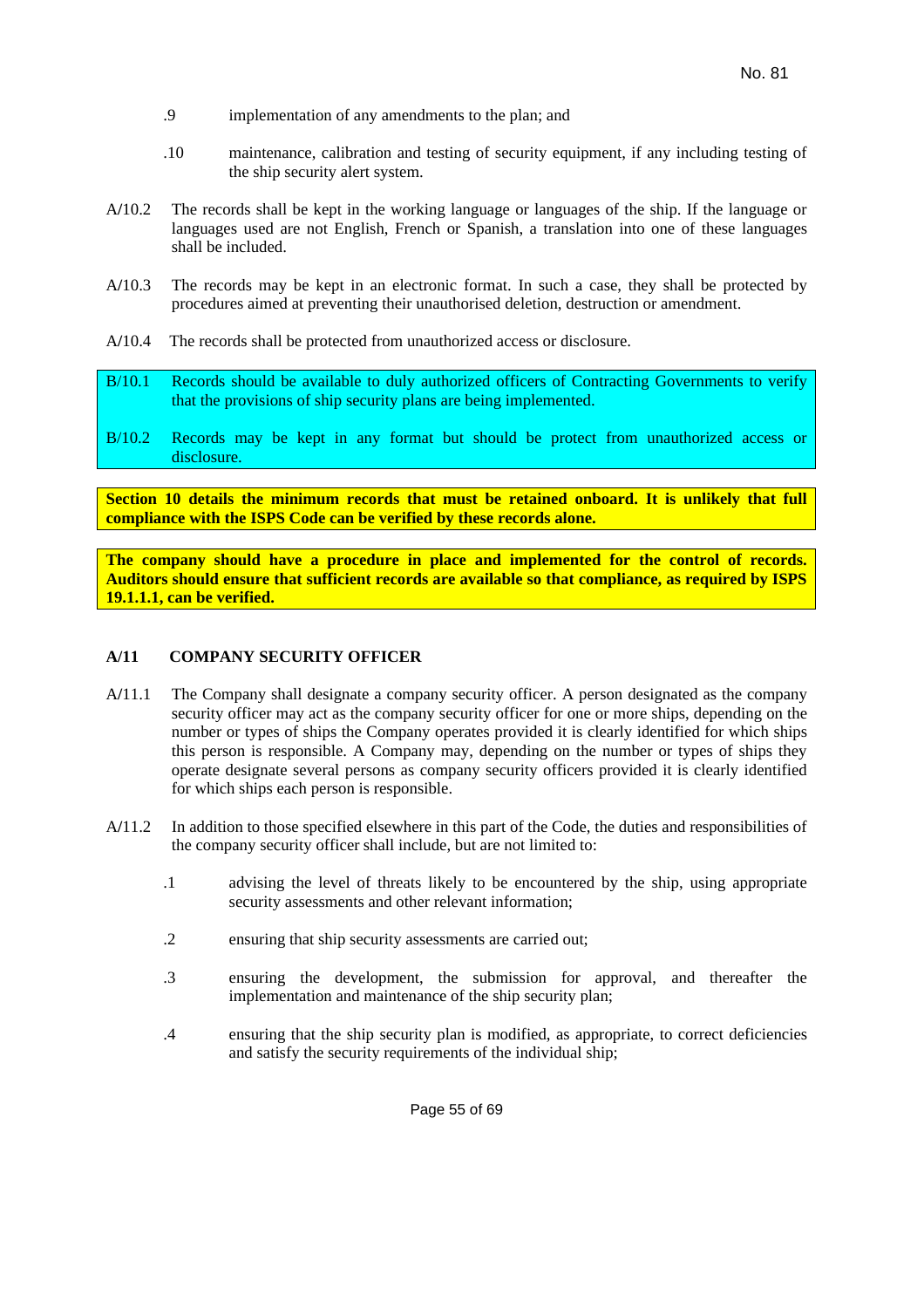.9 implementation of any amendments to the plan; and

.10 maintenance, calibration and testing of security equipment, if any including testing of the ship security alert system.

A/10.2 The records shall be kept in the working language or languages of the ship. If the language or languages used are not English, French or Spanish, a translation into one of these languages shall be included.

A/10.3 The records may be kept in an electronic format. In such a case, they shall be protected by procedures aimed at preventing their unauthorised deletion, destruction or amendment.

A/10.4 The records shall be protected from unauthorized access or disclosure.

B/10.1 Records should be available to duly authorized officers of Contracting Governments to verify that the provisions of ship security plans are being implemented.

B/10.2 Records may be kept in any format but should be protect from unauthorized access or disclosure.

**Section 10 details the minimum records that must be retained onboard. It is unlikely that full compliance with the ISPS Code can be verified by these records alone.**

**The company should have a procedure in place and implemented for the control of records. Auditors should ensure that sufficient records are available so that compliance, as required by ISPS 19.1.1.1, can be verified.**

### A/11 COMPANY SECURITY OFFICER

A/11.1 The Company shall designate a company security officer. A person designated as the company security officer may act as the company security officer for one or more ships, depending on the number or types of ships the Company operates provided it is clearly identified for which ships this person is responsible. A Company may, depending on the number or types of ships they operate designate several persons as company security officers provided it is clearly identified for which ships each person is responsible.

A/11.2 In addition to those specified elsewhere in this part of the Code, the duties and responsibilities of the company security officer shall include, but are not limited to:

.1 advising the level of threats likely to be encountered by the ship, using appropriate security assessments and other relevant information;

.2 ensuring that ship security assessments are carried out;

.3 ensuring the development, the submission for approval, and thereafter the implementation and maintenance of the ship security plan;

.4 ensuring that the ship security plan is modified, as appropriate, to correct deficiencies and satisfy the security requirements of the individual ship;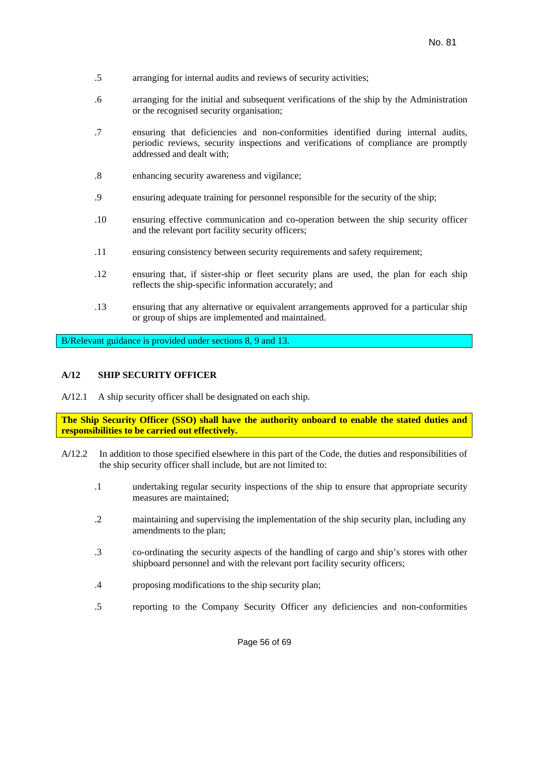.5 arranging for internal audits and reviews of security activities;

.6 arranging for the initial and subsequent verifications of the ship by the Administration or the recognised security organisation;

.7 ensuring that deficiencies and non-conformities identified during internal audits, periodic reviews, security inspections and verifications of compliance are promptly addressed and dealt with;

.8 enhancing security awareness and vigilance;

.9 ensuring adequate training for personnel responsible for the security of the ship;

.10 ensuring effective communication and co-operation between the ship security officer and the relevant port facility security officers;

.11 ensuring consistency between security requirements and safety requirement;

.12 ensuring that, if sister-ship or fleet security plans are used, the plan for each ship reflects the ship-specific information accurately; and

.13 ensuring that any alternative or equivalent arrangements approved for a particular ship or group of ships are implemented and maintained.

B/Relevant guidance is provided under sections 8, 9 and 13.

## A/12 SHIP SECURITY OFFICER

A/12.1 A ship security officer shall be designated on each ship.

**The Ship Security Officer (SSO) shall have the authority onboard to enable the stated duties and responsibilities to be carried out effectively.**

A/12.2 In addition to those specified elsewhere in this part of the Code, the duties and responsibilities of the ship security officer shall include, but are not limited to:

.1 undertaking regular security inspections of the ship to ensure that appropriate security measures are maintained;

.2 maintaining and supervising the implementation of the ship security plan, including any amendments to the plan;

.3 co-ordinating the security aspects of the handling of cargo and ship's stores with other shipboard personnel and with the relevant port facility security officers;

.4 proposing modifications to the ship security plan;

.5 reporting to the Company Security Officer any deficiencies and non-conformities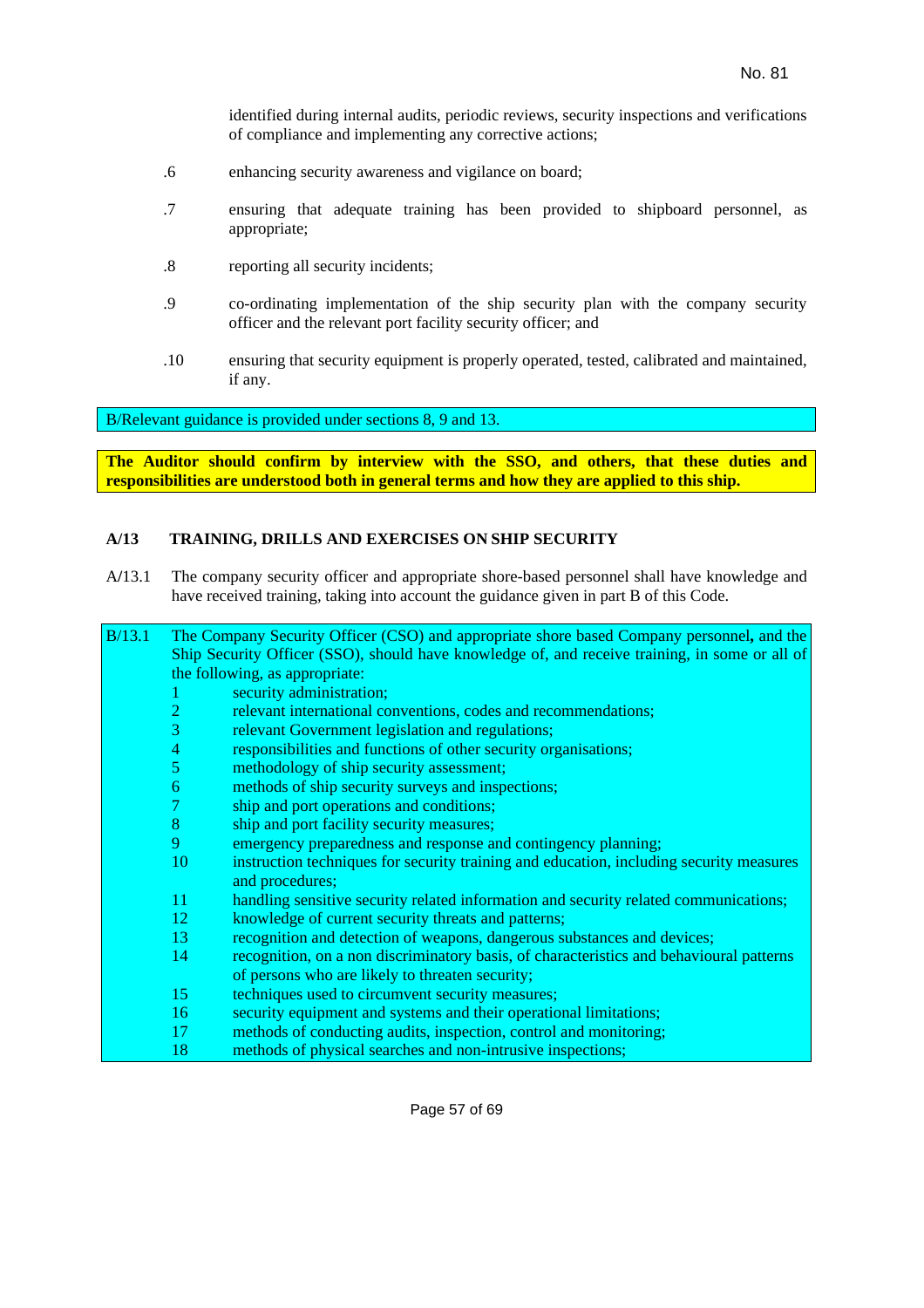identified during internal audits, periodic reviews, security inspections and verifications of compliance and implementing any corrective actions;

.6 enhancing security awareness and vigilance on board;

.7 ensuring that adequate training has been provided to shipboard personnel, as appropriate;

.8 reporting all security incidents;

.9 co-ordinating implementation of the ship security plan with the company security officer and the relevant port facility security officer; and

.10 ensuring that security equipment is properly operated, tested, calibrated and maintained, if any.

B/Relevant guidance is provided under sections 8, 9 and 13.

**The Auditor should confirm by interview with the SSO, and others, that these duties and responsibilities are understood both in general terms and how they are applied to this ship.**

### A/13 TRAINING, DRILLS AND EXERCISES ON SHIP SECURITY

A/13.1 The company security officer and appropriate shore-based personnel shall have knowledge and have received training, taking into account the guidance given in part B of this Code.

B/13.1 The Company Security Officer (CSO) and appropriate shore based Company personnel**,** and the Ship Security Officer (SSO), should have knowledge of, and receive training, in some or all of the following, as appropriate:

1. security administration;
2. relevant international conventions, codes and recommendations;
3. relevant Government legislation and regulations;
4. responsibilities and functions of other security organisations;
5. methodology of ship security assessment;
6. methods of ship security surveys and inspections;
7. ship and port operations and conditions;
8. ship and port facility security measures;
9. emergency preparedness and response and contingency planning;
10. instruction techniques for security training and education, including security measures and procedures;
11. handling sensitive security related information and security related communications;
12. knowledge of current security threats and patterns;
13. recognition and detection of weapons, dangerous substances and devices;
14. recognition, on a non discriminatory basis, of characteristics and behavioural patterns of persons who are likely to threaten security;
15. techniques used to circumvent security measures;
16. security equipment and systems and their operational limitations;
17. methods of conducting audits, inspection, control and monitoring;
18. methods of physical searches and non-intrusive inspections;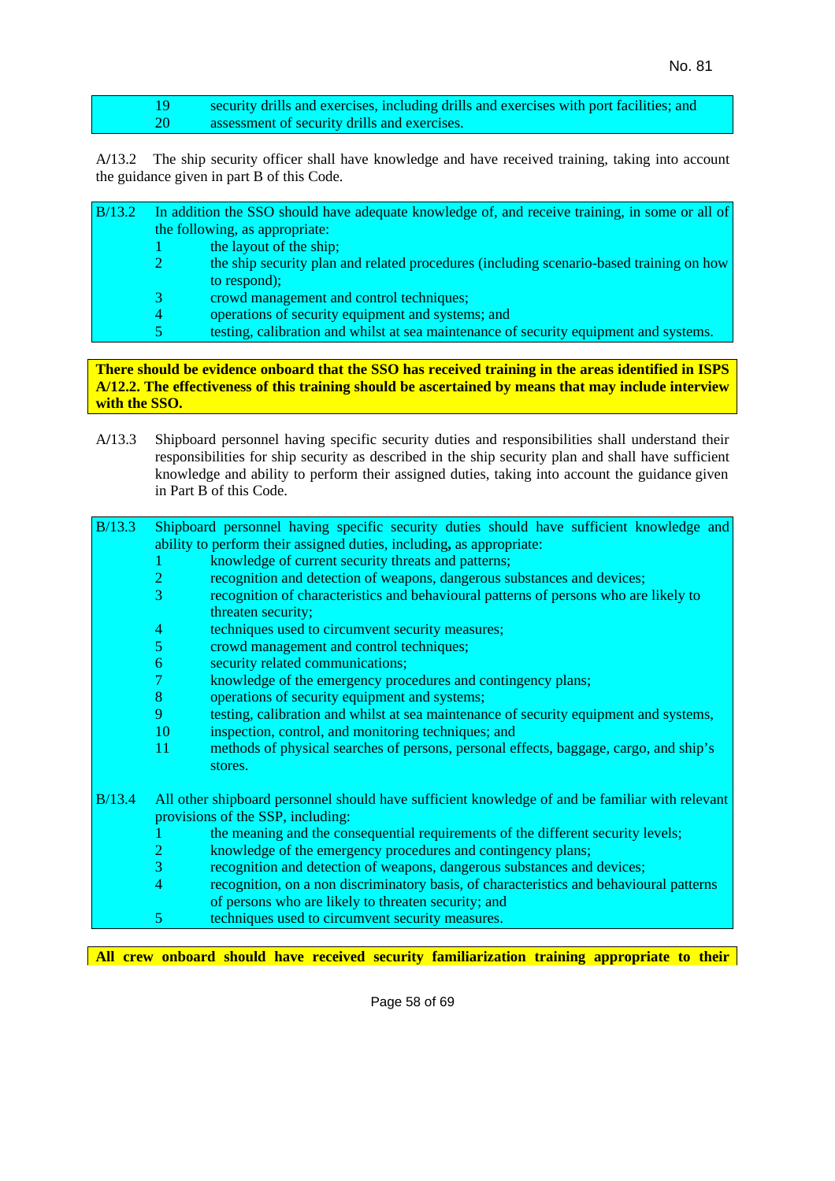19 security drills and exercises, including drills and exercises with port facilities; and
20 assessment of security drills and exercises.

A/13.2 The ship security officer shall have knowledge and have received training, taking into account the guidance given in part B of this Code.

B/13.2 In addition the SSO should have adequate knowledge of, and receive training, in some or all of the following, as appropriate:

1. the layout of the ship;
2. the ship security plan and related procedures (including scenario-based training on how to respond);
3. crowd management and control techniques;
4. operations of security equipment and systems; and
5. testing, calibration and whilst at sea maintenance of security equipment and systems.

**There should be evidence onboard that the SSO has received training in the areas identified in ISPS A/12.2. The effectiveness of this training should be ascertained by means that may include interview with the SSO.**

A/13.3 Shipboard personnel having specific security duties and responsibilities shall understand their responsibilities for ship security as described in the ship security plan and shall have sufficient knowledge and ability to perform their assigned duties, taking into account the guidance given in Part B of this Code.

B/13.3 Shipboard personnel having specific security duties should have sufficient knowledge and ability to perform their assigned duties, including**,** as appropriate:

1. knowledge of current security threats and patterns;
2. recognition and detection of weapons, dangerous substances and devices;
3. recognition of characteristics and behavioural patterns of persons who are likely to threaten security;
4. techniques used to circumvent security measures;
5. crowd management and control techniques;
6. security related communications;
7. knowledge of the emergency procedures and contingency plans;
8. operations of security equipment and systems;
9. testing, calibration and whilst at sea maintenance of security equipment and systems,
10. inspection, control, and monitoring techniques; and
11. methods of physical searches of persons, personal effects, baggage, cargo, and ship's stores.

B/13.4 All other shipboard personnel should have sufficient knowledge of and be familiar with relevant provisions of the SSP, including:

1. the meaning and the consequential requirements of the different security levels;
2. knowledge of the emergency procedures and contingency plans;
3. recognition and detection of weapons, dangerous substances and devices;
4. recognition, on a non discriminatory basis, of characteristics and behavioural patterns of persons who are likely to threaten security; and
5. techniques used to circumvent security measures.

**All crew onboard should have received security familiarization training appropriate to their**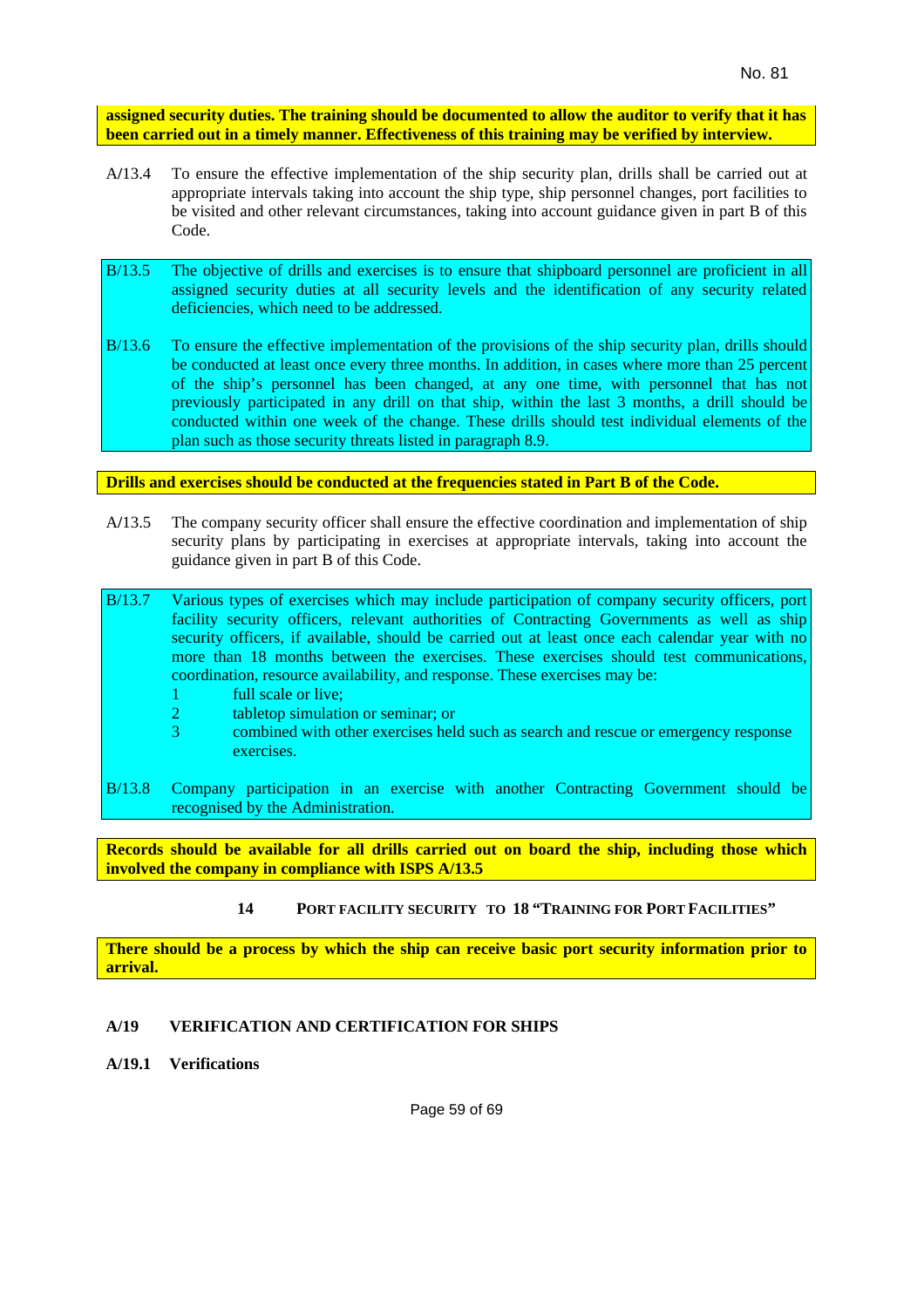**assigned security duties. The training should be documented to allow the auditor to verify that it has been carried out in a timely manner. Effectiveness of this training may be verified by interview.**

A/13.4 To ensure the effective implementation of the ship security plan, drills shall be carried out at appropriate intervals taking into account the ship type, ship personnel changes, port facilities to be visited and other relevant circumstances, taking into account guidance given in part B of this Code.

B/13.5 The objective of drills and exercises is to ensure that shipboard personnel are proficient in all assigned security duties at all security levels and the identification of any security related deficiencies, which need to be addressed.

B/13.6 To ensure the effective implementation of the provisions of the ship security plan, drills should be conducted at least once every three months. In addition, in cases where more than 25 percent of the ship's personnel has been changed, at any one time, with personnel that has not previously participated in any drill on that ship, within the last 3 months, a drill should be conducted within one week of the change. These drills should test individual elements of the plan such as those security threats listed in paragraph 8.9.

**Drills and exercises should be conducted at the frequencies stated in Part B of the Code.**

A/13.5 The company security officer shall ensure the effective coordination and implementation of ship security plans by participating in exercises at appropriate intervals, taking into account the guidance given in part B of this Code.

B/13.7 Various types of exercises which may include participation of company security officers, port facility security officers, relevant authorities of Contracting Governments as well as ship security officers, if available, should be carried out at least once each calendar year with no more than 18 months between the exercises. These exercises should test communications, coordination, resource availability, and response. These exercises may be:

1. full scale or live;
2. tabletop simulation or seminar; or
3. combined with other exercises held such as search and rescue or emergency response exercises.

B/13.8 Company participation in an exercise with another Contracting Government should be recognised by the Administration.

**Records should be available for all drills carried out on board the ship, including those which involved the company in compliance with ISPS A/13.5**

**14 PORT FACILITY SECURITY TO 18 "TRAINING FOR PORT FACILITIES"**

**There should be a process by which the ship can receive basic port security information prior to arrival.**

## A/19 VERIFICATION AND CERTIFICATION FOR SHIPS

### A/19.1 Verifications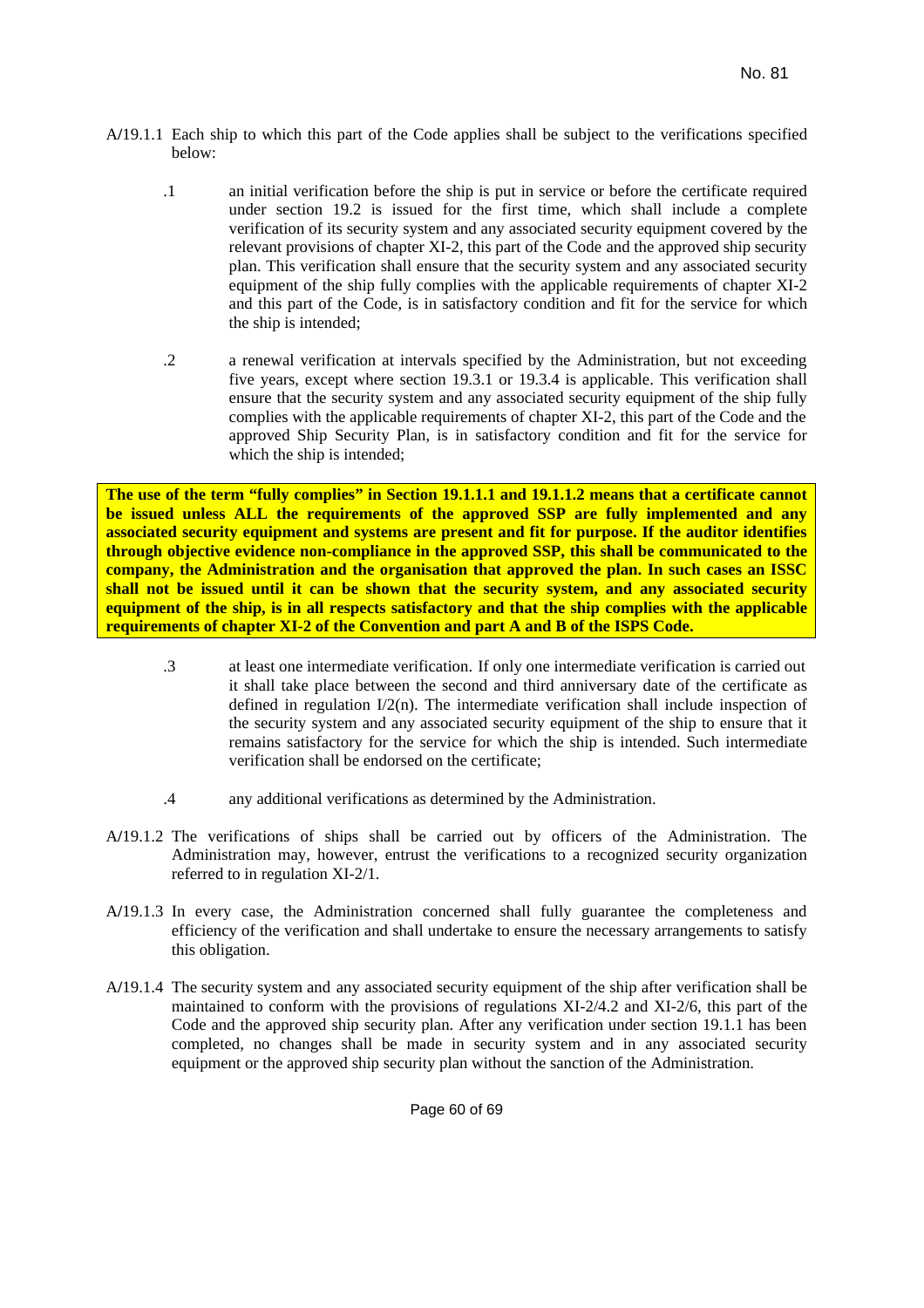A/19.1.1 Each ship to which this part of the Code applies shall be subject to the verifications specified below:

.1 an initial verification before the ship is put in service or before the certificate required under section 19.2 is issued for the first time, which shall include a complete verification of its security system and any associated security equipment covered by the relevant provisions of chapter XI-2, this part of the Code and the approved ship security plan. This verification shall ensure that the security system and any associated security equipment of the ship fully complies with the applicable requirements of chapter XI-2 and this part of the Code, is in satisfactory condition and fit for the service for which the ship is intended;

.2 a renewal verification at intervals specified by the Administration, but not exceeding five years, except where section 19.3.1 or 19.3.4 is applicable. This verification shall ensure that the security system and any associated security equipment of the ship fully complies with the applicable requirements of chapter XI-2, this part of the Code and the approved Ship Security Plan, is in satisfactory condition and fit for the service for which the ship is intended;

**The use of the term "fully complies" in Section 19.1.1.1 and 19.1.1.2 means that a certificate cannot be issued unless ALL the requirements of the approved SSP are fully implemented and any associated security equipment and systems are present and fit for purpose. If the auditor identifies through objective evidence non-compliance in the approved SSP, this shall be communicated to the company, the Administration and the organisation that approved the plan. In such cases an ISSC shall not be issued until it can be shown that the security system, and any associated security equipment of the ship, is in all respects satisfactory and that the ship complies with the applicable requirements of chapter XI-2 of the Convention and part A and B of the ISPS Code.**

.3 at least one intermediate verification. If only one intermediate verification is carried out it shall take place between the second and third anniversary date of the certificate as defined in regulation I/2(n). The intermediate verification shall include inspection of the security system and any associated security equipment of the ship to ensure that it remains satisfactory for the service for which the ship is intended. Such intermediate verification shall be endorsed on the certificate;

.4 any additional verifications as determined by the Administration.

A/19.1.2 The verifications of ships shall be carried out by officers of the Administration. The Administration may, however, entrust the verifications to a recognized security organization referred to in regulation XI-2/1.

A/19.1.3 In every case, the Administration concerned shall fully guarantee the completeness and efficiency of the verification and shall undertake to ensure the necessary arrangements to satisfy this obligation.

A/19.1.4 The security system and any associated security equipment of the ship after verification shall be maintained to conform with the provisions of regulations XI-2/4.2 and XI-2/6, this part of the Code and the approved ship security plan. After any verification under section 19.1.1 has been completed, no changes shall be made in security system and in any associated security equipment or the approved ship security plan without the sanction of the Administration.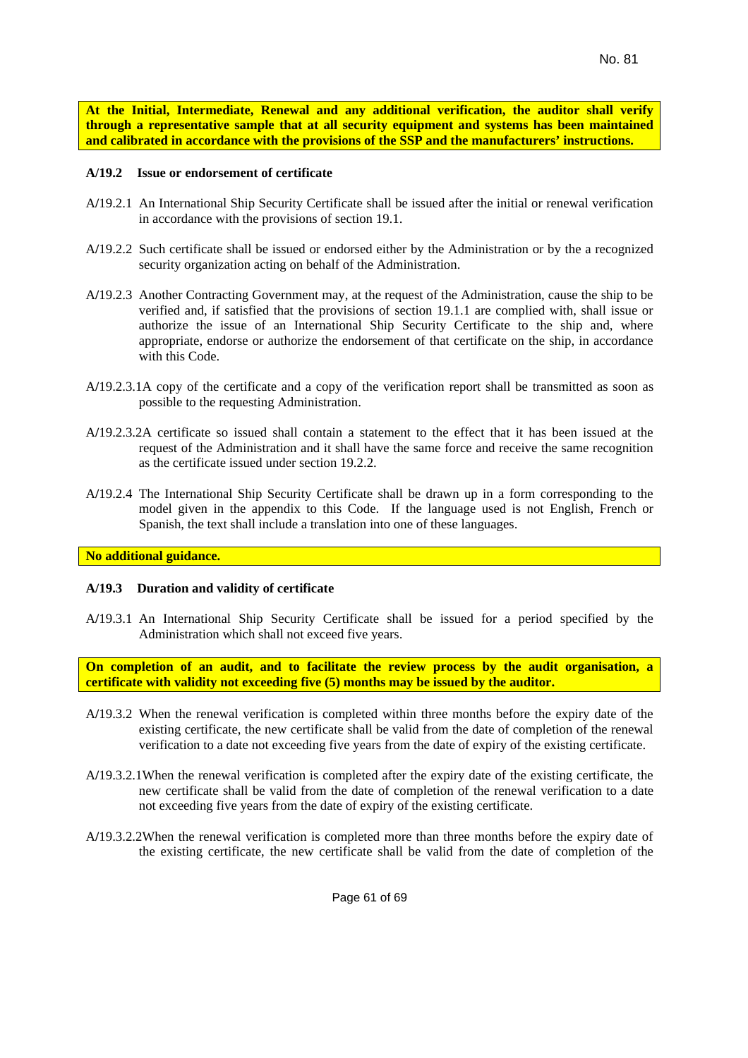**At the Initial, Intermediate, Renewal and any additional verification, the auditor shall verify through a representative sample that at all security equipment and systems has been maintained and calibrated in accordance with the provisions of the SSP and the manufacturers' instructions.**

**A/19.2 Issue or endorsement of certificate**

A/19.2.1 An International Ship Security Certificate shall be issued after the initial or renewal verification in accordance with the provisions of section 19.1.

A/19.2.2 Such certificate shall be issued or endorsed either by the Administration or by the a recognized security organization acting on behalf of the Administration.

A/19.2.3 Another Contracting Government may, at the request of the Administration, cause the ship to be verified and, if satisfied that the provisions of section 19.1.1 are complied with, shall issue or authorize the issue of an International Ship Security Certificate to the ship and, where appropriate, endorse or authorize the endorsement of that certificate on the ship, in accordance with this Code.

A/19.2.3.1A copy of the certificate and a copy of the verification report shall be transmitted as soon as possible to the requesting Administration.

A/19.2.3.2A certificate so issued shall contain a statement to the effect that it has been issued at the request of the Administration and it shall have the same force and receive the same recognition as the certificate issued under section 19.2.2.

A/19.2.4 The International Ship Security Certificate shall be drawn up in a form corresponding to the model given in the appendix to this Code. If the language used is not English, French or Spanish, the text shall include a translation into one of these languages.

**No additional guidance.**

**A/19.3 Duration and validity of certificate**

A/19.3.1 An International Ship Security Certificate shall be issued for a period specified by the Administration which shall not exceed five years.

**On completion of an audit, and to facilitate the review process by the audit organisation, a certificate with validity not exceeding five (5) months may be issued by the auditor.**

A/19.3.2 When the renewal verification is completed within three months before the expiry date of the existing certificate, the new certificate shall be valid from the date of completion of the renewal verification to a date not exceeding five years from the date of expiry of the existing certificate.

A/19.3.2.1When the renewal verification is completed after the expiry date of the existing certificate, the new certificate shall be valid from the date of completion of the renewal verification to a date not exceeding five years from the date of expiry of the existing certificate.

A/19.3.2.2When the renewal verification is completed more than three months before the expiry date of the existing certificate, the new certificate shall be valid from the date of completion of the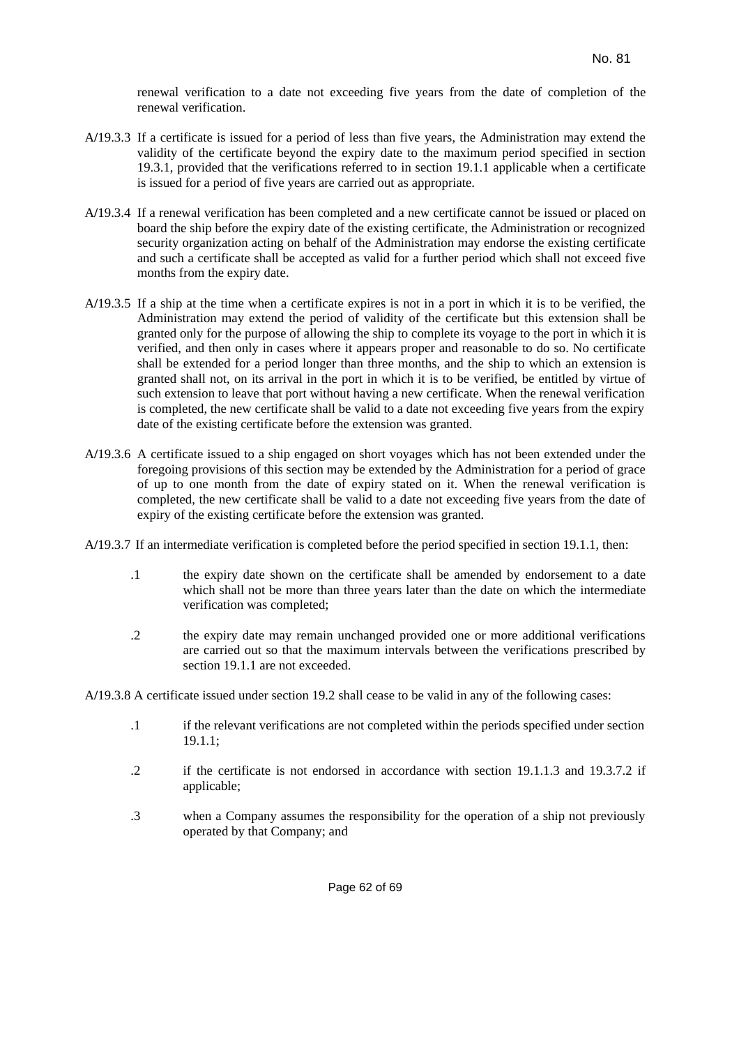renewal verification to a date not exceeding five years from the date of completion of the renewal verification.

A/19.3.3 If a certificate is issued for a period of less than five years, the Administration may extend the validity of the certificate beyond the expiry date to the maximum period specified in section 19.3.1, provided that the verifications referred to in section 19.1.1 applicable when a certificate is issued for a period of five years are carried out as appropriate.

A/19.3.4 If a renewal verification has been completed and a new certificate cannot be issued or placed on board the ship before the expiry date of the existing certificate, the Administration or recognized security organization acting on behalf of the Administration may endorse the existing certificate and such a certificate shall be accepted as valid for a further period which shall not exceed five months from the expiry date.

A/19.3.5 If a ship at the time when a certificate expires is not in a port in which it is to be verified, the Administration may extend the period of validity of the certificate but this extension shall be granted only for the purpose of allowing the ship to complete its voyage to the port in which it is verified, and then only in cases where it appears proper and reasonable to do so. No certificate shall be extended for a period longer than three months, and the ship to which an extension is granted shall not, on its arrival in the port in which it is to be verified, be entitled by virtue of such extension to leave that port without having a new certificate. When the renewal verification is completed, the new certificate shall be valid to a date not exceeding five years from the expiry date of the existing certificate before the extension was granted.

A/19.3.6 A certificate issued to a ship engaged on short voyages which has not been extended under the foregoing provisions of this section may be extended by the Administration for a period of grace of up to one month from the date of expiry stated on it. When the renewal verification is completed, the new certificate shall be valid to a date not exceeding five years from the date of expiry of the existing certificate before the extension was granted.

A/19.3.7 If an intermediate verification is completed before the period specified in section 19.1.1, then:

.1 the expiry date shown on the certificate shall be amended by endorsement to a date which shall not be more than three years later than the date on which the intermediate verification was completed;

.2 the expiry date may remain unchanged provided one or more additional verifications are carried out so that the maximum intervals between the verifications prescribed by section 19.1.1 are not exceeded.

A/19.3.8 A certificate issued under section 19.2 shall cease to be valid in any of the following cases:

.1 if the relevant verifications are not completed within the periods specified under section 19.1.1;

.2 if the certificate is not endorsed in accordance with section 19.1.1.3 and 19.3.7.2 if applicable;

.3 when a Company assumes the responsibility for the operation of a ship not previously operated by that Company; and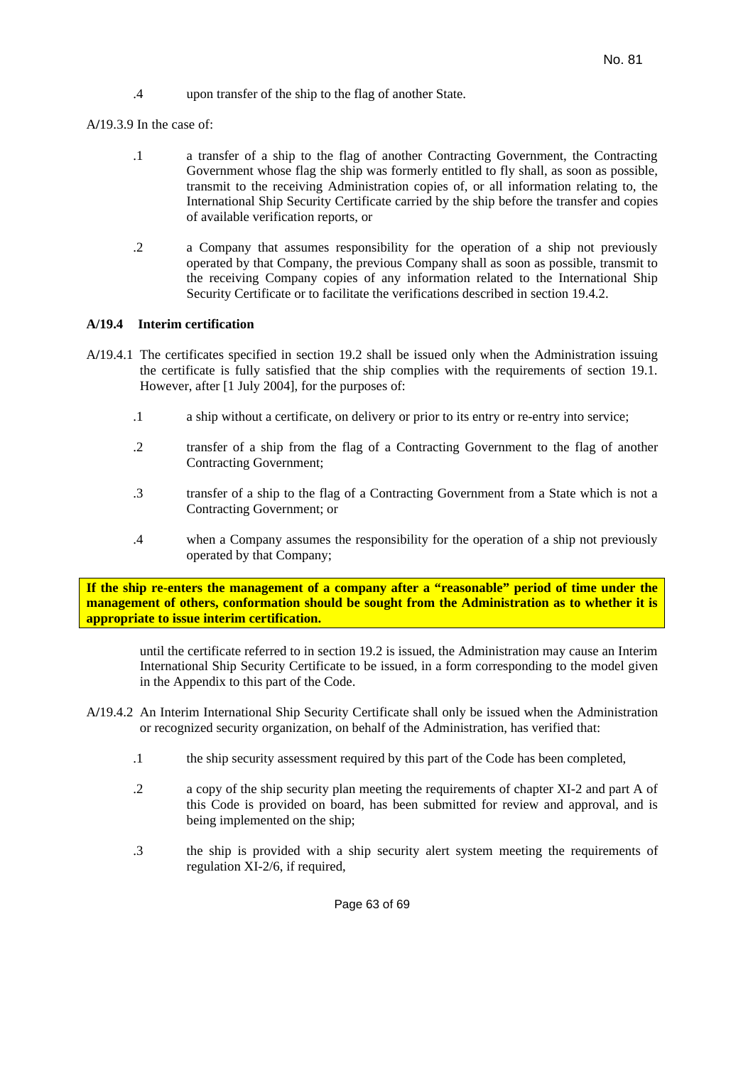.4 upon transfer of the ship to the flag of another State.

A/19.3.9 In the case of:

.1 a transfer of a ship to the flag of another Contracting Government, the Contracting Government whose flag the ship was formerly entitled to fly shall, as soon as possible, transmit to the receiving Administration copies of, or all information relating to, the International Ship Security Certificate carried by the ship before the transfer and copies of available verification reports, or

.2 a Company that assumes responsibility for the operation of a ship not previously operated by that Company, the previous Company shall as soon as possible, transmit to the receiving Company copies of any information related to the International Ship Security Certificate or to facilitate the verifications described in section 19.4.2.

**A/19.4 Interim certification**

A/19.4.1 The certificates specified in section 19.2 shall be issued only when the Administration issuing the certificate is fully satisfied that the ship complies with the requirements of section 19.1. However, after [1 July 2004], for the purposes of:

.1 a ship without a certificate, on delivery or prior to its entry or re-entry into service;

.2 transfer of a ship from the flag of a Contracting Government to the flag of another Contracting Government;

.3 transfer of a ship to the flag of a Contracting Government from a State which is not a Contracting Government; or

.4 when a Company assumes the responsibility for the operation of a ship not previously operated by that Company;

**If the ship re-enters the management of a company after a "reasonable" period of time under the management of others, conformation should be sought from the Administration as to whether it is appropriate to issue interim certification.**

until the certificate referred to in section 19.2 is issued, the Administration may cause an Interim International Ship Security Certificate to be issued, in a form corresponding to the model given in the Appendix to this part of the Code.

A/19.4.2 An Interim International Ship Security Certificate shall only be issued when the Administration or recognized security organization, on behalf of the Administration, has verified that:

.1 the ship security assessment required by this part of the Code has been completed,

.2 a copy of the ship security plan meeting the requirements of chapter XI-2 and part A of this Code is provided on board, has been submitted for review and approval, and is being implemented on the ship;

.3 the ship is provided with a ship security alert system meeting the requirements of regulation XI-2/6, if required,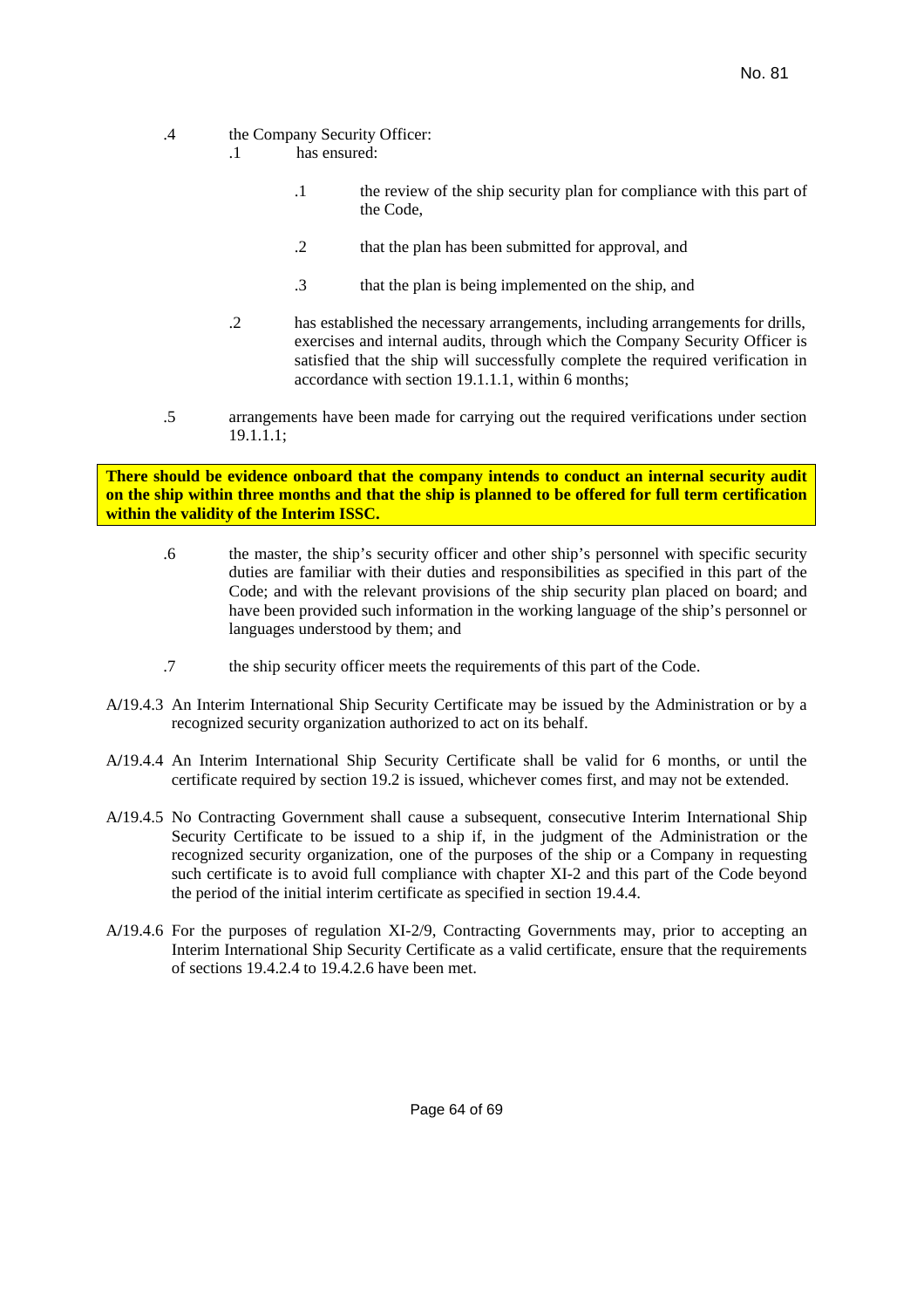.4 the Company Security Officer:

   .1 has ensured:

      .1 the review of the ship security plan for compliance with this part of the Code,

      .2 that the plan has been submitted for approval, and

      .3 that the plan is being implemented on the ship, and

   .2 has established the necessary arrangements, including arrangements for drills, exercises and internal audits, through which the Company Security Officer is satisfied that the ship will successfully complete the required verification in accordance with section 19.1.1.1, within 6 months;

.5 arrangements have been made for carrying out the required verifications under section 19.1.1.1;

**There should be evidence onboard that the company intends to conduct an internal security audit on the ship within three months and that the ship is planned to be offered for full term certification within the validity of the Interim ISSC.**

.6 the master, the ship's security officer and other ship's personnel with specific security duties are familiar with their duties and responsibilities as specified in this part of the Code; and with the relevant provisions of the ship security plan placed on board; and have been provided such information in the working language of the ship's personnel or languages understood by them; and

.7 the ship security officer meets the requirements of this part of the Code.

A/19.4.3 An Interim International Ship Security Certificate may be issued by the Administration or by a recognized security organization authorized to act on its behalf.

A/19.4.4 An Interim International Ship Security Certificate shall be valid for 6 months, or until the certificate required by section 19.2 is issued, whichever comes first, and may not be extended.

A/19.4.5 No Contracting Government shall cause a subsequent, consecutive Interim International Ship Security Certificate to be issued to a ship if, in the judgment of the Administration or the recognized security organization, one of the purposes of the ship or a Company in requesting such certificate is to avoid full compliance with chapter XI-2 and this part of the Code beyond the period of the initial interim certificate as specified in section 19.4.4.

A/19.4.6 For the purposes of regulation XI-2/9, Contracting Governments may, prior to accepting an Interim International Ship Security Certificate as a valid certificate, ensure that the requirements of sections 19.4.2.4 to 19.4.2.6 have been met.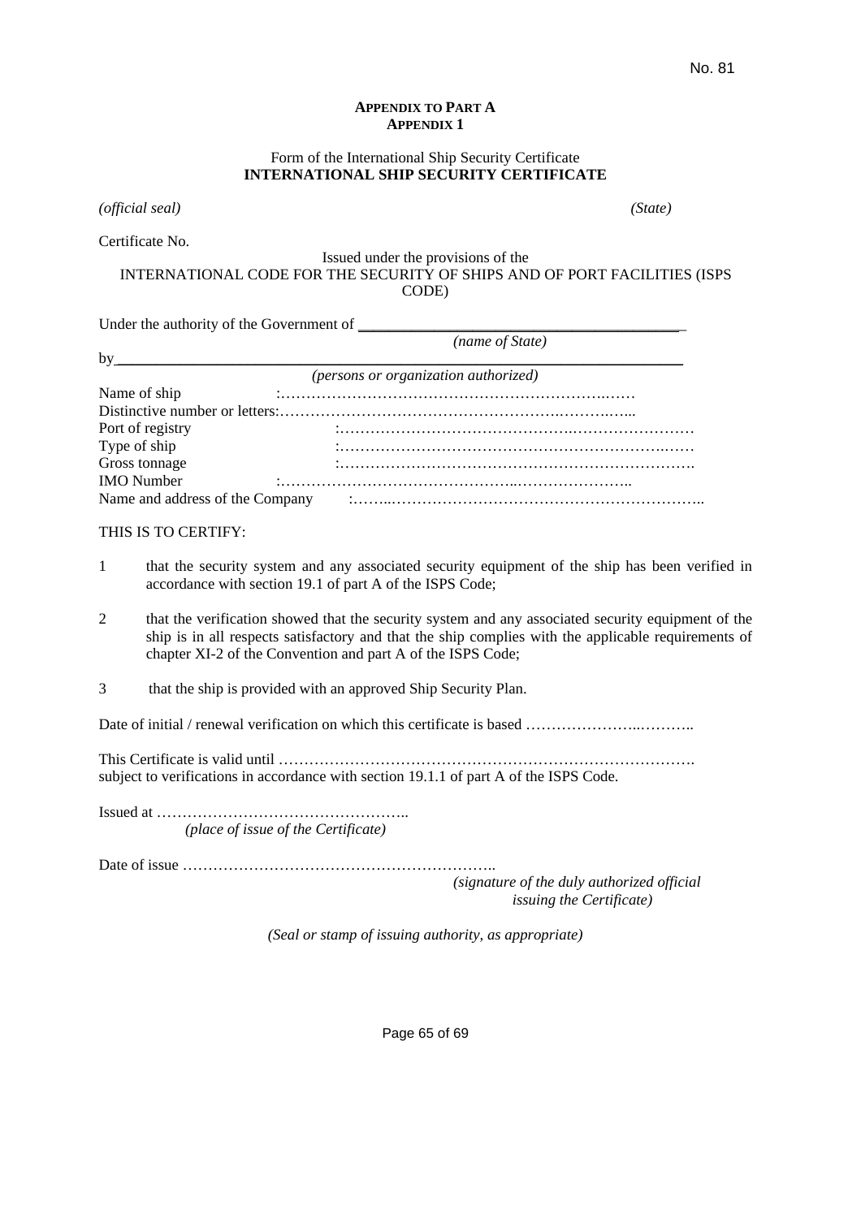No. 81

**APPENDIX TO PART A**
**APPENDIX 1**

Form of the International Ship Security Certificate
**INTERNATIONAL SHIP SECURITY CERTIFICATE**

*(official seal)* *(State)*

Certificate No.

Issued under the provisions of the
INTERNATIONAL CODE FOR THE SECURITY OF SHIPS AND OF PORT FACILITIES (ISPS CODE)

Under the authority of the Government of ________________________________________
*(name of State)*

by________________________________________________________________________
*(persons or organization authorized)*

Name of ship :…………………………………………………………….……
Distinctive number or letters:…………………………………………………….……….…...
Port of registry :……………………………………….……………………
Type of ship :……………………………………………………….……
Gross tonnage :…………………………………………………………….
IMO Number :……………………………………..…………………..
Name and address of the Company :……..……………………………………………………..

THIS IS TO CERTIFY:

1 that the security system and any associated security equipment of the ship has been verified in accordance with section 19.1 of part A of the ISPS Code;

2 that the verification showed that the security system and any associated security equipment of the ship is in all respects satisfactory and that the ship complies with the applicable requirements of chapter XI-2 of the Convention and part A of the ISPS Code;

3 that the ship is provided with an approved Ship Security Plan.

Date of initial / renewal verification on which this certificate is based ………………..………..

This Certificate is valid until ……………………………………………………………………….
subject to verifications in accordance with section 19.1.1 of part A of the ISPS Code.

Issued at …………………………………………..
*(place of issue of the Certificate)*

Date of issue ……………………………………………………..
*(signature of the duly authorized official issuing the Certificate)*

*(Seal or stamp of issuing authority, as appropriate)*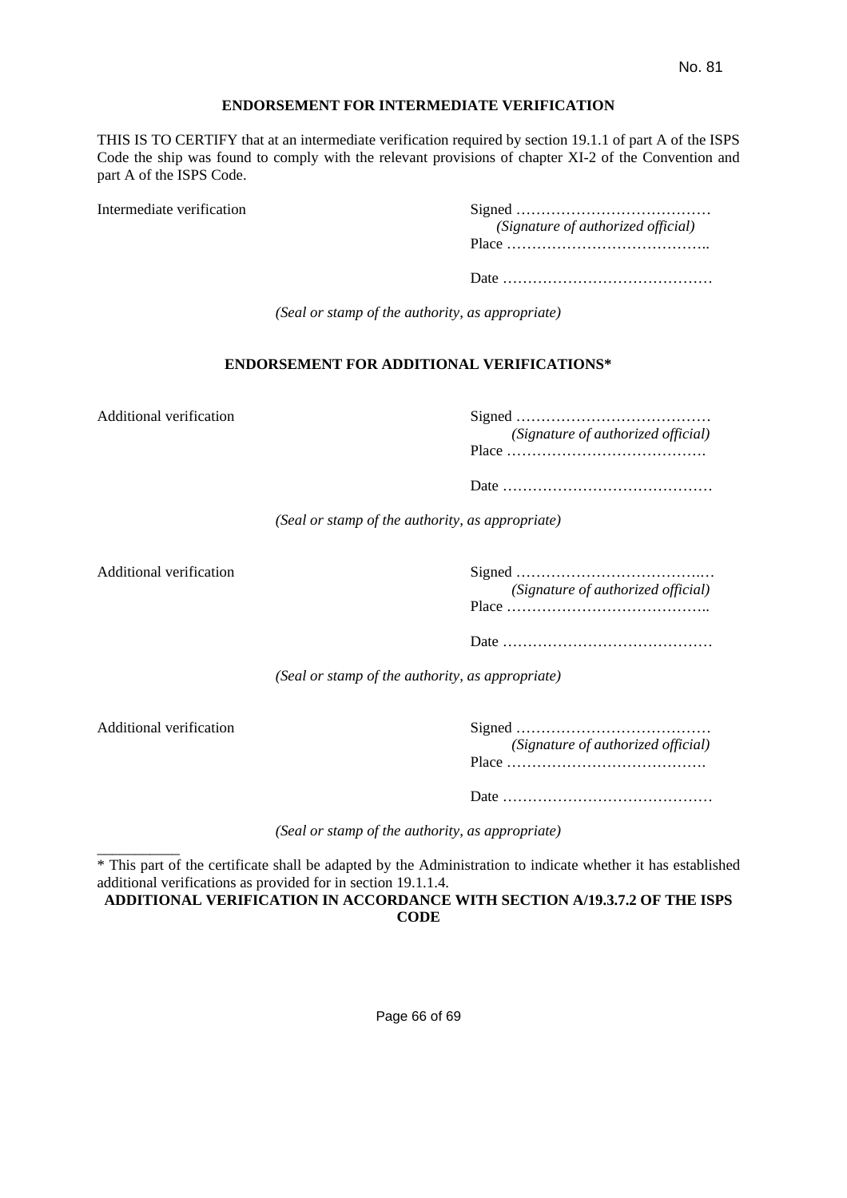No. 81

**ENDORSEMENT FOR INTERMEDIATE VERIFICATION**

THIS IS TO CERTIFY that at an intermediate verification required by section 19.1.1 of part A of the ISPS Code the ship was found to comply with the relevant provisions of chapter XI-2 of the Convention and part A of the ISPS Code.

Intermediate verification

Signed …………………………………
*(Signature of authorized official)*
Place …………………………………..

Date ……………………………………

*(Seal or stamp of the authority, as appropriate)*

**ENDORSEMENT FOR ADDITIONAL VERIFICATIONS***

Additional verification

Signed …………………………………
*(Signature of authorized official)*
Place ………………………………….

Date ……………………………………

*(Seal or stamp of the authority, as appropriate)*

Additional verification

Signed ………………………………..…
*(Signature of authorized official)*
Place …………………………………..

Date ……………………………………

*(Seal or stamp of the authority, as appropriate)*

Additional verification

Signed …………………………………
*(Signature of authorized official)*
Place ………………………………….

Date ……………………………………

*(Seal or stamp of the authority, as appropriate)*

___________

* This part of the certificate shall be adapted by the Administration to indicate whether it has established additional verifications as provided for in section 19.1.1.4.

**ADDITIONAL VERIFICATION IN ACCORDANCE WITH SECTION A/19.3.7.2 OF THE ISPS CODE**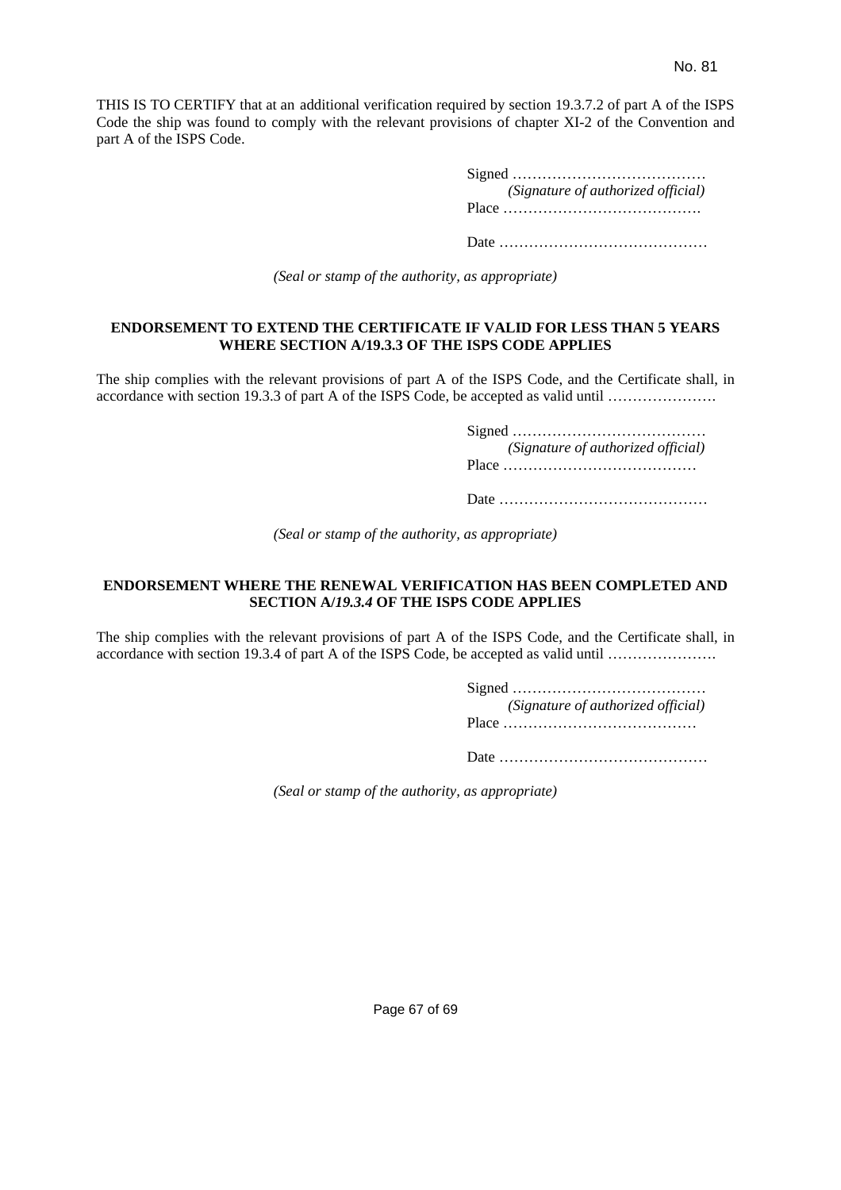THIS IS TO CERTIFY that at an additional verification required by section 19.3.7.2 of part A of the ISPS Code the ship was found to comply with the relevant provisions of chapter XI-2 of the Convention and part A of the ISPS Code.

Signed …………………………………
*(Signature of authorized official)*
Place ………………………………….

Date ……………………………………

*(Seal or stamp of the authority, as appropriate)*

**ENDORSEMENT TO EXTEND THE CERTIFICATE IF VALID FOR LESS THAN 5 YEARS WHERE SECTION A/19.3.3 OF THE ISPS CODE APPLIES**

The ship complies with the relevant provisions of part A of the ISPS Code, and the Certificate shall, in accordance with section 19.3.3 of part A of the ISPS Code, be accepted as valid until ………………….

Signed …………………………………
*(Signature of authorized official)*
Place …………………………………

Date ……………………………………

*(Seal or stamp of the authority, as appropriate)*

**ENDORSEMENT WHERE THE RENEWAL VERIFICATION HAS BEEN COMPLETED AND SECTION A/*19.3.4* OF THE ISPS CODE APPLIES**

The ship complies with the relevant provisions of part A of the ISPS Code, and the Certificate shall, in accordance with section 19.3.4 of part A of the ISPS Code, be accepted as valid until ………………….

Signed …………………………………
*(Signature of authorized official)*
Place …………………………………

Date ……………………………………

*(Seal or stamp of the authority, as appropriate)*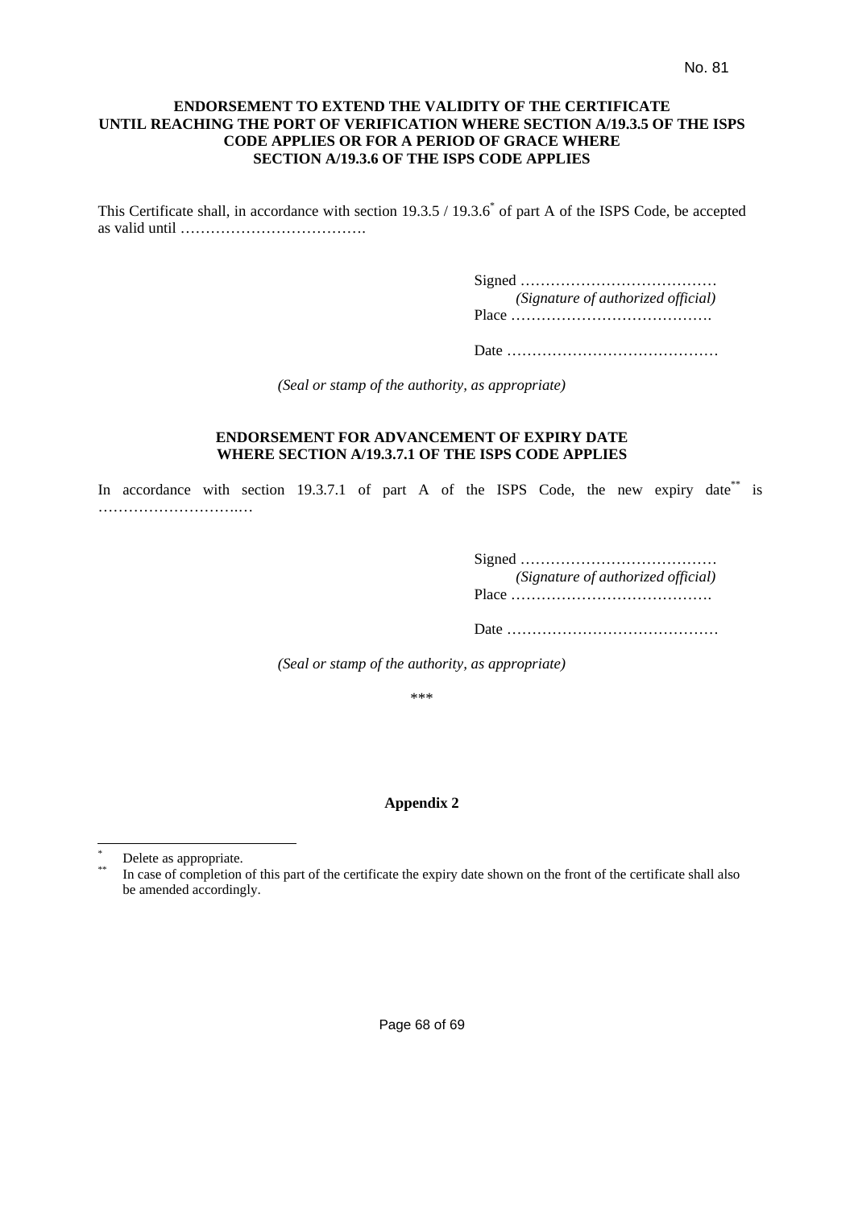**ENDORSEMENT TO EXTEND THE VALIDITY OF THE CERTIFICATE UNTIL REACHING THE PORT OF VERIFICATION WHERE SECTION A/19.3.5 OF THE ISPS CODE APPLIES OR FOR A PERIOD OF GRACE WHERE SECTION A/19.3.6 OF THE ISPS CODE APPLIES**

This Certificate shall, in accordance with section 19.3.5 / 19.3.6[*] of part A of the ISPS Code, be accepted as valid until ……………………………….

Signed …………………………………
*(Signature of authorized official)*
Place ………………………………….

Date ……………………………………

*(Seal or stamp of the authority, as appropriate)*

**ENDORSEMENT FOR ADVANCEMENT OF EXPIRY DATE WHERE SECTION A/19.3.7.1 OF THE ISPS CODE APPLIES**

In accordance with section 19.3.7.1 of part A of the ISPS Code, the new expiry date[**] is ………………………..…

Signed …………………………………
*(Signature of authorized official)*
Place ………………………………….

Date ……………………………………

*(Seal or stamp of the authority, as appropriate)*

\*\*\*

**Appendix 2**

---

[*] Delete as appropriate.

[**] In case of completion of this part of the certificate the expiry date shown on the front of the certificate shall also be amended accordingly.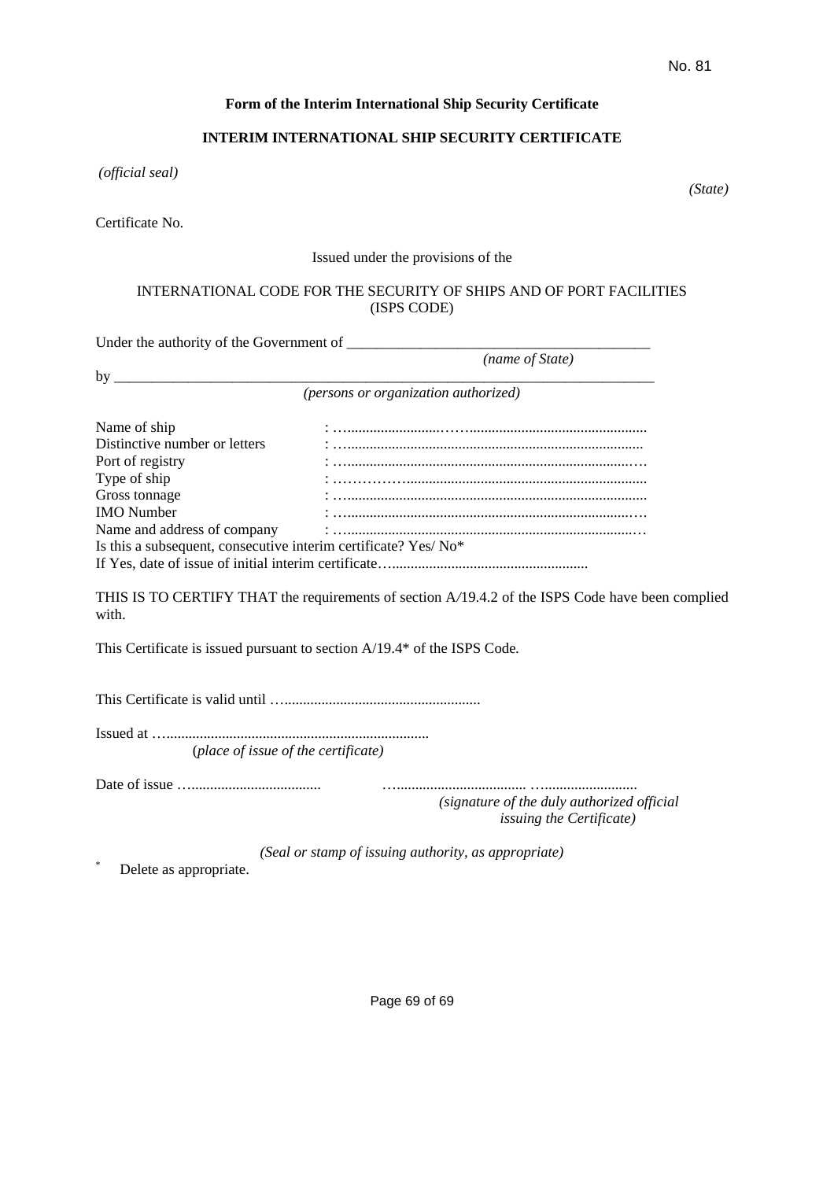No. 81

**Form of the Interim International Ship Security Certificate**

**INTERIM INTERNATIONAL SHIP SECURITY CERTIFICATE**

*(official seal)*

*(State)*

Certificate No.

Issued under the provisions of the

INTERNATIONAL CODE FOR THE SECURITY OF SHIPS AND OF PORT FACILITIES
(ISPS CODE)

Under the authority of the Government of ________________________________________
*(name of State)*

by ________________________________________________________________________
*(persons or organization authorized)*

Name of ship : …………………………………………………………
Distinctive number or letters : …………………………………………………………
Port of registry : …………………………………………………………
Type of ship : …………………………………………………………
Gross tonnage : …………………………………………………………
IMO Number : …………………………………………………………
Name and address of company : …………………………………………………………
Is this a subsequent, consecutive interim certificate? Yes/ No*
If Yes, date of issue of initial interim certificate…………………………………………

THIS IS TO CERTIFY THAT the requirements of section A/19.4.2 of the ISPS Code have been complied with.

This Certificate is issued pursuant to section A/19.4* of the ISPS Code.

This Certificate is valid until ……………………………………………

Issued at ………………………………………………………
(*place of issue of the certificate*)

Date of issue ……………………………… ………………………………………………
*(signature of the duly authorized official issuing the Certificate)*

*(Seal or stamp of issuing authority, as appropriate)*

* Delete as appropriate.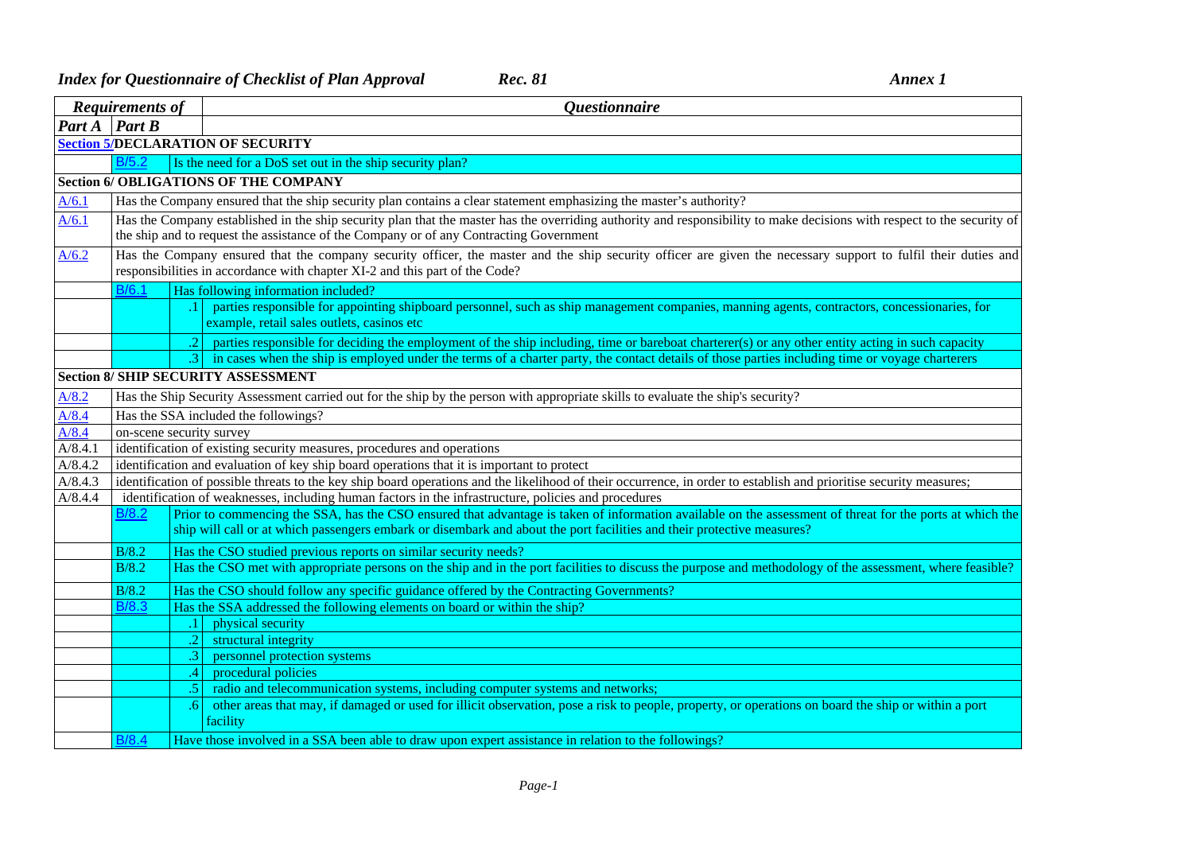*Index for Questionnaire of Checklist of Plan Approval* *Rec. 81* *Annex 1*

| *Requirements of* | | | *Questionnaire* |
|---|---|---|---|
| ***Part A*** | ***Part B*** | | |
| **Section 5/DECLARATION OF SECURITY** | | | |
| | B/5.2 | | Is the need for a DoS set out in the ship security plan? |
| **Section 6/ OBLIGATIONS OF THE COMPANY** | | | |
| A/6.1 | Has the Company ensured that the ship security plan contains a clear statement emphasizing the master's authority? | | |
| A/6.1 | Has the Company established in the ship security plan that the master has the overriding authority and responsibility to make decisions with respect to the security of the ship and to request the assistance of the Company or of any Contracting Government | | |
| A/6.2 | Has the Company ensured that the company security officer, the master and the ship security officer are given the necessary support to fulfil their duties and responsibilities in accordance with chapter XI-2 and this part of the Code? | | |
| | B/6.1 | | Has following information included? |
| | | .1 | parties responsible for appointing shipboard personnel, such as ship management companies, manning agents, contractors, concessionaries, for example, retail sales outlets, casinos etc |
| | | .2 | parties responsible for deciding the employment of the ship including, time or bareboat charterer(s) or any other entity acting in such capacity |
| | | .3 | in cases when the ship is employed under the terms of a charter party, the contact details of those parties including time or voyage charterers |
| **Section 8/ SHIP SECURITY ASSESSMENT** | | | |
| A/8.2 | Has the Ship Security Assessment carried out for the ship by the person with appropriate skills to evaluate the ship's security? | | |
| A/8.4 | Has the SSA included the followings? | | |
| A/8.4 | on-scene security survey | | |
| A/8.4.1 | identification of existing security measures, procedures and operations | | |
| A/8.4.2 | identification and evaluation of key ship board operations that it is important to protect | | |
| A/8.4.3 | identification of possible threats to the key ship board operations and the likelihood of their occurrence, in order to establish and prioritise security measures; | | |
| A/8.4.4 | identification of weaknesses, including human factors in the infrastructure, policies and procedures | | |
| | B/8.2 | | Prior to commencing the SSA, has the CSO ensured that advantage is taken of information available on the assessment of threat for the ports at which the ship will call or at which passengers embark or disembark and about the port facilities and their protective measures? |
| | B/8.2 | | Has the CSO studied previous reports on similar security needs? |
| | B/8.2 | | Has the CSO met with appropriate persons on the ship and in the port facilities to discuss the purpose and methodology of the assessment, where feasible? |
| | B/8.2 | | Has the CSO should follow any specific guidance offered by the Contracting Governments? |
| | B/8.3 | | Has the SSA addressed the following elements on board or within the ship? |
| | | .1 | physical security |
| | | .2 | structural integrity |
| | | .3 | personnel protection systems |
| | | .4 | procedural policies |
| | | .5 | radio and telecommunication systems, including computer systems and networks; |
| | | .6 | other areas that may, if damaged or used for illicit observation, pose a risk to people, property, or operations on board the ship or within a port facility |
| | B/8.4 | | Have those involved in a SSA been able to draw upon expert assistance in relation to the followings? |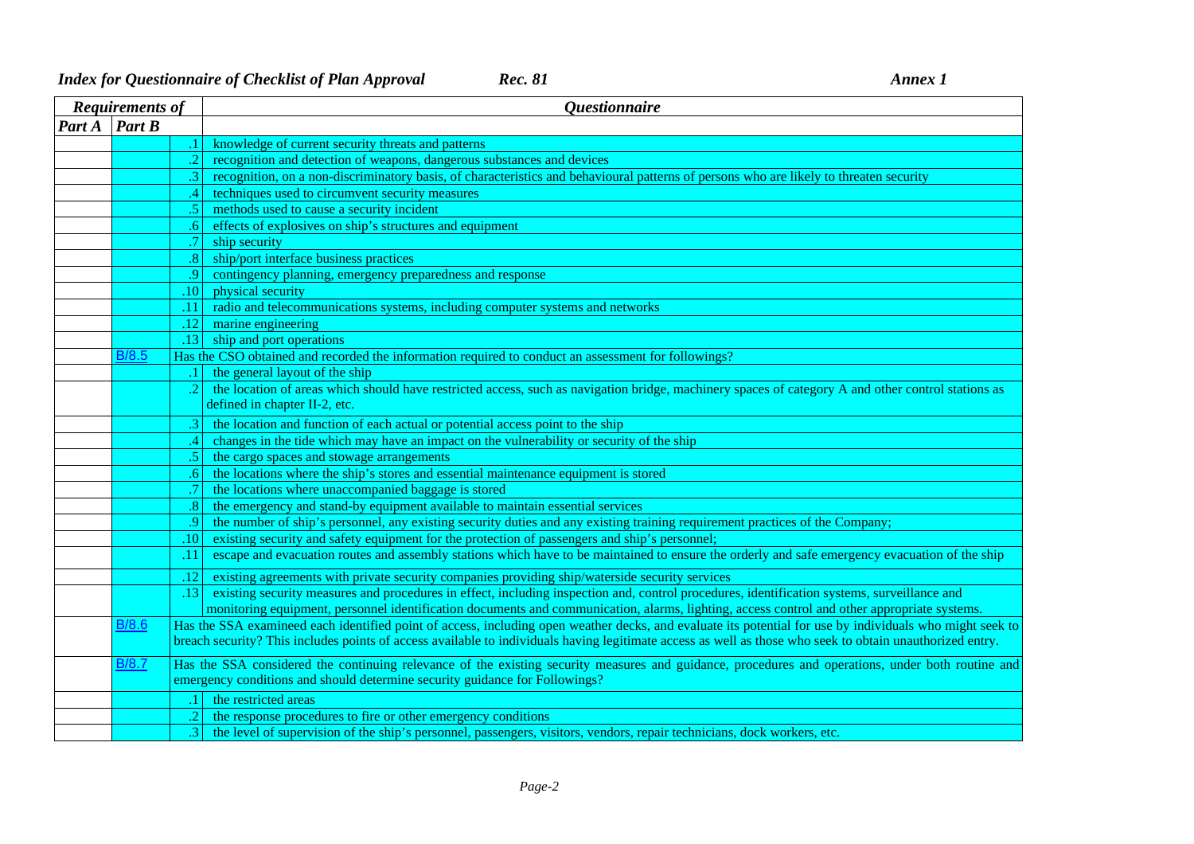| Requirements of | | | Questionnaire |
|---|---|---|---|
| Part A | Part B | | |
| | | .1 | knowledge of current security threats and patterns |
| | | .2 | recognition and detection of weapons, dangerous substances and devices |
| | | .3 | recognition, on a non-discriminatory basis, of characteristics and behavioural patterns of persons who are likely to threaten security |
| | | .4 | techniques used to circumvent security measures |
| | | .5 | methods used to cause a security incident |
| | | .6 | effects of explosives on ship's structures and equipment |
| | | .7 | ship security |
| | | .8 | ship/port interface business practices |
| | | .9 | contingency planning, emergency preparedness and response |
| | | .10 | physical security |
| | | .11 | radio and telecommunications systems, including computer systems and networks |
| | | .12 | marine engineering |
| | | .13 | ship and port operations |
| | B/8.5 | | Has the CSO obtained and recorded the information required to conduct an assessment for followings? |
| | | .1 | the general layout of the ship |
| | | .2 | the location of areas which should have restricted access, such as navigation bridge, machinery spaces of category A and other control stations as defined in chapter II-2, etc. |
| | | .3 | the location and function of each actual or potential access point to the ship |
| | | .4 | changes in the tide which may have an impact on the vulnerability or security of the ship |
| | | .5 | the cargo spaces and stowage arrangements |
| | | .6 | the locations where the ship's stores and essential maintenance equipment is stored |
| | | .7 | the locations where unaccompanied baggage is stored |
| | | .8 | the emergency and stand-by equipment available to maintain essential services |
| | | .9 | the number of ship's personnel, any existing security duties and any existing training requirement practices of the Company; |
| | | .10 | existing security and safety equipment for the protection of passengers and ship's personnel; |
| | | .11 | escape and evacuation routes and assembly stations which have to be maintained to ensure the orderly and safe emergency evacuation of the ship |
| | | .12 | existing agreements with private security companies providing ship/waterside security services |
| | | .13 | existing security measures and procedures in effect, including inspection and, control procedures, identification systems, surveillance and monitoring equipment, personnel identification documents and communication, alarms, lighting, access control and other appropriate systems. |
| | B/8.6 | | Has the SSA examineed each identified point of access, including open weather decks, and evaluate its potential for use by individuals who might seek to breach security? This includes points of access available to individuals having legitimate access as well as those who seek to obtain unauthorized entry. |
| | B/8.7 | | Has the SSA considered the continuing relevance of the existing security measures and guidance, procedures and operations, under both routine and emergency conditions and should determine security guidance for Followings? |
| | | .1 | the restricted areas |
| | | .2 | the response procedures to fire or other emergency conditions |
| | | .3 | the level of supervision of the ship's personnel, passengers, visitors, vendors, repair technicians, dock workers, etc. |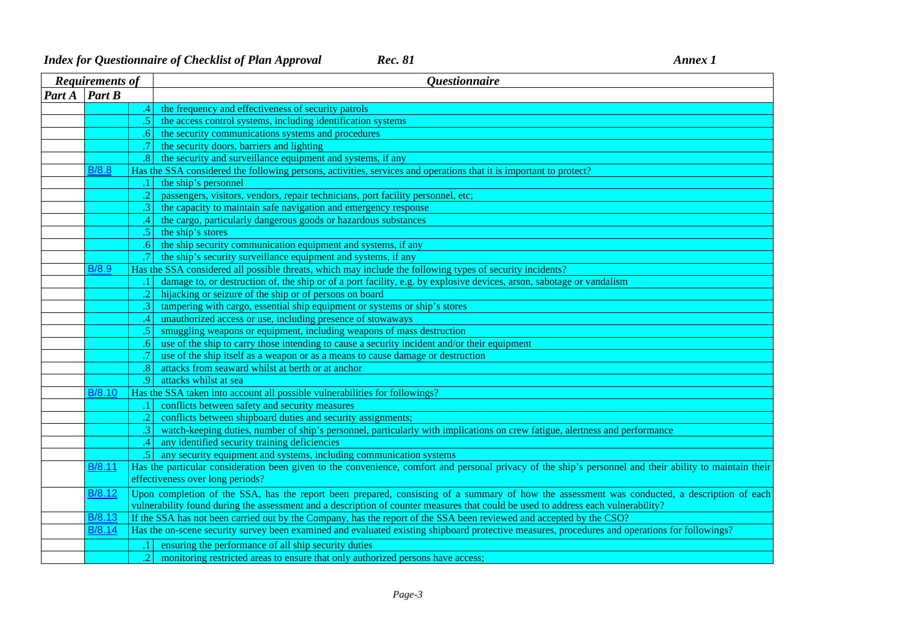| Requirements of | | | Questionnaire |
|---|---|---|---|
| Part A | Part B | | |
| | | .4 | the frequency and effectiveness of security patrols |
| | | .5 | the access control systems, including identification systems |
| | | .6 | the security communications systems and procedures |
| | | .7 | the security doors, barriers and lighting |
| | | .8 | the security and surveillance equipment and systems, if any |
| | B/8.8 | Has the SSA considered the following persons, activities, services and operations that it is important to protect? | |
| | | .1 | the ship's personnel |
| | | .2 | passengers, visitors, vendors, repair technicians, port facility personnel, etc; |
| | | .3 | the capacity to maintain safe navigation and emergency response |
| | | .4 | the cargo, particularly dangerous goods or hazardous substances |
| | | .5 | the ship's stores |
| | | .6 | the ship security communication equipment and systems, if any |
| | | .7 | the ship's security surveillance equipment and systems, if any |
| | B/8.9 | Has the SSA considered all possible threats, which may include the following types of security incidents? | |
| | | .1 | damage to, or destruction of, the ship or of a port facility, e.g. by explosive devices, arson, sabotage or vandalism |
| | | .2 | hijacking or seizure of the ship or of persons on board |
| | | .3 | tampering with cargo, essential ship equipment or systems or ship's stores |
| | | .4 | unauthorized access or use, including presence of stowaways |
| | | .5 | smuggling weapons or equipment, including weapons of mass destruction |
| | | .6 | use of the ship to carry those intending to cause a security incident and/or their equipment |
| | | .7 | use of the ship itself as a weapon or as a means to cause damage or destruction |
| | | .8 | attacks from seaward whilst at berth or at anchor |
| | | .9 | attacks whilst at sea |
| | B/8.10 | Has the SSA taken into account all possible vulnerabilities for followings? | |
| | | .1 | conflicts between safety and security measures |
| | | .2 | conflicts between shipboard duties and security assignments; |
| | | .3 | watch-keeping duties, number of ship's personnel, particularly with implications on crew fatigue, alertness and performance |
| | | .4 | any identified security training deficiencies |
| | | .5 | any security equipment and systems, including communication systems |
| | B/8.11 | Has the particular consideration been given to the convenience, comfort and personal privacy of the ship's personnel and their ability to maintain their effectiveness over long periods? | |
| | B/8.12 | Upon completion of the SSA, has the report been prepared, consisting of a summary of how the assessment was conducted, a description of each vulnerability found during the assessment and a description of counter measures that could be used to address each vulnerability? | |
| | B/8.13 | If the SSA has not been carried out by the Company, has the report of the SSA been reviewed and accepted by the CSO? | |
| | B/8.14 | Has the on-scene security survey been examined and evaluated existing shipboard protective measures, procedures and operations for followings? | |
| | | .1 | ensuring the performance of all ship security duties |
| | | .2 | monitoring restricted areas to ensure that only authorized persons have access; |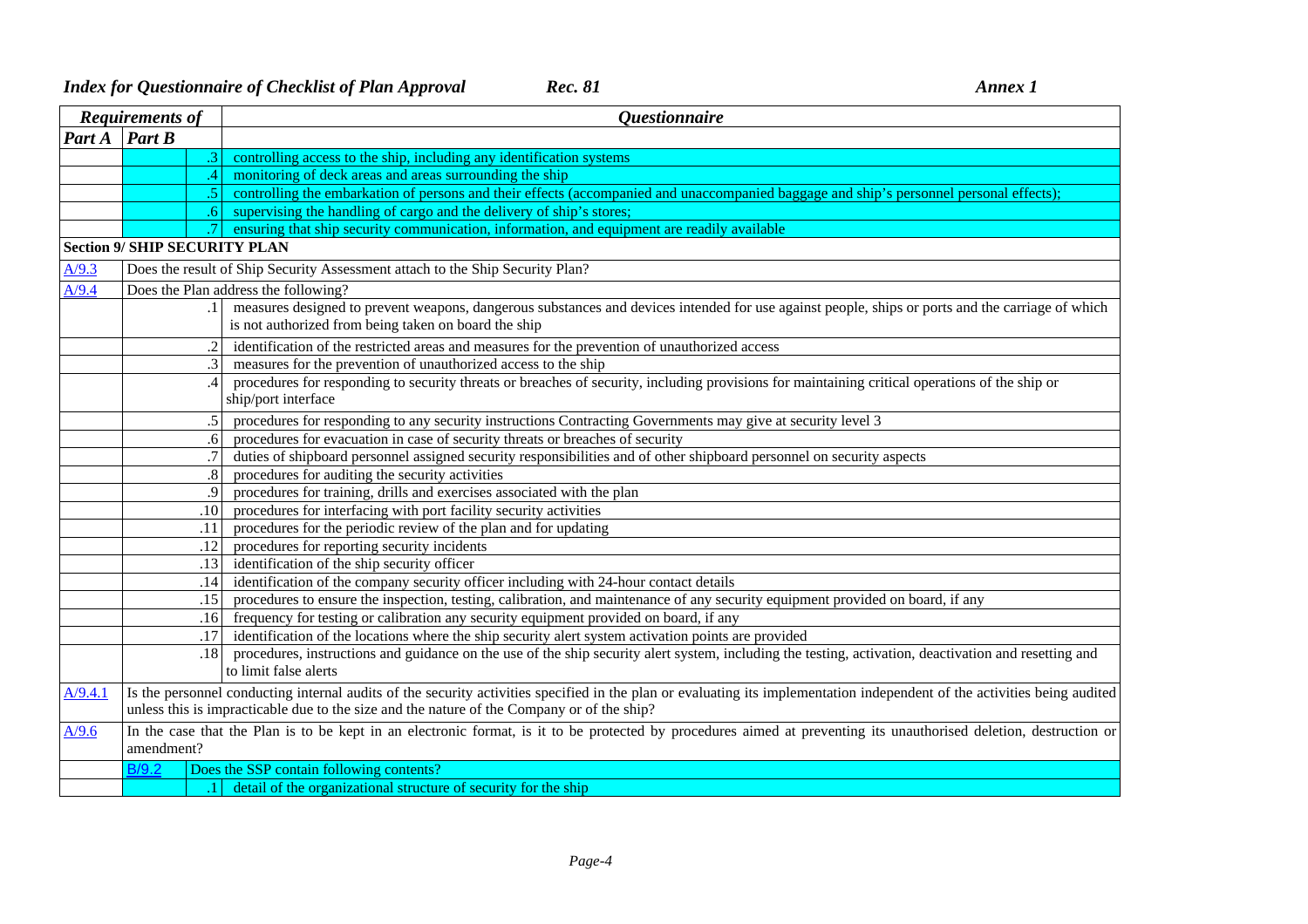| Requirements of | | | Questionnaire |
|---|---|---|---|
| Part A | Part B | | |
| | | .3 | controlling access to the ship, including any identification systems |
| | | .4 | monitoring of deck areas and areas surrounding the ship |
| | | .5 | controlling the embarkation of persons and their effects (accompanied and unaccompanied baggage and ship's personnel personal effects); |
| | | .6 | supervising the handling of cargo and the delivery of ship's stores; |
| | | .7 | ensuring that ship security communication, information, and equipment are readily available |
| **Section 9/ SHIP SECURITY PLAN** | | | |
| A/9.3 | Does the result of Ship Security Assessment attach to the Ship Security Plan? | | |
| A/9.4 | Does the Plan address the following? | | |
| | | .1 | measures designed to prevent weapons, dangerous substances and devices intended for use against people, ships or ports and the carriage of which is not authorized from being taken on board the ship |
| | | .2 | identification of the restricted areas and measures for the prevention of unauthorized access |
| | | .3 | measures for the prevention of unauthorized access to the ship |
| | | .4 | procedures for responding to security threats or breaches of security, including provisions for maintaining critical operations of the ship or ship/port interface |
| | | .5 | procedures for responding to any security instructions Contracting Governments may give at security level 3 |
| | | .6 | procedures for evacuation in case of security threats or breaches of security |
| | | .7 | duties of shipboard personnel assigned security responsibilities and of other shipboard personnel on security aspects |
| | | .8 | procedures for auditing the security activities |
| | | .9 | procedures for training, drills and exercises associated with the plan |
| | | .10 | procedures for interfacing with port facility security activities |
| | | .11 | procedures for the periodic review of the plan and for updating |
| | | .12 | procedures for reporting security incidents |
| | | .13 | identification of the ship security officer |
| | | .14 | identification of the company security officer including with 24-hour contact details |
| | | .15 | procedures to ensure the inspection, testing, calibration, and maintenance of any security equipment provided on board, if any |
| | | .16 | frequency for testing or calibration any security equipment provided on board, if any |
| | | .17 | identification of the locations where the ship security alert system activation points are provided |
| | | .18 | procedures, instructions and guidance on the use of the ship security alert system, including the testing, activation, deactivation and resetting and to limit false alerts |
| A/9.4.1 | Is the personnel conducting internal audits of the security activities specified in the plan or evaluating its implementation independent of the activities being audited unless this is impracticable due to the size and the nature of the Company or of the ship? | | |
| A/9.6 | In the case that the Plan is to be kept in an electronic format, is it to be protected by procedures aimed at preventing its unauthorised deletion, destruction or amendment? | | |
| | B/9.2 | | Does the SSP contain following contents? |
| | | .1 | detail of the organizational structure of security for the ship |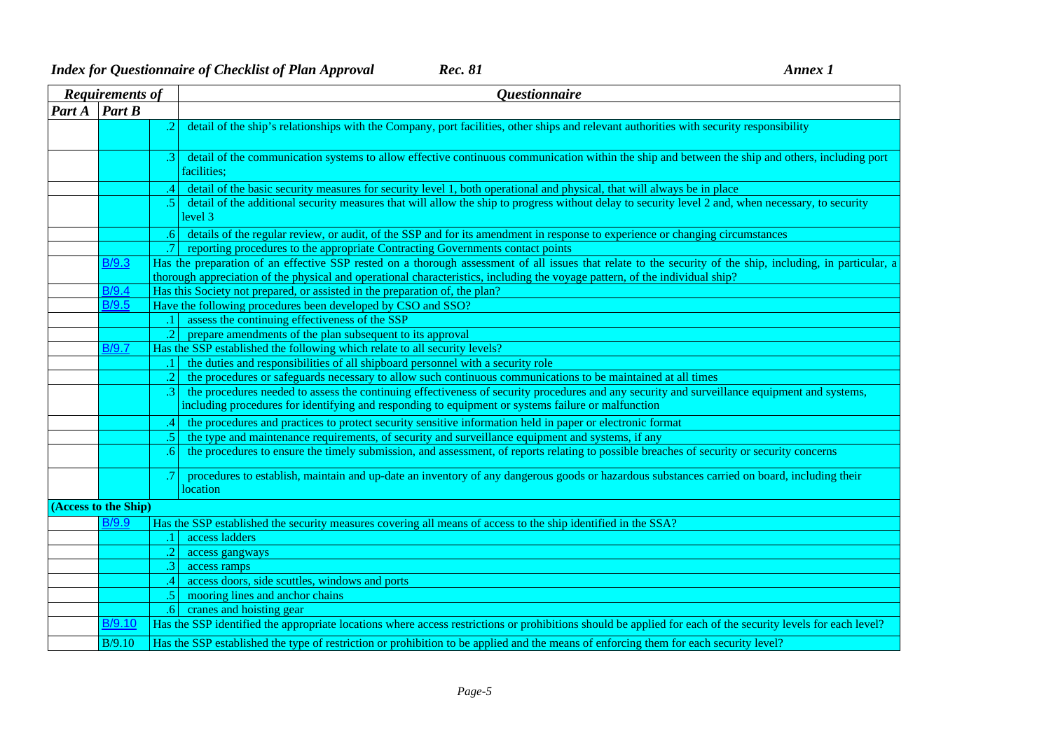| Requirements of | | | Questionnaire |
|---|---|---|---|
| Part A | Part B | | |
| | | .2 | detail of the ship's relationships with the Company, port facilities, other ships and relevant authorities with security responsibility |
| | | .3 | detail of the communication systems to allow effective continuous communication within the ship and between the ship and others, including port facilities; |
| | | .4 | detail of the basic security measures for security level 1, both operational and physical, that will always be in place |
| | | .5 | detail of the additional security measures that will allow the ship to progress without delay to security level 2 and, when necessary, to security level 3 |
| | | .6 | details of the regular review, or audit, of the SSP and for its amendment in response to experience or changing circumstances |
| | | .7 | reporting procedures to the appropriate Contracting Governments contact points |
| | B/9.3 | | Has the preparation of an effective SSP rested on a thorough assessment of all issues that relate to the security of the ship, including, in particular, a thorough appreciation of the physical and operational characteristics, including the voyage pattern, of the individual ship? |
| | B/9.4 | | Has this Society not prepared, or assisted in the preparation of, the plan? |
| | B/9.5 | | Have the following procedures been developed by CSO and SSO? |
| | | .1 | assess the continuing effectiveness of the SSP |
| | | .2 | prepare amendments of the plan subsequent to its approval |
| | B/9.7 | | Has the SSP established the following which relate to all security levels? |
| | | .1 | the duties and responsibilities of all shipboard personnel with a security role |
| | | .2 | the procedures or safeguards necessary to allow such continuous communications to be maintained at all times |
| | | .3 | the procedures needed to assess the continuing effectiveness of security procedures and any security and surveillance equipment and systems, including procedures for identifying and responding to equipment or systems failure or malfunction |
| | | .4 | the procedures and practices to protect security sensitive information held in paper or electronic format |
| | | .5 | the type and maintenance requirements, of security and surveillance equipment and systems, if any |
| | | .6 | the procedures to ensure the timely submission, and assessment, of reports relating to possible breaches of security or security concerns |
| | | .7 | procedures to establish, maintain and up-date an inventory of any dangerous goods or hazardous substances carried on board, including their location |
| **(Access to the Ship)** | | | |
| | B/9.9 | | Has the SSP established the security measures covering all means of access to the ship identified in the SSA? |
| | | .1 | access ladders |
| | | .2 | access gangways |
| | | .3 | access ramps |
| | | .4 | access doors, side scuttles, windows and ports |
| | | .5 | mooring lines and anchor chains |
| | | .6 | cranes and hoisting gear |
| | B/9.10 | | Has the SSP identified the appropriate locations where access restrictions or prohibitions should be applied for each of the security levels for each level? |
| | B/9.10 | | Has the SSP established the type of restriction or prohibition to be applied and the means of enforcing them for each security level? |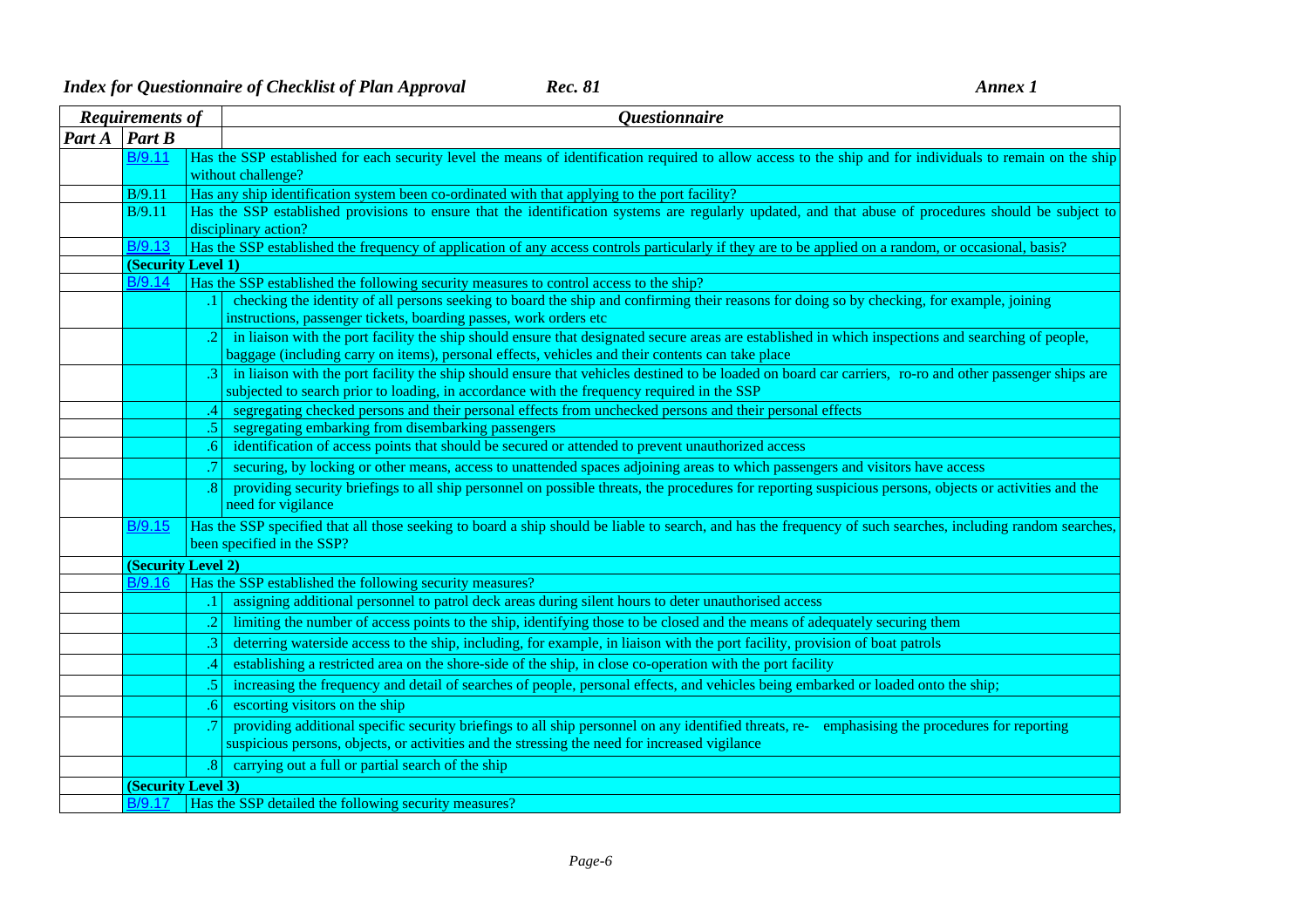| Requirements of | | | Questionnaire |
|---|---|---|---|
| Part A | Part B | | |
| | B/9.11 | Has the SSP established for each security level the means of identification required to allow access to the ship and for individuals to remain on the ship without challenge? | |
| | B/9.11 | Has any ship identification system been co-ordinated with that applying to the port facility? | |
| | B/9.11 | Has the SSP established provisions to ensure that the identification systems are regularly updated, and that abuse of procedures should be subject to disciplinary action? | |
| | B/9.13 | Has the SSP established the frequency of application of any access controls particularly if they are to be applied on a random, or occasional, basis? | |
| | (Security Level 1) | | |
| | B/9.14 | Has the SSP established the following security measures to control access to the ship? | |
| | | .1 | checking the identity of all persons seeking to board the ship and confirming their reasons for doing so by checking, for example, joining instructions, passenger tickets, boarding passes, work orders etc |
| | | .2 | in liaison with the port facility the ship should ensure that designated secure areas are established in which inspections and searching of people, baggage (including carry on items), personal effects, vehicles and their contents can take place |
| | | .3 | in liaison with the port facility the ship should ensure that vehicles destined to be loaded on board car carriers, ro-ro and other passenger ships are subjected to search prior to loading, in accordance with the frequency required in the SSP |
| | | .4 | segregating checked persons and their personal effects from unchecked persons and their personal effects |
| | | .5 | segregating embarking from disembarking passengers |
| | | .6 | identification of access points that should be secured or attended to prevent unauthorized access |
| | | .7 | securing, by locking or other means, access to unattended spaces adjoining areas to which passengers and visitors have access |
| | | .8 | providing security briefings to all ship personnel on possible threats, the procedures for reporting suspicious persons, objects or activities and the need for vigilance |
| | B/9.15 | Has the SSP specified that all those seeking to board a ship should be liable to search, and has the frequency of such searches, including random searches, been specified in the SSP? | |
| | (Security Level 2) | | |
| | B/9.16 | Has the SSP established the following security measures? | |
| | | .1 | assigning additional personnel to patrol deck areas during silent hours to deter unauthorised access |
| | | .2 | limiting the number of access points to the ship, identifying those to be closed and the means of adequately securing them |
| | | .3 | deterring waterside access to the ship, including, for example, in liaison with the port facility, provision of boat patrols |
| | | .4 | establishing a restricted area on the shore-side of the ship, in close co-operation with the port facility |
| | | .5 | increasing the frequency and detail of searches of people, personal effects, and vehicles being embarked or loaded onto the ship; |
| | | .6 | escorting visitors on the ship |
| | | .7 | providing additional specific security briefings to all ship personnel on any identified threats, re- emphasising the procedures for reporting suspicious persons, objects, or activities and the stressing the need for increased vigilance |
| | | .8 | carrying out a full or partial search of the ship |
| | (Security Level 3) | | |
| | B/9.17 | Has the SSP detailed the following security measures? | |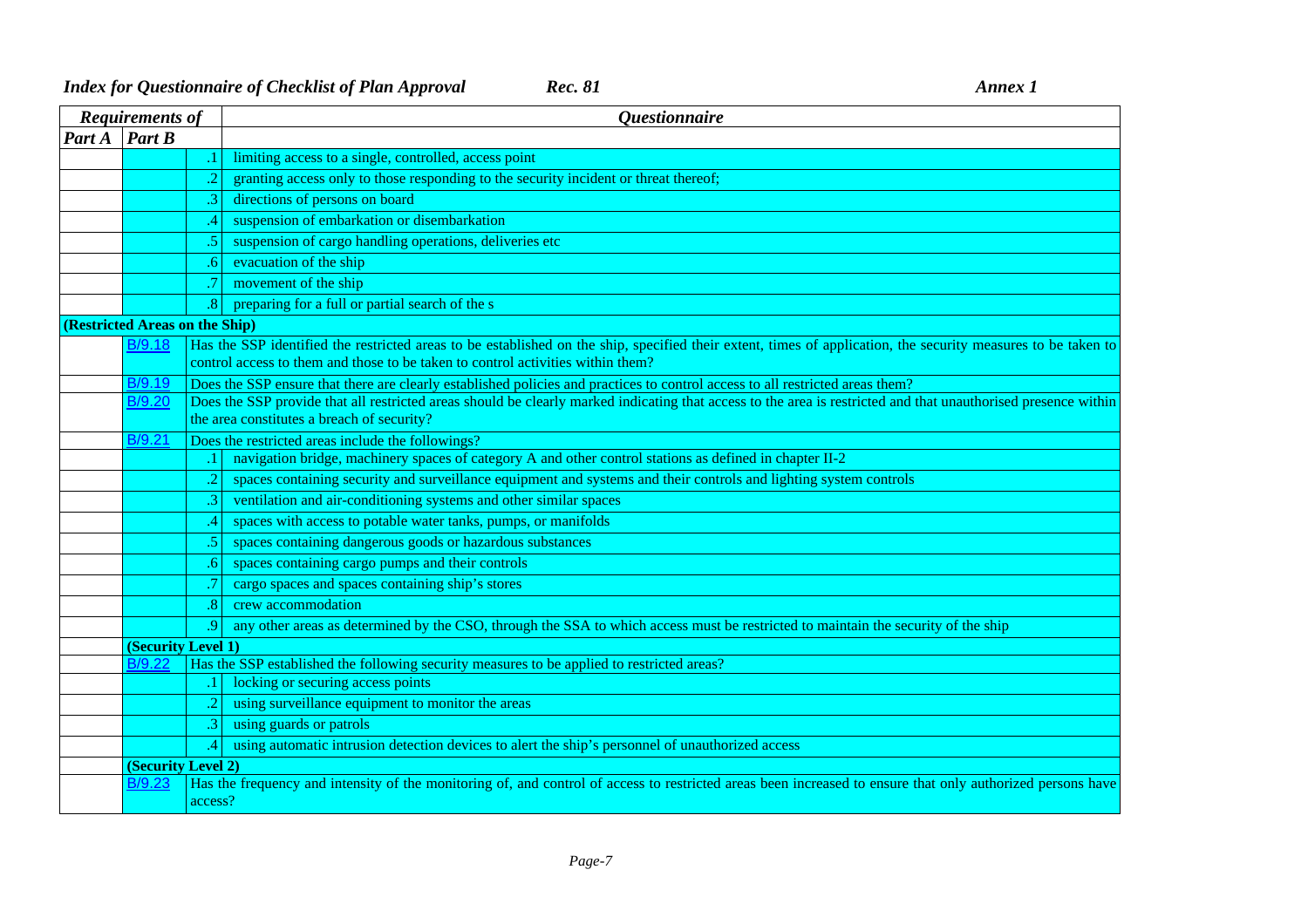| Requirements of | | | Questionnaire |
|---|---|---|---|
| Part A | Part B | | |
| | | .1 | limiting access to a single, controlled, access point |
| | | .2 | granting access only to those responding to the security incident or threat thereof; |
| | | .3 | directions of persons on board |
| | | .4 | suspension of embarkation or disembarkation |
| | | .5 | suspension of cargo handling operations, deliveries etc |
| | | .6 | evacuation of the ship |
| | | .7 | movement of the ship |
| | | .8 | preparing for a full or partial search of the s |
| **(Restricted Areas on the Ship)** | | | |
| | B/9.18 | Has the SSP identified the restricted areas to be established on the ship, specified their extent, times of application, the security measures to be taken to control access to them and those to be taken to control activities within them? | |
| | B/9.19 | Does the SSP ensure that there are clearly established policies and practices to control access to all restricted areas them? | |
| | B/9.20 | Does the SSP provide that all restricted areas should be clearly marked indicating that access to the area is restricted and that unauthorised presence within the area constitutes a breach of security? | |
| | B/9.21 | Does the restricted areas include the followings? | |
| | | .1 | navigation bridge, machinery spaces of category A and other control stations as defined in chapter II-2 |
| | | .2 | spaces containing security and surveillance equipment and systems and their controls and lighting system controls |
| | | .3 | ventilation and air-conditioning systems and other similar spaces |
| | | .4 | spaces with access to potable water tanks, pumps, or manifolds |
| | | .5 | spaces containing dangerous goods or hazardous substances |
| | | .6 | spaces containing cargo pumps and their controls |
| | | .7 | cargo spaces and spaces containing ship's stores |
| | | .8 | crew accommodation |
| | | .9 | any other areas as determined by the CSO, through the SSA to which access must be restricted to maintain the security of the ship |
| | **(Security Level 1)** | | |
| | B/9.22 | Has the SSP established the following security measures to be applied to restricted areas? | |
| | | .1 | locking or securing access points |
| | | .2 | using surveillance equipment to monitor the areas |
| | | .3 | using guards or patrols |
| | | .4 | using automatic intrusion detection devices to alert the ship's personnel of unauthorized access |
| | **(Security Level 2)** | | |
| | B/9.23 | Has the frequency and intensity of the monitoring of, and control of access to restricted areas been increased to ensure that only authorized persons have access? | |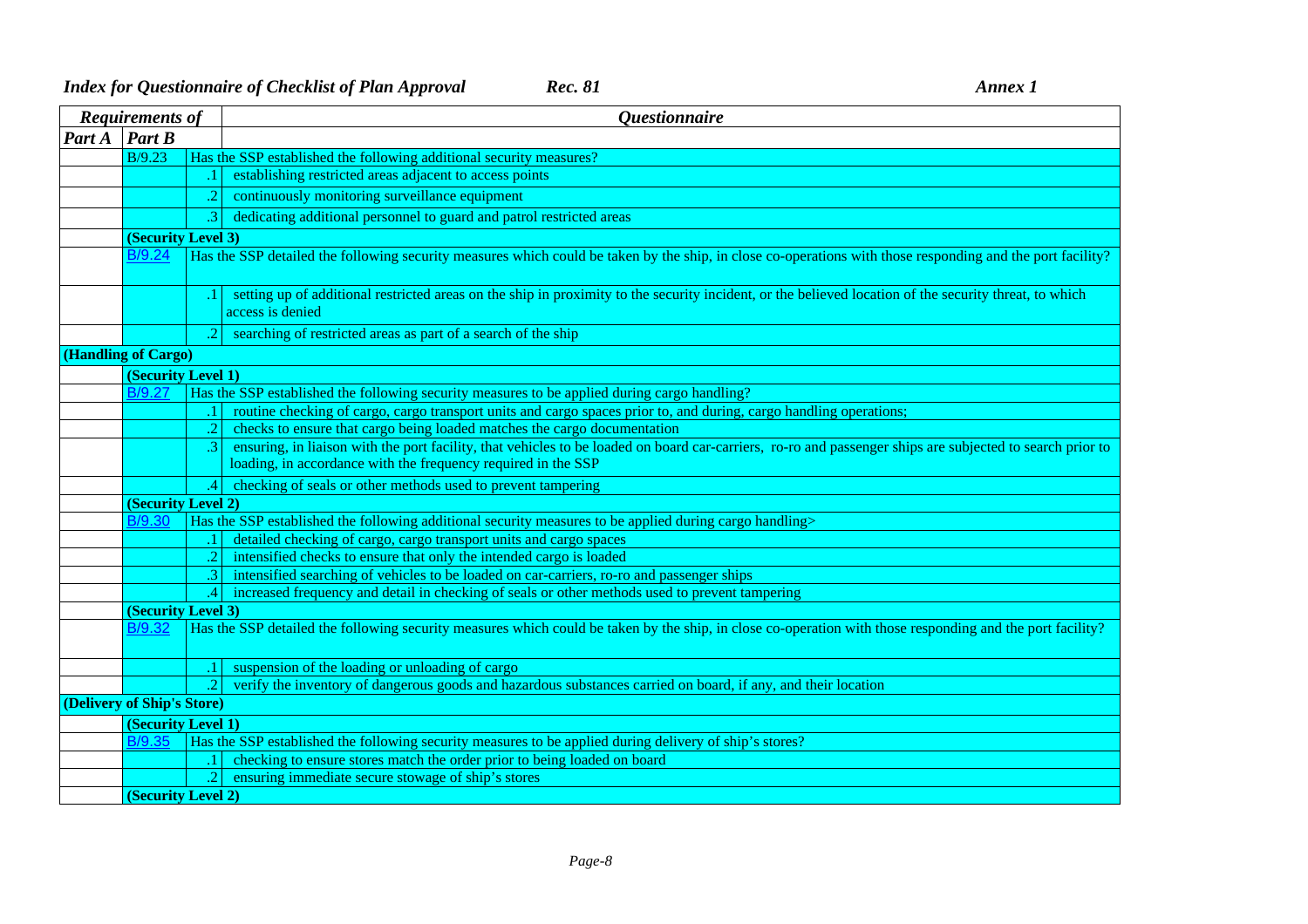| Requirements of | | | Questionnaire |
|---|---|---|---|
| Part A | Part B | | |
| | B/9.23 | Has the SSP established the following additional security measures? | |
| | | .1 | establishing restricted areas adjacent to access points |
| | | .2 | continuously monitoring surveillance equipment |
| | | .3 | dedicating additional personnel to guard and patrol restricted areas |
| | **(Security Level 3)** | | |
| | B/9.24 | Has the SSP detailed the following security measures which could be taken by the ship, in close co-operations with those responding and the port facility? | |
| | | .1 | setting up of additional restricted areas on the ship in proximity to the security incident, or the believed location of the security threat, to which access is denied |
| | | .2 | searching of restricted areas as part of a search of the ship |
| **(Handling of Cargo)** | | | |
| | **(Security Level 1)** | | |
| | B/9.27 | Has the SSP established the following security measures to be applied during cargo handling? | |
| | | .1 | routine checking of cargo, cargo transport units and cargo spaces prior to, and during, cargo handling operations; |
| | | .2 | checks to ensure that cargo being loaded matches the cargo documentation |
| | | .3 | ensuring, in liaison with the port facility, that vehicles to be loaded on board car-carriers, ro-ro and passenger ships are subjected to search prior to loading, in accordance with the frequency required in the SSP |
| | | .4 | checking of seals or other methods used to prevent tampering |
| | **(Security Level 2)** | | |
| | B/9.30 | Has the SSP established the following additional security measures to be applied during cargo handling> | |
| | | .1 | detailed checking of cargo, cargo transport units and cargo spaces |
| | | .2 | intensified checks to ensure that only the intended cargo is loaded |
| | | .3 | intensified searching of vehicles to be loaded on car-carriers, ro-ro and passenger ships |
| | | .4 | increased frequency and detail in checking of seals or other methods used to prevent tampering |
| | **(Security Level 3)** | | |
| | B/9.32 | Has the SSP detailed the following security measures which could be taken by the ship, in close co-operation with those responding and the port facility? | |
| | | .1 | suspension of the loading or unloading of cargo |
| | | .2 | verify the inventory of dangerous goods and hazardous substances carried on board, if any, and their location |
| **(Delivery of Ship's Store)** | | | |
| | **(Security Level 1)** | | |
| | B/9.35 | Has the SSP established the following security measures to be applied during delivery of ship's stores? | |
| | | .1 | checking to ensure stores match the order prior to being loaded on board |
| | | .2 | ensuring immediate secure stowage of ship's stores |
| | **(Security Level 2)** | | |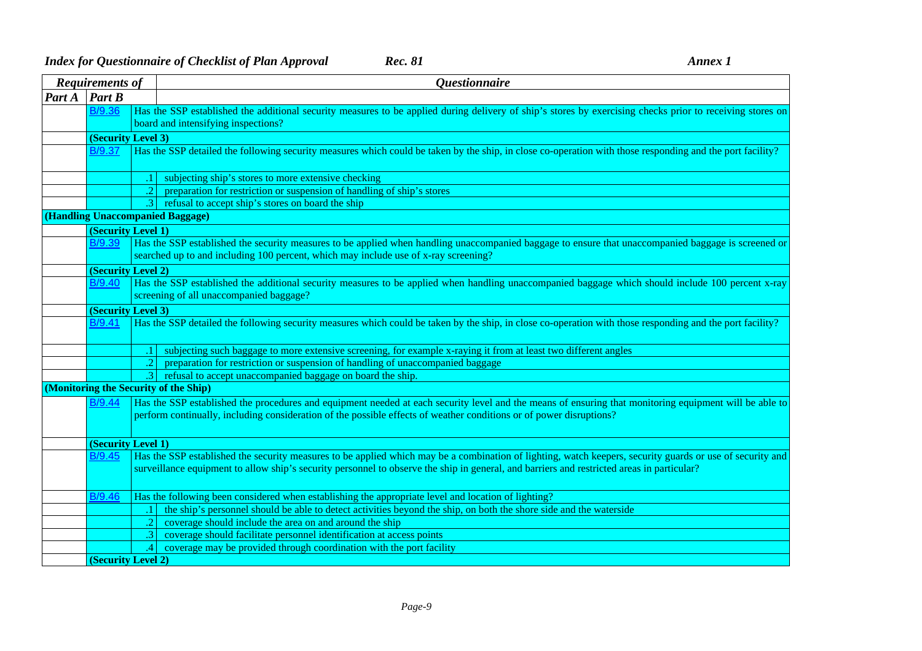| *Requirements of* | | | *Questionnaire* |
|---|---|---|---|
| *Part A* | *Part B* | | |
| | B/9.36 | Has the SSP established the additional security measures to be applied during delivery of ship's stores by exercising checks prior to receiving stores on board and intensifying inspections? | |
| | **(Security Level 3)** | | |
| | B/9.37 | Has the SSP detailed the following security measures which could be taken by the ship, in close co-operation with those responding and the port facility? | |
| | | .1 | subjecting ship's stores to more extensive checking |
| | | .2 | preparation for restriction or suspension of handling of ship's stores |
| | | .3 | refusal to accept ship's stores on board the ship |
| **(Handling Unaccompanied Baggage)** | | | |
| | **(Security Level 1)** | | |
| | B/9.39 | Has the SSP established the security measures to be applied when handling unaccompanied baggage to ensure that unaccompanied baggage is screened or searched up to and including 100 percent, which may include use of x-ray screening? | |
| | **(Security Level 2)** | | |
| | B/9.40 | Has the SSP established the additional security measures to be applied when handling unaccompanied baggage which should include 100 percent x-ray screening of all unaccompanied baggage? | |
| | **(Security Level 3)** | | |
| | B/9.41 | Has the SSP detailed the following security measures which could be taken by the ship, in close co-operation with those responding and the port facility? | |
| | | .1 | subjecting such baggage to more extensive screening, for example x-raying it from at least two different angles |
| | | .2 | preparation for restriction or suspension of handling of unaccompanied baggage |
| | | .3 | refusal to accept unaccompanied baggage on board the ship. |
| **(Monitoring the Security of the Ship)** | | | |
| | B/9.44 | Has the SSP established the procedures and equipment needed at each security level and the means of ensuring that monitoring equipment will be able to perform continually, including consideration of the possible effects of weather conditions or of power disruptions? | |
| | **(Security Level 1)** | | |
| | B/9.45 | Has the SSP established the security measures to be applied which may be a combination of lighting, watch keepers, security guards or use of security and surveillance equipment to allow ship's security personnel to observe the ship in general, and barriers and restricted areas in particular? | |
| | B/9.46 | Has the following been considered when establishing the appropriate level and location of lighting? | |
| | | .1 | the ship's personnel should be able to detect activities beyond the ship, on both the shore side and the waterside |
| | | .2 | coverage should include the area on and around the ship |
| | | .3 | coverage should facilitate personnel identification at access points |
| | | .4 | coverage may be provided through coordination with the port facility |
| | **(Security Level 2)** | | |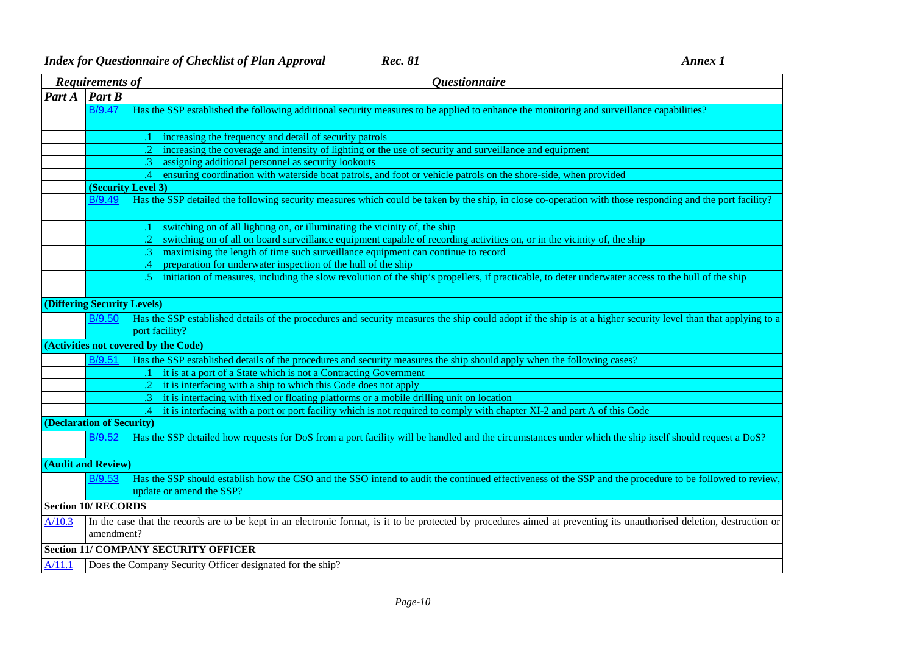| Requirements of | | | Questionnaire |
|---|---|---|---|
| Part A | Part B | | |
| | B/9.47 | | Has the SSP established the following additional security measures to be applied to enhance the monitoring and surveillance capabilities? |
| | | .1 | increasing the frequency and detail of security patrols |
| | | .2 | increasing the coverage and intensity of lighting or the use of security and surveillance and equipment |
| | | .3 | assigning additional personnel as security lookouts |
| | | .4 | ensuring coordination with waterside boat patrols, and foot or vehicle patrols on the shore-side, when provided |
| | **(Security Level 3)** | | |
| | B/9.49 | | Has the SSP detailed the following security measures which could be taken by the ship, in close co-operation with those responding and the port facility? |
| | | .1 | switching on of all lighting on, or illuminating the vicinity of, the ship |
| | | .2 | switching on of all on board surveillance equipment capable of recording activities on, or in the vicinity of, the ship |
| | | .3 | maximising the length of time such surveillance equipment can continue to record |
| | | .4 | preparation for underwater inspection of the hull of the ship |
| | | .5 | initiation of measures, including the slow revolution of the ship's propellers, if practicable, to deter underwater access to the hull of the ship |
| **(Differing Security Levels)** | | | |
| | B/9.50 | | Has the SSP established details of the procedures and security measures the ship could adopt if the ship is at a higher security level than that applying to a port facility? |
| **(Activities not covered by the Code)** | | | |
| | B/9.51 | | Has the SSP established details of the procedures and security measures the ship should apply when the following cases? |
| | | .1 | it is at a port of a State which is not a Contracting Government |
| | | .2 | it is interfacing with a ship to which this Code does not apply |
| | | .3 | it is interfacing with fixed or floating platforms or a mobile drilling unit on location |
| | | .4 | it is interfacing with a port or port facility which is not required to comply with chapter XI-2 and part A of this Code |
| **(Declaration of Security)** | | | |
| | B/9.52 | | Has the SSP detailed how requests for DoS from a port facility will be handled and the circumstances under which the ship itself should request a DoS? |
| **(Audit and Review)** | | | |
| | B/9.53 | | Has the SSP should establish how the CSO and the SSO intend to audit the continued effectiveness of the SSP and the procedure to be followed to review, update or amend the SSP? |
| **Section 10/ RECORDS** | | | |
| A/10.3 | In the case that the records are to be kept in an electronic format, is it to be protected by procedures aimed at preventing its unauthorised deletion, destruction or amendment? | | |
| **Section 11/ COMPANY SECURITY OFFICER** | | | |
| A/11.1 | Does the Company Security Officer designated for the ship? | | |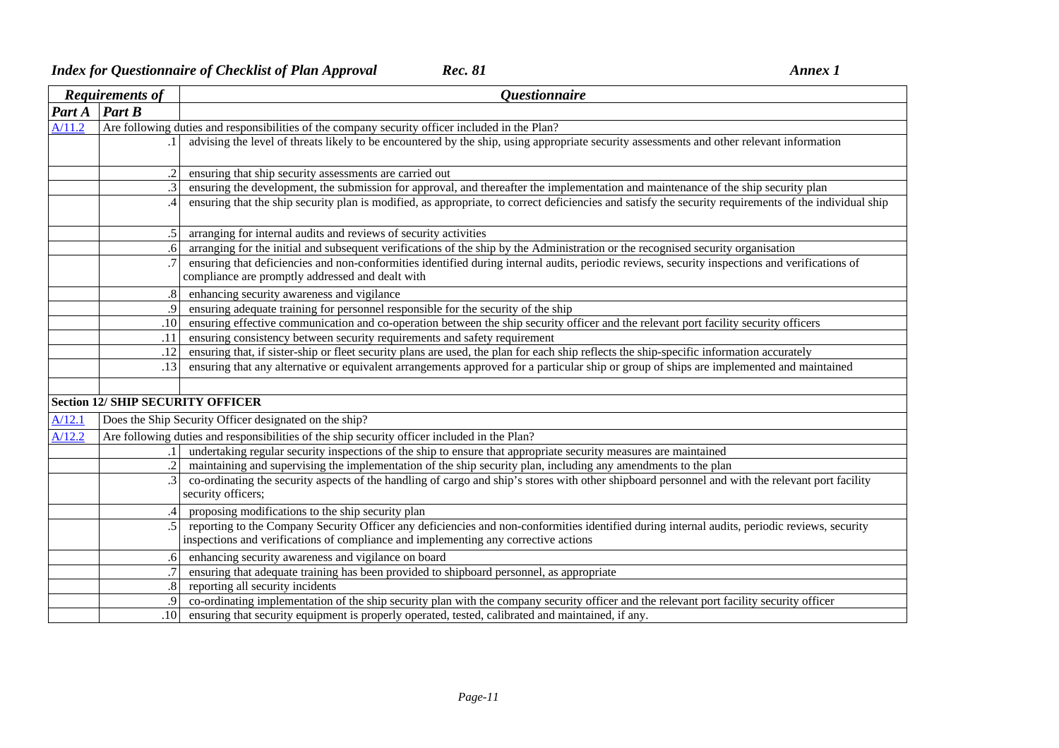| Requirements of | | Questionnaire |
|---|---|---|
| Part A | Part B | |
| A/11.2 | Are following duties and responsibilities of the company security officer included in the Plan? | |
| | .1 | advising the level of threats likely to be encountered by the ship, using appropriate security assessments and other relevant information |
| | .2 | ensuring that ship security assessments are carried out |
| | .3 | ensuring the development, the submission for approval, and thereafter the implementation and maintenance of the ship security plan |
| | .4 | ensuring that the ship security plan is modified, as appropriate, to correct deficiencies and satisfy the security requirements of the individual ship |
| | .5 | arranging for internal audits and reviews of security activities |
| | .6 | arranging for the initial and subsequent verifications of the ship by the Administration or the recognised security organisation |
| | .7 | ensuring that deficiencies and non-conformities identified during internal audits, periodic reviews, security inspections and verifications of compliance are promptly addressed and dealt with |
| | .8 | enhancing security awareness and vigilance |
| | .9 | ensuring adequate training for personnel responsible for the security of the ship |
| | .10 | ensuring effective communication and co-operation between the ship security officer and the relevant port facility security officers |
| | .11 | ensuring consistency between security requirements and safety requirement |
| | .12 | ensuring that, if sister-ship or fleet security plans are used, the plan for each ship reflects the ship-specific information accurately |
| | .13 | ensuring that any alternative or equivalent arrangements approved for a particular ship or group of ships are implemented and maintained |
| | | |
| **Section 12/ SHIP SECURITY OFFICER** | | |
| A/12.1 | Does the Ship Security Officer designated on the ship? | |
| A/12.2 | Are following duties and responsibilities of the ship security officer included in the Plan? | |
| | .1 | undertaking regular security inspections of the ship to ensure that appropriate security measures are maintained |
| | .2 | maintaining and supervising the implementation of the ship security plan, including any amendments to the plan |
| | .3 | co-ordinating the security aspects of the handling of cargo and ship's stores with other shipboard personnel and with the relevant port facility security officers; |
| | .4 | proposing modifications to the ship security plan |
| | .5 | reporting to the Company Security Officer any deficiencies and non-conformities identified during internal audits, periodic reviews, security inspections and verifications of compliance and implementing any corrective actions |
| | .6 | enhancing security awareness and vigilance on board |
| | .7 | ensuring that adequate training has been provided to shipboard personnel, as appropriate |
| | .8 | reporting all security incidents |
| | .9 | co-ordinating implementation of the ship security plan with the company security officer and the relevant port facility security officer |
| | .10 | ensuring that security equipment is properly operated, tested, calibrated and maintained, if any. |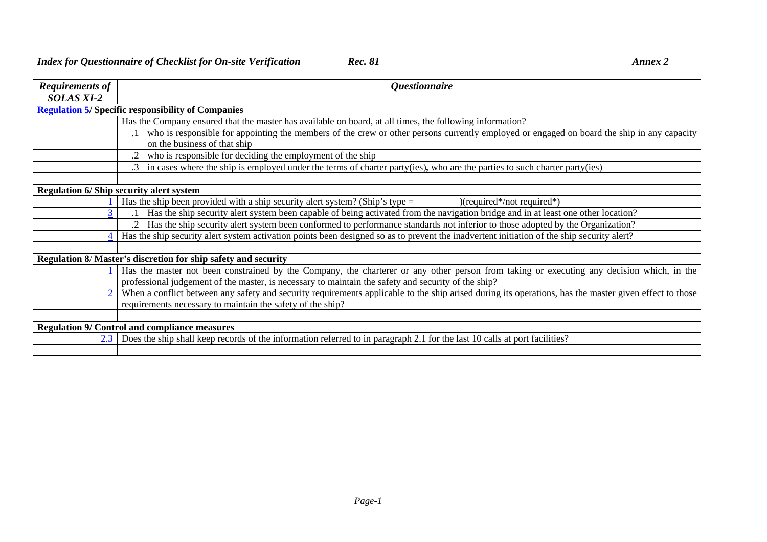| *Requirements of SOLAS XI-2* | | *Questionnaire* |
|---|---|---|
| **Regulation 5/ Specific responsibility of Companies** | | |
| | Has the Company ensured that the master has available on board, at all times, the following information? | |
| | .1 | who is responsible for appointing the members of the crew or other persons currently employed or engaged on board the ship in any capacity on the business of that ship |
| | .2 | who is responsible for deciding the employment of the ship |
| | .3 | in cases where the ship is employed under the terms of charter party(ies), who are the parties to such charter party(ies) |
| | | |
| **Regulation 6/ Ship security alert system** | | |
| 1 | Has the ship been provided with a ship security alert system? (Ship's type = )(required*/not required*) | |
| 3 | .1 | Has the ship security alert system been capable of being activated from the navigation bridge and in at least one other location? |
| | .2 | Has the ship security alert system been conformed to performance standards not inferior to those adopted by the Organization? |
| 4 | Has the ship security alert system activation points been designed so as to prevent the inadvertent initiation of the ship security alert? | |
| | | |
| **Regulation 8/ Master's discretion for ship safety and security** | | |
| 1 | Has the master not been constrained by the Company, the charterer or any other person from taking or executing any decision which, in the professional judgement of the master, is necessary to maintain the safety and security of the ship? | |
| 2 | When a conflict between any safety and security requirements applicable to the ship arised during its operations, has the master given effect to those requirements necessary to maintain the safety of the ship? | |
| | | |
| **Regulation 9/ Control and compliance measures** | | |
| 2.3 | Does the ship shall keep records of the information referred to in paragraph 2.1 for the last 10 calls at port facilities? | |
| | | |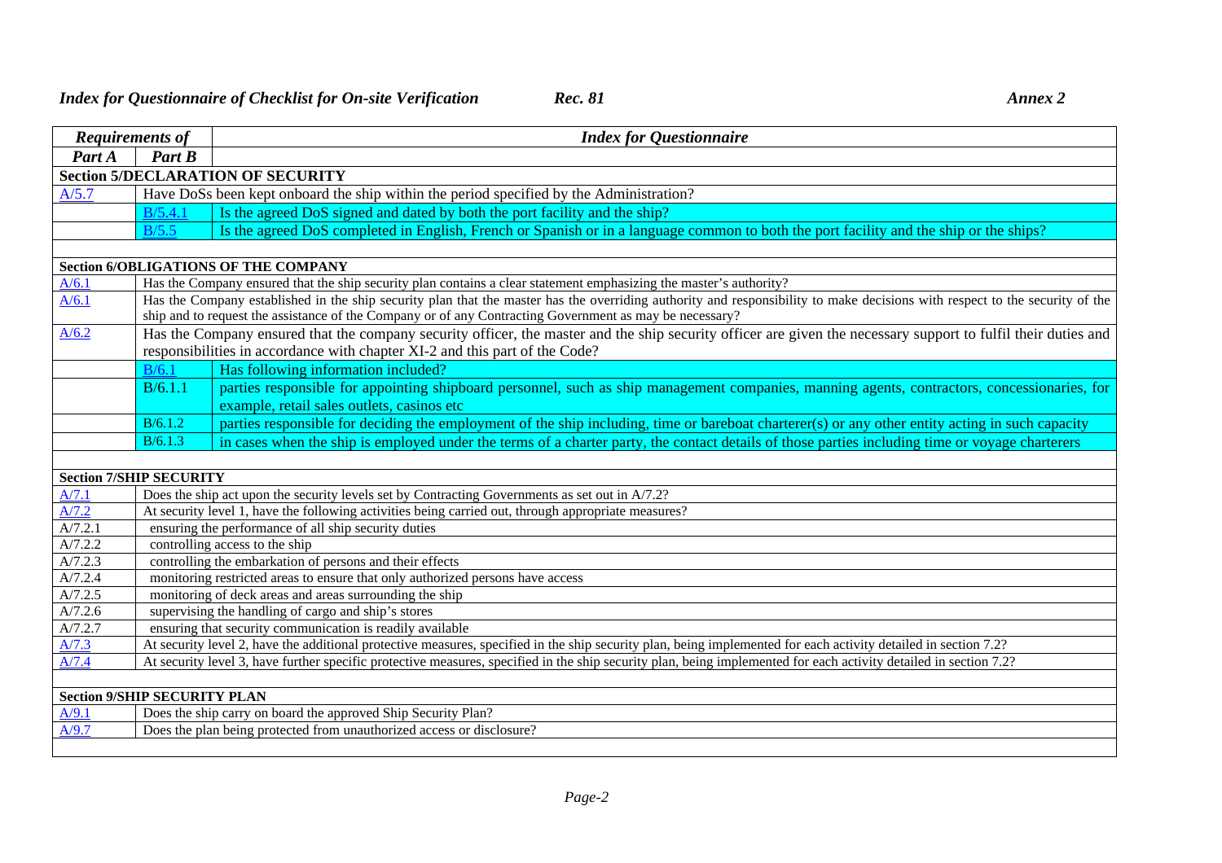| *Requirements of* | | *Index for Questionnaire* |
|---|---|---|
| *Part A* | *Part B* | |
| **Section 5/DECLARATION OF SECURITY** | | |
| A/5.7 | Have DoSs been kept onboard the ship within the period specified by the Administration? | |
| | B/5.4.1 | Is the agreed DoS signed and dated by both the port facility and the ship? |
| | B/5.5 | Is the agreed DoS completed in English, French or Spanish or in a language common to both the port facility and the ship or the ships? |
| | | |
| **Section 6/OBLIGATIONS OF THE COMPANY** | | |
| A/6.1 | Has the Company ensured that the ship security plan contains a clear statement emphasizing the master's authority? | |
| A/6.1 | Has the Company established in the ship security plan that the master has the overriding authority and responsibility to make decisions with respect to the security of the ship and to request the assistance of the Company or of any Contracting Government as may be necessary? | |
| A/6.2 | Has the Company ensured that the company security officer, the master and the ship security officer are given the necessary support to fulfil their duties and responsibilities in accordance with chapter XI-2 and this part of the Code? | |
| | B/6.1 | Has following information included? |
| | B/6.1.1 | parties responsible for appointing shipboard personnel, such as ship management companies, manning agents, contractors, concessionaries, for example, retail sales outlets, casinos etc |
| | B/6.1.2 | parties responsible for deciding the employment of the ship including, time or bareboat charterer(s) or any other entity acting in such capacity |
| | B/6.1.3 | in cases when the ship is employed under the terms of a charter party, the contact details of those parties including time or voyage charterers |
| | | |
| **Section 7/SHIP SECURITY** | | |
| A/7.1 | Does the ship act upon the security levels set by Contracting Governments as set out in A/7.2? | |
| A/7.2 | At security level 1, have the following activities being carried out, through appropriate measures? | |
| A/7.2.1 | ensuring the performance of all ship security duties | |
| A/7.2.2 | controlling access to the ship | |
| A/7.2.3 | controlling the embarkation of persons and their effects | |
| A/7.2.4 | monitoring restricted areas to ensure that only authorized persons have access | |
| A/7.2.5 | monitoring of deck areas and areas surrounding the ship | |
| A/7.2.6 | supervising the handling of cargo and ship's stores | |
| A/7.2.7 | ensuring that security communication is readily available | |
| A/7.3 | At security level 2, have the additional protective measures, specified in the ship security plan, being implemented for each activity detailed in section 7.2? | |
| A/7.4 | At security level 3, have further specific protective measures, specified in the ship security plan, being implemented for each activity detailed in section 7.2? | |
| | | |
| **Section 9/SHIP SECURITY PLAN** | | |
| A/9.1 | Does the ship carry on board the approved Ship Security Plan? | |
| A/9.7 | Does the plan being protected from unauthorized access or disclosure? | |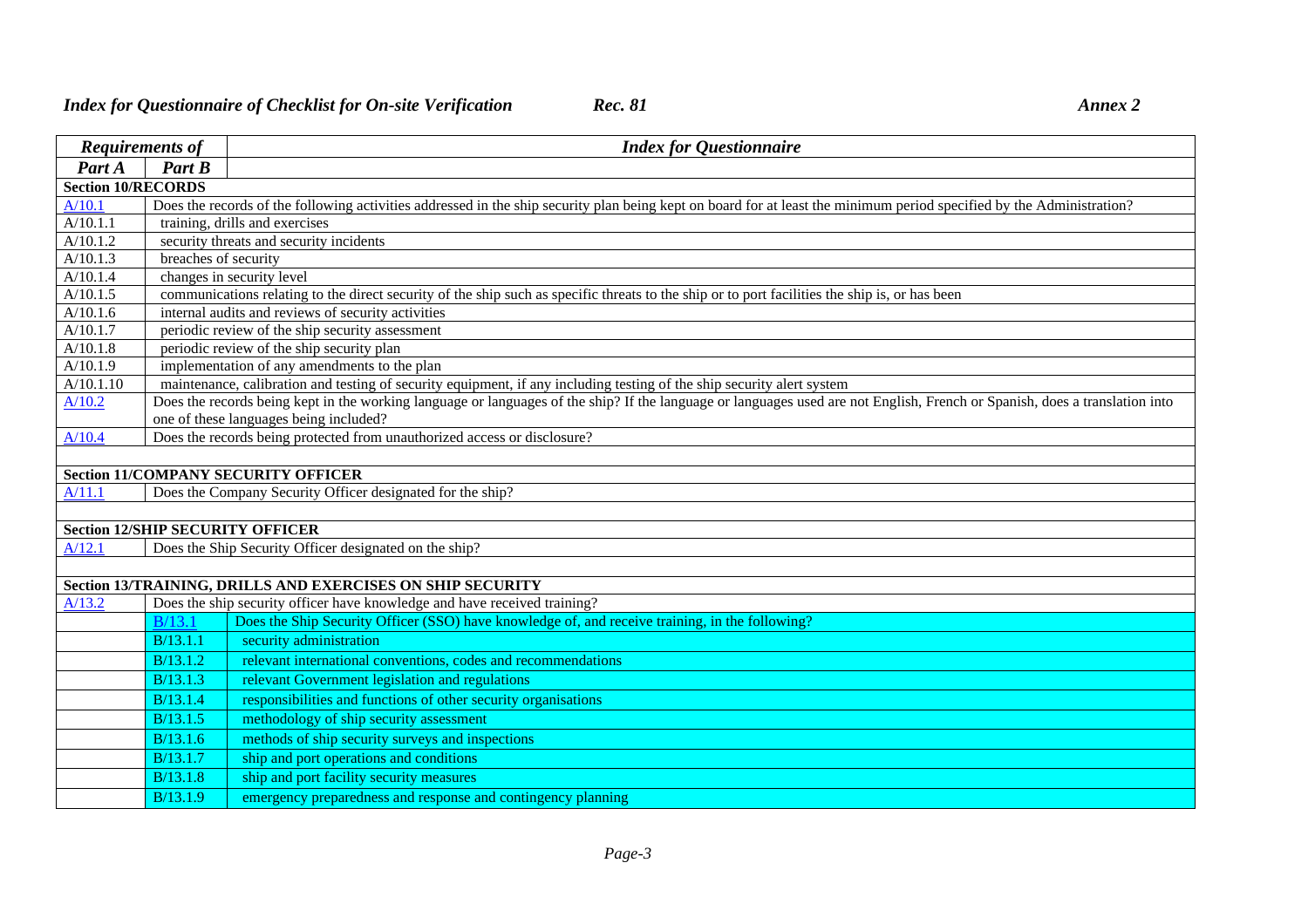| Requirements of | | Index for Questionnaire |
|---|---|---|
| Part A | Part B | |
| **Section 10/RECORDS** | | |
| A/10.1 | | Does the records of the following activities addressed in the ship security plan being kept on board for at least the minimum period specified by the Administration? |
| A/10.1.1 | | training, drills and exercises |
| A/10.1.2 | | security threats and security incidents |
| A/10.1.3 | | breaches of security |
| A/10.1.4 | | changes in security level |
| A/10.1.5 | | communications relating to the direct security of the ship such as specific threats to the ship or to port facilities the ship is, or has been |
| A/10.1.6 | | internal audits and reviews of security activities |
| A/10.1.7 | | periodic review of the ship security assessment |
| A/10.1.8 | | periodic review of the ship security plan |
| A/10.1.9 | | implementation of any amendments to the plan |
| A/10.1.10 | | maintenance, calibration and testing of security equipment, if any including testing of the ship security alert system |
| A/10.2 | | Does the records being kept in the working language or languages of the ship? If the language or languages used are not English, French or Spanish, does a translation into one of these languages being included? |
| A/10.4 | | Does the records being protected from unauthorized access or disclosure? |
| | | |
| **Section 11/COMPANY SECURITY OFFICER** | | |
| A/11.1 | | Does the Company Security Officer designated for the ship? |
| | | |
| **Section 12/SHIP SECURITY OFFICER** | | |
| A/12.1 | | Does the Ship Security Officer designated on the ship? |
| | | |
| **Section 13/TRAINING, DRILLS AND EXERCISES ON SHIP SECURITY** | | |
| A/13.2 | | Does the ship security officer have knowledge and have received training? |
| | B/13.1 | Does the Ship Security Officer (SSO) have knowledge of, and receive training, in the following? |
| | B/13.1.1 | security administration |
| | B/13.1.2 | relevant international conventions, codes and recommendations |
| | B/13.1.3 | relevant Government legislation and regulations |
| | B/13.1.4 | responsibilities and functions of other security organisations |
| | B/13.1.5 | methodology of ship security assessment |
| | B/13.1.6 | methods of ship security surveys and inspections |
| | B/13.1.7 | ship and port operations and conditions |
| | B/13.1.8 | ship and port facility security measures |
| | B/13.1.9 | emergency preparedness and response and contingency planning |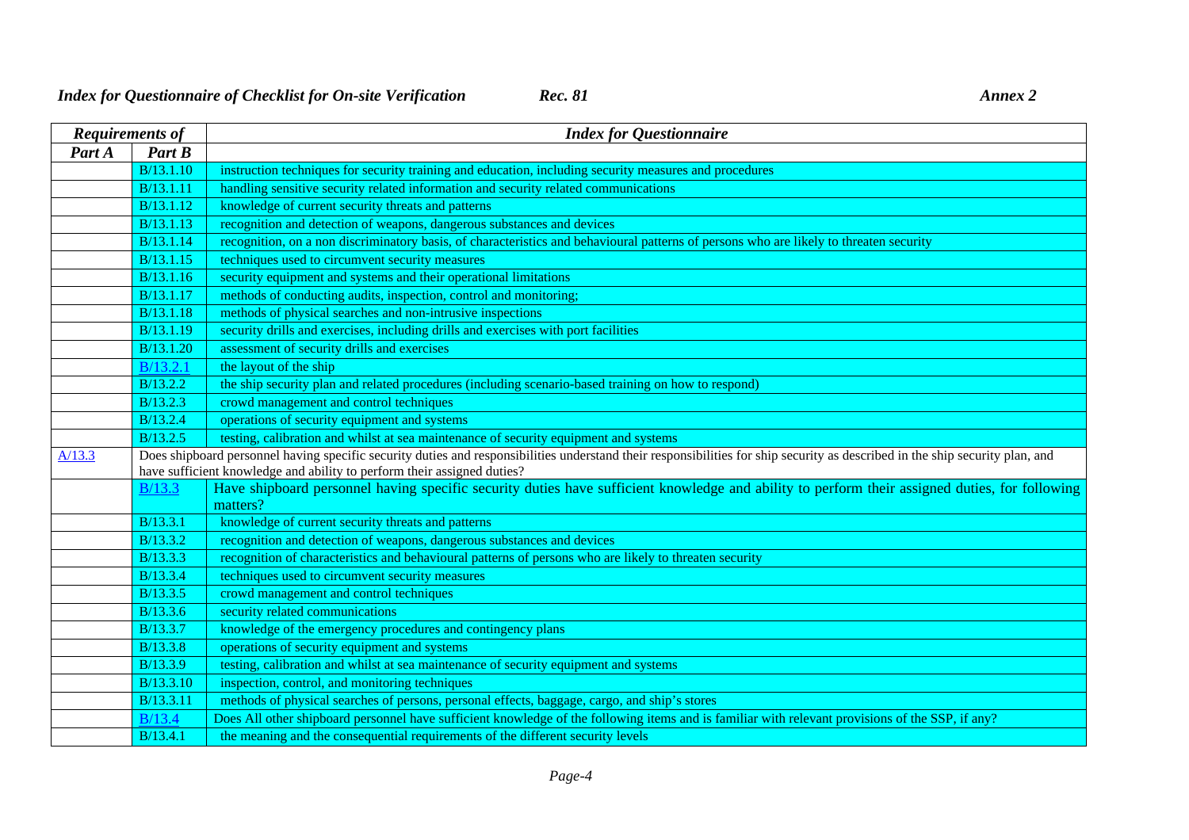| Requirements of | | Index for Questionnaire |
|---|---|---|
| Part A | Part B | |
| | B/13.1.10 | instruction techniques for security training and education, including security measures and procedures |
| | B/13.1.11 | handling sensitive security related information and security related communications |
| | B/13.1.12 | knowledge of current security threats and patterns |
| | B/13.1.13 | recognition and detection of weapons, dangerous substances and devices |
| | B/13.1.14 | recognition, on a non discriminatory basis, of characteristics and behavioural patterns of persons who are likely to threaten security |
| | B/13.1.15 | techniques used to circumvent security measures |
| | B/13.1.16 | security equipment and systems and their operational limitations |
| | B/13.1.17 | methods of conducting audits, inspection, control and monitoring; |
| | B/13.1.18 | methods of physical searches and non-intrusive inspections |
| | B/13.1.19 | security drills and exercises, including drills and exercises with port facilities |
| | B/13.1.20 | assessment of security drills and exercises |
| | B/13.2.1 | the layout of the ship |
| | B/13.2.2 | the ship security plan and related procedures (including scenario-based training on how to respond) |
| | B/13.2.3 | crowd management and control techniques |
| | B/13.2.4 | operations of security equipment and systems |
| | B/13.2.5 | testing, calibration and whilst at sea maintenance of security equipment and systems |
| A/13.3 | Does shipboard personnel having specific security duties and responsibilities understand their responsibilities for ship security as described in the ship security plan, and have sufficient knowledge and ability to perform their assigned duties? | |
| | B/13.3 | Have shipboard personnel having specific security duties have sufficient knowledge and ability to perform their assigned duties, for following matters? |
| | B/13.3.1 | knowledge of current security threats and patterns |
| | B/13.3.2 | recognition and detection of weapons, dangerous substances and devices |
| | B/13.3.3 | recognition of characteristics and behavioural patterns of persons who are likely to threaten security |
| | B/13.3.4 | techniques used to circumvent security measures |
| | B/13.3.5 | crowd management and control techniques |
| | B/13.3.6 | security related communications |
| | B/13.3.7 | knowledge of the emergency procedures and contingency plans |
| | B/13.3.8 | operations of security equipment and systems |
| | B/13.3.9 | testing, calibration and whilst at sea maintenance of security equipment and systems |
| | B/13.3.10 | inspection, control, and monitoring techniques |
| | B/13.3.11 | methods of physical searches of persons, personal effects, baggage, cargo, and ship's stores |
| | B/13.4 | Does All other shipboard personnel have sufficient knowledge of the following items and is familiar with relevant provisions of the SSP, if any? |
| | B/13.4.1 | the meaning and the consequential requirements of the different security levels |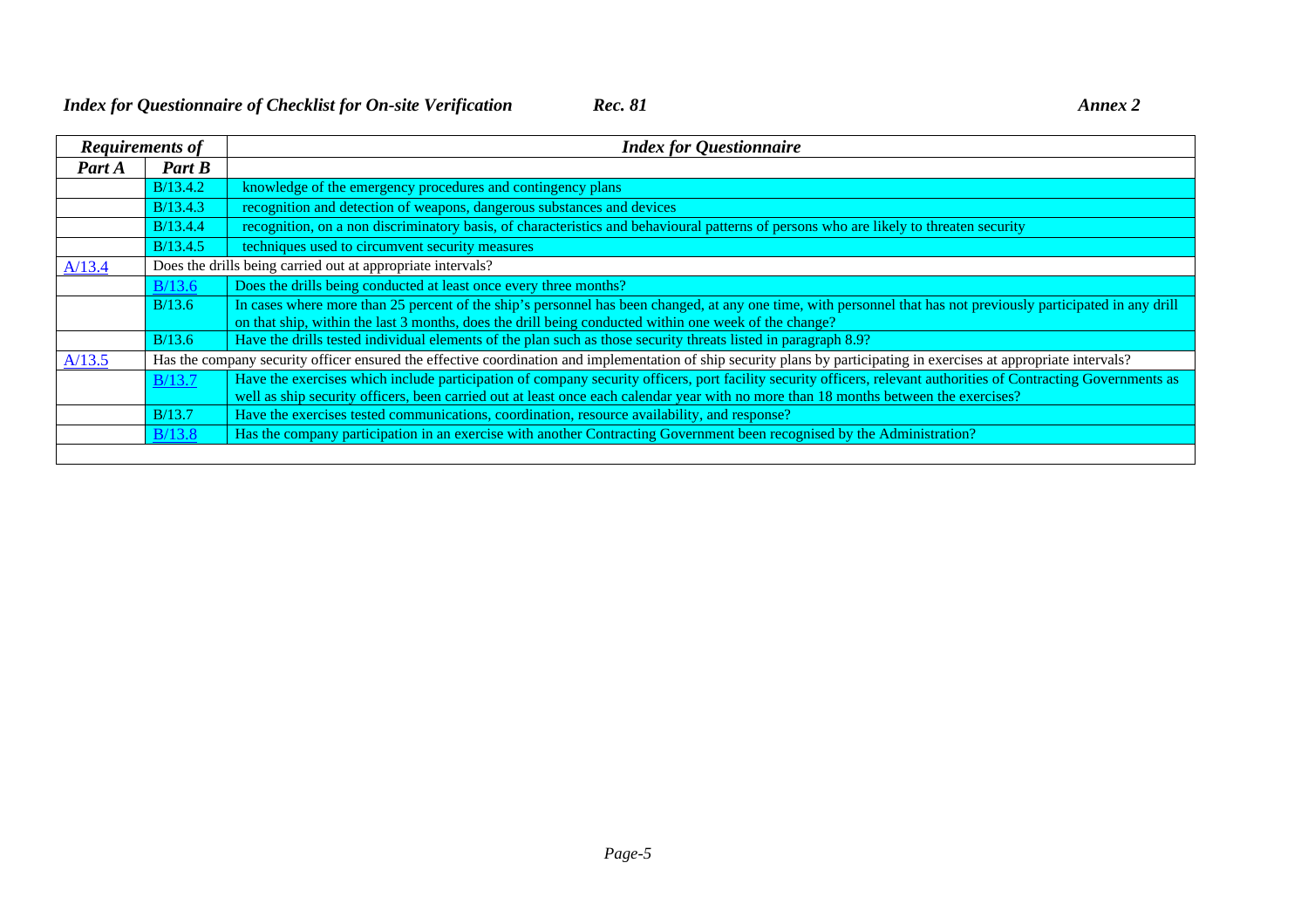| Requirements of | | Index for Questionnaire |
|---|---|---|
| **Part A** | **Part B** | |
| | B/13.4.2 | knowledge of the emergency procedures and contingency plans |
| | B/13.4.3 | recognition and detection of weapons, dangerous substances and devices |
| | B/13.4.4 | recognition, on a non discriminatory basis, of characteristics and behavioural patterns of persons who are likely to threaten security |
| | B/13.4.5 | techniques used to circumvent security measures |
| A/13.4 | Does the drills being carried out at appropriate intervals? | |
| | B/13.6 | Does the drills being conducted at least once every three months? |
| | B/13.6 | In cases where more than 25 percent of the ship's personnel has been changed, at any one time, with personnel that has not previously participated in any drill on that ship, within the last 3 months, does the drill being conducted within one week of the change? |
| | B/13.6 | Have the drills tested individual elements of the plan such as those security threats listed in paragraph 8.9? |
| A/13.5 | Has the company security officer ensured the effective coordination and implementation of ship security plans by participating in exercises at appropriate intervals? | |
| | B/13.7 | Have the exercises which include participation of company security officers, port facility security officers, relevant authorities of Contracting Governments as well as ship security officers, been carried out at least once each calendar year with no more than 18 months between the exercises? |
| | B/13.7 | Have the exercises tested communications, coordination, resource availability, and response? |
| | B/13.8 | Has the company participation in an exercise with another Contracting Government been recognised by the Administration? |
| | | |